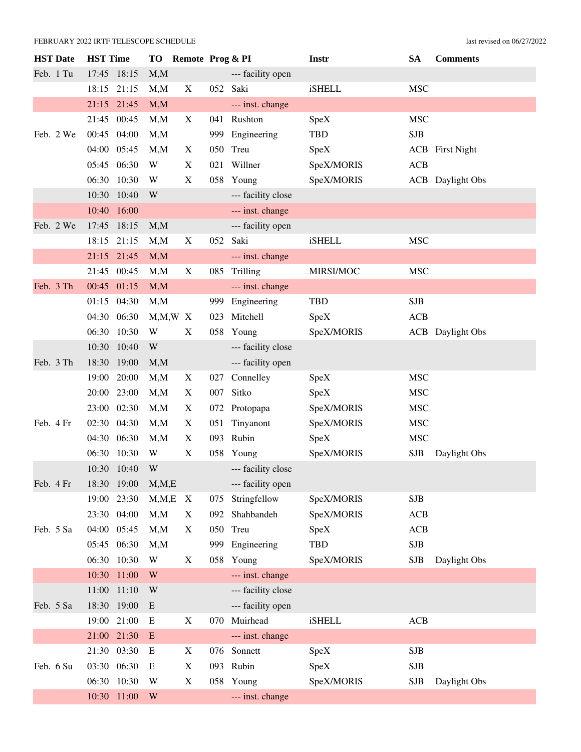FEBRUARY 2022 IRTF TELESCOPE SCHEDULE

last revised on 06/27/2022

| HST Date | HST Time | | TO | Remote | Prog & PI | | Instr | SA | Comments |
|---|---|---|---|---|---|---|---|---|---|
| Feb. 1 Tu | 17:45 | 18:15 | M,M | | | --- facility open | | | |
| | 18:15 | 21:15 | M,M | X | 052 | Saki | iSHELL | MSC | |
| | 21:15 | 21:45 | M,M | | | --- inst. change | | | |
| | 21:45 | 00:45 | M,M | X | 041 | Rushton | SpeX | MSC | |
| Feb. 2 We | 00:45 | 04:00 | M,M | | 999 | Engineering | TBD | SJB | |
| | 04:00 | 05:45 | M,M | X | 050 | Treu | SpeX | ACB | First Night |
| | 05:45 | 06:30 | W | X | 021 | Willner | SpeX/MORIS | ACB | |
| | 06:30 | 10:30 | W | X | 058 | Young | SpeX/MORIS | ACB | Daylight Obs |
| | 10:30 | 10:40 | W | | | --- facility close | | | |
| | 10:40 | 16:00 | | | | --- inst. change | | | |
| Feb. 2 We | 17:45 | 18:15 | M,M | | | --- facility open | | | |
| | 18:15 | 21:15 | M,M | X | 052 | Saki | iSHELL | MSC | |
| | 21:15 | 21:45 | M,M | | | --- inst. change | | | |
| | 21:45 | 00:45 | M,M | X | 085 | Trilling | MIRSI/MOC | MSC | |
| Feb. 3 Th | 00:45 | 01:15 | M,M | | | --- inst. change | | | |
| | 01:15 | 04:30 | M,M | | 999 | Engineering | TBD | SJB | |
| | 04:30 | 06:30 | M,M,W | X | 023 | Mitchell | SpeX | ACB | |
| | 06:30 | 10:30 | W | X | 058 | Young | SpeX/MORIS | ACB | Daylight Obs |
| | 10:30 | 10:40 | W | | | --- facility close | | | |
| Feb. 3 Th | 18:30 | 19:00 | M,M | | | --- facility open | | | |
| | 19:00 | 20:00 | M,M | X | 027 | Connelley | SpeX | MSC | |
| | 20:00 | 23:00 | M,M | X | 007 | Sitko | SpeX | MSC | |
| | 23:00 | 02:30 | M,M | X | 072 | Protopapa | SpeX/MORIS | MSC | |
| Feb. 4 Fr | 02:30 | 04:30 | M,M | X | 051 | Tinyanont | SpeX/MORIS | MSC | |
| | 04:30 | 06:30 | M,M | X | 093 | Rubin | SpeX | MSC | |
| | 06:30 | 10:30 | W | X | 058 | Young | SpeX/MORIS | SJB | Daylight Obs |
| | 10:30 | 10:40 | W | | | --- facility close | | | |
| Feb. 4 Fr | 18:30 | 19:00 | M,M,E | | | --- facility open | | | |
| | 19:00 | 23:30 | M,M,E | X | 075 | Stringfellow | SpeX/MORIS | SJB | |
| | 23:30 | 04:00 | M,M | X | 092 | Shahbandeh | SpeX/MORIS | ACB | |
| Feb. 5 Sa | 04:00 | 05:45 | M,M | X | 050 | Treu | SpeX | ACB | |
| | 05:45 | 06:30 | M,M | | 999 | Engineering | TBD | SJB | |
| | 06:30 | 10:30 | W | X | 058 | Young | SpeX/MORIS | SJB | Daylight Obs |
| | 10:30 | 11:00 | W | | | --- inst. change | | | |
| | 11:00 | 11:10 | W | | | --- facility close | | | |
| Feb. 5 Sa | 18:30 | 19:00 | E | | | --- facility open | | | |
| | 19:00 | 21:00 | E | X | 070 | Muirhead | iSHELL | ACB | |
| | 21:00 | 21:30 | E | | | --- inst. change | | | |
| | 21:30 | 03:30 | E | X | 076 | Sonnett | SpeX | SJB | |
| Feb. 6 Su | 03:30 | 06:30 | E | X | 093 | Rubin | SpeX | SJB | |
| | 06:30 | 10:30 | W | X | 058 | Young | SpeX/MORIS | SJB | Daylight Obs |
| | 10:30 | 11:00 | W | | | --- inst. change | | | |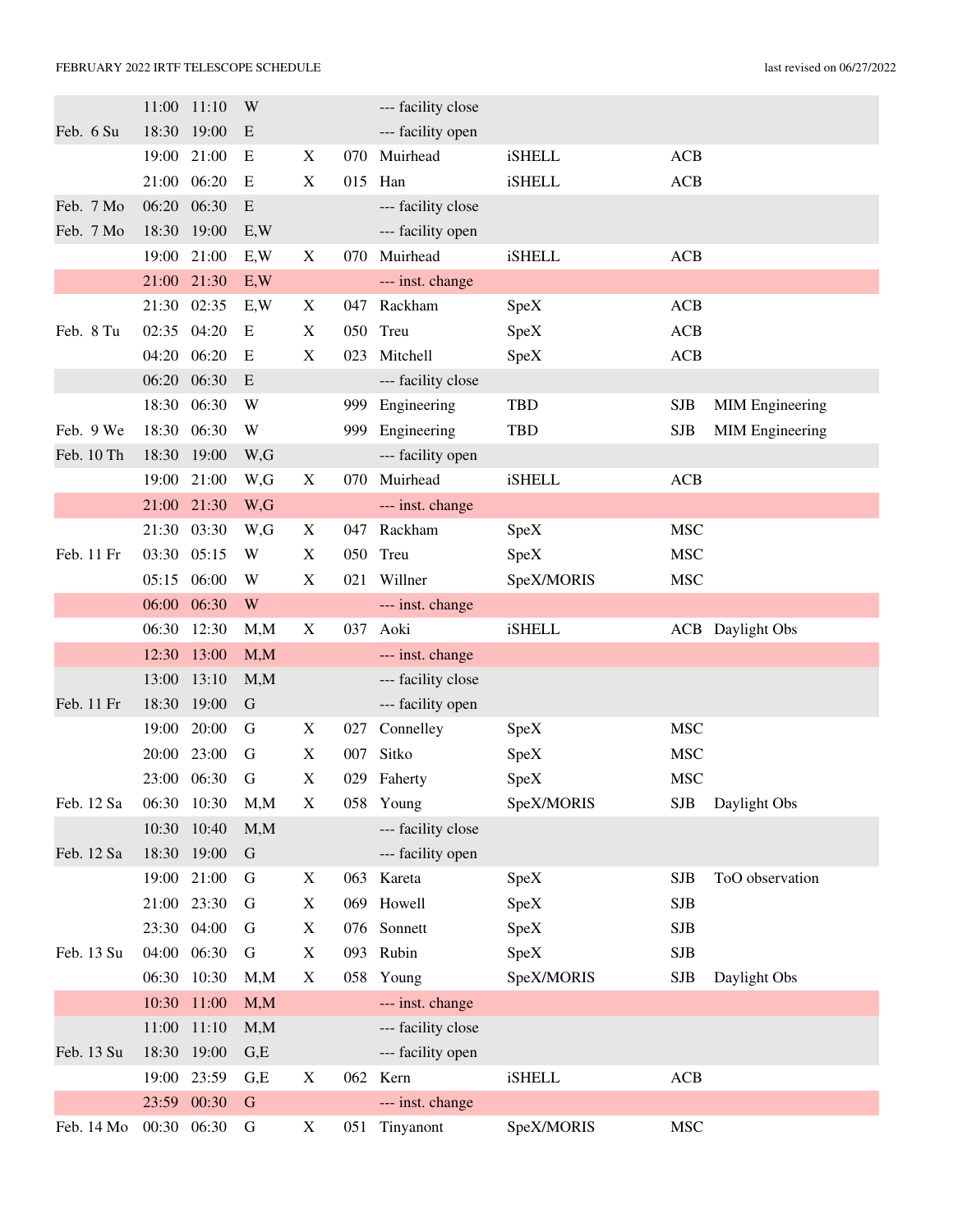| | | | | | | | | | |
|---|---|---|---|---|---|---|---|---|---|
| | 11:00 | 11:10 | W | | | --- facility close | | | |
| Feb. 6 Su | 18:30 | 19:00 | E | | | --- facility open | | | |
| | 19:00 | 21:00 | E | X | 070 | Muirhead | iSHELL | ACB | |
| | 21:00 | 06:20 | E | X | 015 | Han | iSHELL | ACB | |
| Feb. 7 Mo | 06:20 | 06:30 | E | | | --- facility close | | | |
| Feb. 7 Mo | 18:30 | 19:00 | E,W | | | --- facility open | | | |
| | 19:00 | 21:00 | E,W | X | 070 | Muirhead | iSHELL | ACB | |
| | 21:00 | 21:30 | E,W | | | --- inst. change | | | |
| | 21:30 | 02:35 | E,W | X | 047 | Rackham | SpeX | ACB | |
| Feb. 8 Tu | 02:35 | 04:20 | E | X | 050 | Treu | SpeX | ACB | |
| | 04:20 | 06:20 | E | X | 023 | Mitchell | SpeX | ACB | |
| | 06:20 | 06:30 | E | | | --- facility close | | | |
| | 18:30 | 06:30 | W | | 999 | Engineering | TBD | SJB | MIM Engineering |
| Feb. 9 We | 18:30 | 06:30 | W | | 999 | Engineering | TBD | SJB | MIM Engineering |
| Feb. 10 Th | 18:30 | 19:00 | W,G | | | --- facility open | | | |
| | 19:00 | 21:00 | W,G | X | 070 | Muirhead | iSHELL | ACB | |
| | 21:00 | 21:30 | W,G | | | --- inst. change | | | |
| | 21:30 | 03:30 | W,G | X | 047 | Rackham | SpeX | MSC | |
| Feb. 11 Fr | 03:30 | 05:15 | W | X | 050 | Treu | SpeX | MSC | |
| | 05:15 | 06:00 | W | X | 021 | Willner | SpeX/MORIS | MSC | |
| | 06:00 | 06:30 | W | | | --- inst. change | | | |
| | 06:30 | 12:30 | M,M | X | 037 | Aoki | iSHELL | ACB | Daylight Obs |
| | 12:30 | 13:00 | M,M | | | --- inst. change | | | |
| | 13:00 | 13:10 | M,M | | | --- facility close | | | |
| Feb. 11 Fr | 18:30 | 19:00 | G | | | --- facility open | | | |
| | 19:00 | 20:00 | G | X | 027 | Connelley | SpeX | MSC | |
| | 20:00 | 23:00 | G | X | 007 | Sitko | SpeX | MSC | |
| | 23:00 | 06:30 | G | X | 029 | Faherty | SpeX | MSC | |
| Feb. 12 Sa | 06:30 | 10:30 | M,M | X | 058 | Young | SpeX/MORIS | SJB | Daylight Obs |
| | 10:30 | 10:40 | M,M | | | --- facility close | | | |
| Feb. 12 Sa | 18:30 | 19:00 | G | | | --- facility open | | | |
| | 19:00 | 21:00 | G | X | 063 | Kareta | SpeX | SJB | ToO observation |
| | 21:00 | 23:30 | G | X | 069 | Howell | SpeX | SJB | |
| | 23:30 | 04:00 | G | X | 076 | Sonnett | SpeX | SJB | |
| Feb. 13 Su | 04:00 | 06:30 | G | X | 093 | Rubin | SpeX | SJB | |
| | 06:30 | 10:30 | M,M | X | 058 | Young | SpeX/MORIS | SJB | Daylight Obs |
| | 10:30 | 11:00 | M,M | | | --- inst. change | | | |
| | 11:00 | 11:10 | M,M | | | --- facility close | | | |
| Feb. 13 Su | 18:30 | 19:00 | G,E | | | --- facility open | | | |
| | 19:00 | 23:59 | G,E | X | 062 | Kern | iSHELL | ACB | |
| | 23:59 | 00:30 | G | | | --- inst. change | | | |
| Feb. 14 Mo | 00:30 | 06:30 | G | X | 051 | Tinyanont | SpeX/MORIS | MSC | |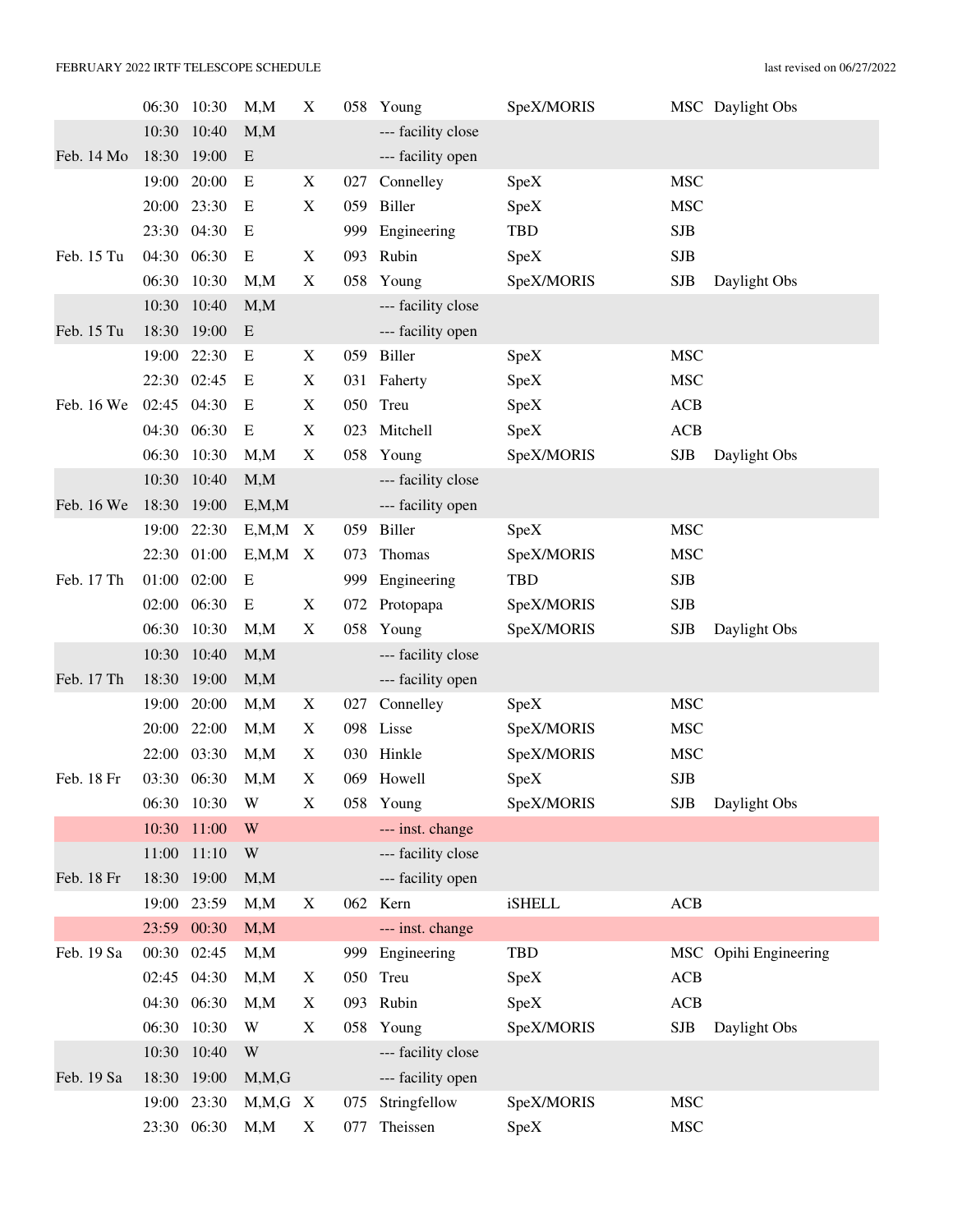| | | | | | | | | | |
|---|---|---|---|---|---|---|---|---|---|
| | 06:30 | 10:30 | M,M | X | 058 | Young | SpeX/MORIS | MSC | Daylight Obs |
| | 10:30 | 10:40 | M,M | | | --- facility close | | | |
| Feb. 14 Mo | 18:30 | 19:00 | E | | | --- facility open | | | |
| | 19:00 | 20:00 | E | X | 027 | Connelley | SpeX | MSC | |
| | 20:00 | 23:30 | E | X | 059 | Biller | SpeX | MSC | |
| | 23:30 | 04:30 | E | | 999 | Engineering | TBD | SJB | |
| Feb. 15 Tu | 04:30 | 06:30 | E | X | 093 | Rubin | SpeX | SJB | |
| | 06:30 | 10:30 | M,M | X | 058 | Young | SpeX/MORIS | SJB | Daylight Obs |
| | 10:30 | 10:40 | M,M | | | --- facility close | | | |
| Feb. 15 Tu | 18:30 | 19:00 | E | | | --- facility open | | | |
| | 19:00 | 22:30 | E | X | 059 | Biller | SpeX | MSC | |
| | 22:30 | 02:45 | E | X | 031 | Faherty | SpeX | MSC | |
| Feb. 16 We | 02:45 | 04:30 | E | X | 050 | Treu | SpeX | ACB | |
| | 04:30 | 06:30 | E | X | 023 | Mitchell | SpeX | ACB | |
| | 06:30 | 10:30 | M,M | X | 058 | Young | SpeX/MORIS | SJB | Daylight Obs |
| | 10:30 | 10:40 | M,M | | | --- facility close | | | |
| Feb. 16 We | 18:30 | 19:00 | E,M,M | | | --- facility open | | | |
| | 19:00 | 22:30 | E,M,M | X | 059 | Biller | SpeX | MSC | |
| | 22:30 | 01:00 | E,M,M | X | 073 | Thomas | SpeX/MORIS | MSC | |
| Feb. 17 Th | 01:00 | 02:00 | E | | 999 | Engineering | TBD | SJB | |
| | 02:00 | 06:30 | E | X | 072 | Protopapa | SpeX/MORIS | SJB | |
| | 06:30 | 10:30 | M,M | X | 058 | Young | SpeX/MORIS | SJB | Daylight Obs |
| | 10:30 | 10:40 | M,M | | | --- facility close | | | |
| Feb. 17 Th | 18:30 | 19:00 | M,M | | | --- facility open | | | |
| | 19:00 | 20:00 | M,M | X | 027 | Connelley | SpeX | MSC | |
| | 20:00 | 22:00 | M,M | X | 098 | Lisse | SpeX/MORIS | MSC | |
| | 22:00 | 03:30 | M,M | X | 030 | Hinkle | SpeX/MORIS | MSC | |
| Feb. 18 Fr | 03:30 | 06:30 | M,M | X | 069 | Howell | SpeX | SJB | |
| | 06:30 | 10:30 | W | X | 058 | Young | SpeX/MORIS | SJB | Daylight Obs |
| | 10:30 | 11:00 | W | | | --- inst. change | | | |
| | 11:00 | 11:10 | W | | | --- facility close | | | |
| Feb. 18 Fr | 18:30 | 19:00 | M,M | | | --- facility open | | | |
| | 19:00 | 23:59 | M,M | X | 062 | Kern | iSHELL | ACB | |
| | 23:59 | 00:30 | M,M | | | --- inst. change | | | |
| Feb. 19 Sa | 00:30 | 02:45 | M,M | | 999 | Engineering | TBD | MSC | Opihi Engineering |
| | 02:45 | 04:30 | M,M | X | 050 | Treu | SpeX | ACB | |
| | 04:30 | 06:30 | M,M | X | 093 | Rubin | SpeX | ACB | |
| | 06:30 | 10:30 | W | X | 058 | Young | SpeX/MORIS | SJB | Daylight Obs |
| | 10:30 | 10:40 | W | | | --- facility close | | | |
| Feb. 19 Sa | 18:30 | 19:00 | M,M,G | | | --- facility open | | | |
| | 19:00 | 23:30 | M,M,G | X | 075 | Stringfellow | SpeX/MORIS | MSC | |
| | 23:30 | 06:30 | M,M | X | 077 | Theissen | SpeX | MSC | |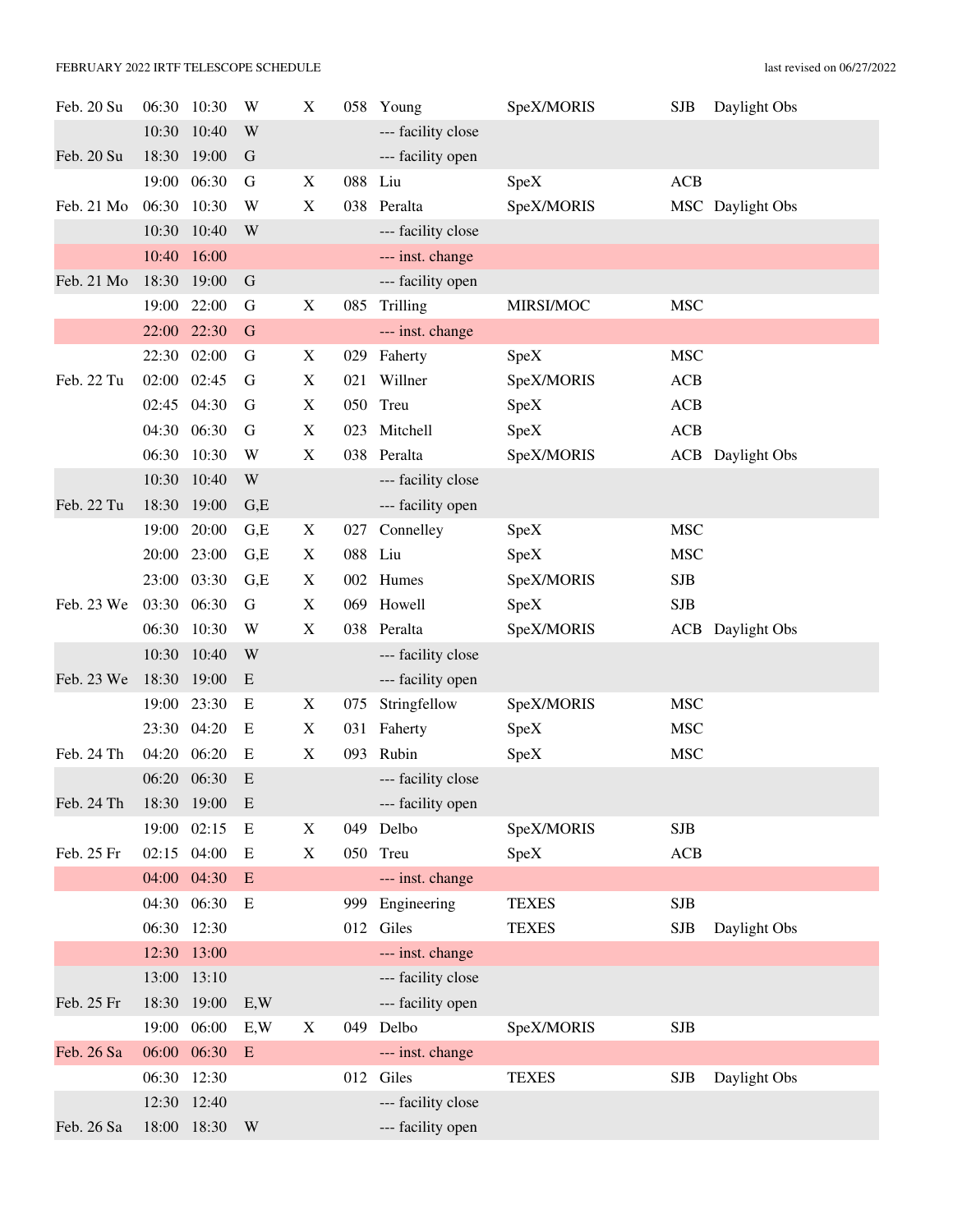FEBRUARY 2022 IRTF TELESCOPE SCHEDULE

last revised on 06/27/2022

| Date | Start | End | Weather | X | Prog | Name | Instrument | Operator | Notes |
|---|---|---|---|---|---|---|---|---|---|
| Feb. 20 Su | 06:30 | 10:30 | W | X | 058 | Young | SpeX/MORIS | SJB | Daylight Obs |
| | 10:30 | 10:40 | W | | | --- facility close | | | |
| Feb. 20 Su | 18:30 | 19:00 | G | | | --- facility open | | | |
| | 19:00 | 06:30 | G | X | 088 | Liu | SpeX | ACB | |
| Feb. 21 Mo | 06:30 | 10:30 | W | X | 038 | Peralta | SpeX/MORIS | MSC | Daylight Obs |
| | 10:30 | 10:40 | W | | | --- facility close | | | |
| | 10:40 | 16:00 | | | | --- inst. change | | | |
| Feb. 21 Mo | 18:30 | 19:00 | G | | | --- facility open | | | |
| | 19:00 | 22:00 | G | X | 085 | Trilling | MIRSI/MOC | MSC | |
| | 22:00 | 22:30 | G | | | --- inst. change | | | |
| | 22:30 | 02:00 | G | X | 029 | Faherty | SpeX | MSC | |
| Feb. 22 Tu | 02:00 | 02:45 | G | X | 021 | Willner | SpeX/MORIS | ACB | |
| | 02:45 | 04:30 | G | X | 050 | Treu | SpeX | ACB | |
| | 04:30 | 06:30 | G | X | 023 | Mitchell | SpeX | ACB | |
| | 06:30 | 10:30 | W | X | 038 | Peralta | SpeX/MORIS | ACB | Daylight Obs |
| | 10:30 | 10:40 | W | | | --- facility close | | | |
| Feb. 22 Tu | 18:30 | 19:00 | G,E | | | --- facility open | | | |
| | 19:00 | 20:00 | G,E | X | 027 | Connelley | SpeX | MSC | |
| | 20:00 | 23:00 | G,E | X | 088 | Liu | SpeX | MSC | |
| | 23:00 | 03:30 | G,E | X | 002 | Humes | SpeX/MORIS | SJB | |
| Feb. 23 We | 03:30 | 06:30 | G | X | 069 | Howell | SpeX | SJB | |
| | 06:30 | 10:30 | W | X | 038 | Peralta | SpeX/MORIS | ACB | Daylight Obs |
| | 10:30 | 10:40 | W | | | --- facility close | | | |
| Feb. 23 We | 18:30 | 19:00 | E | | | --- facility open | | | |
| | 19:00 | 23:30 | E | X | 075 | Stringfellow | SpeX/MORIS | MSC | |
| | 23:30 | 04:20 | E | X | 031 | Faherty | SpeX | MSC | |
| Feb. 24 Th | 04:20 | 06:20 | E | X | 093 | Rubin | SpeX | MSC | |
| | 06:20 | 06:30 | E | | | --- facility close | | | |
| Feb. 24 Th | 18:30 | 19:00 | E | | | --- facility open | | | |
| | 19:00 | 02:15 | E | X | 049 | Delbo | SpeX/MORIS | SJB | |
| Feb. 25 Fr | 02:15 | 04:00 | E | X | 050 | Treu | SpeX | ACB | |
| | 04:00 | 04:30 | E | | | --- inst. change | | | |
| | 04:30 | 06:30 | E | | 999 | Engineering | TEXES | SJB | |
| | 06:30 | 12:30 | | | 012 | Giles | TEXES | SJB | Daylight Obs |
| | 12:30 | 13:00 | | | | --- inst. change | | | |
| | 13:00 | 13:10 | | | | --- facility close | | | |
| Feb. 25 Fr | 18:30 | 19:00 | E,W | | | --- facility open | | | |
| | 19:00 | 06:00 | E,W | X | 049 | Delbo | SpeX/MORIS | SJB | |
| Feb. 26 Sa | 06:00 | 06:30 | E | | | --- inst. change | | | |
| | 06:30 | 12:30 | | | 012 | Giles | TEXES | SJB | Daylight Obs |
| | 12:30 | 12:40 | | | | --- facility close | | | |
| Feb. 26 Sa | 18:00 | 18:30 | W | | | --- facility open | | | |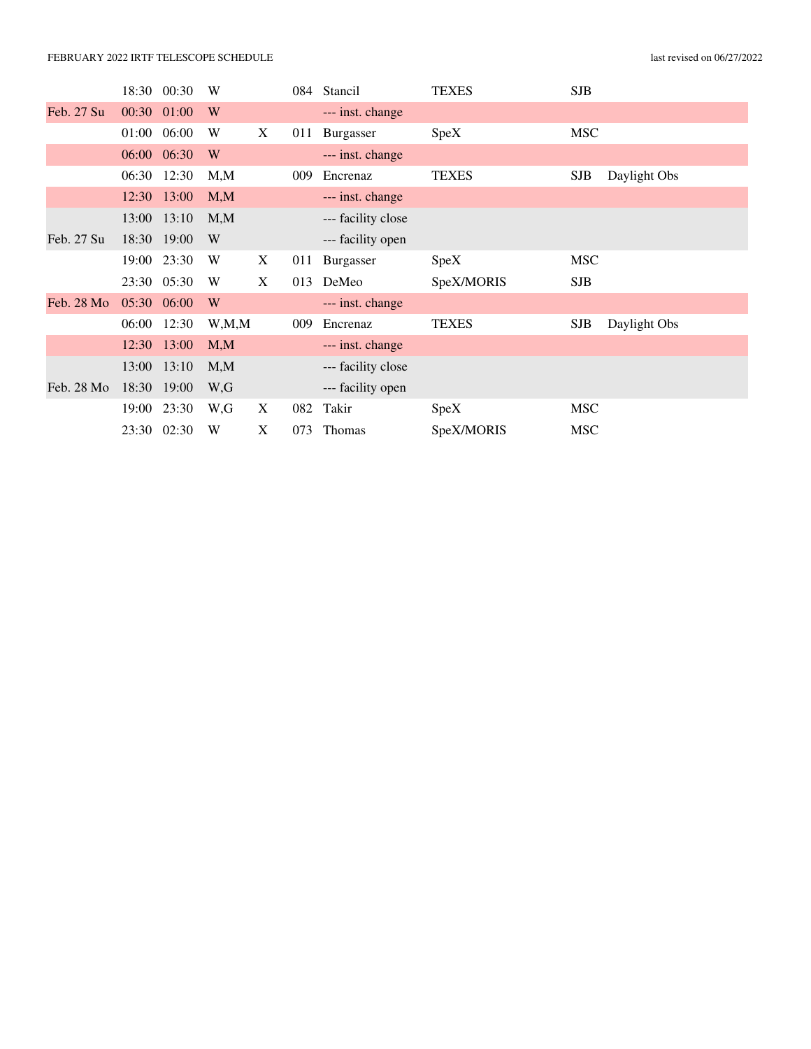| | | | | | | | | | |
|---|---|---|---|---|---|---|---|---|---|
| | 18:30 | 00:30 | W | | 084 | Stancil | TEXES | SJB | |
| Feb. 27 Su | 00:30 | 01:00 | W | | | --- inst. change | | | |
| | 01:00 | 06:00 | W | X | 011 | Burgasser | SpeX | MSC | |
| | 06:00 | 06:30 | W | | | --- inst. change | | | |
| | 06:30 | 12:30 | M,M | | 009 | Encrenaz | TEXES | SJB | Daylight Obs |
| | 12:30 | 13:00 | M,M | | | --- inst. change | | | |
| | 13:00 | 13:10 | M,M | | | --- facility close | | | |
| Feb. 27 Su | 18:30 | 19:00 | W | | | --- facility open | | | |
| | 19:00 | 23:30 | W | X | 011 | Burgasser | SpeX | MSC | |
| | 23:30 | 05:30 | W | X | 013 | DeMeo | SpeX/MORIS | SJB | |
| Feb. 28 Mo | 05:30 | 06:00 | W | | | --- inst. change | | | |
| | 06:00 | 12:30 | W,M,M | | 009 | Encrenaz | TEXES | SJB | Daylight Obs |
| | 12:30 | 13:00 | M,M | | | --- inst. change | | | |
| | 13:00 | 13:10 | M,M | | | --- facility close | | | |
| Feb. 28 Mo | 18:30 | 19:00 | W,G | | | --- facility open | | | |
| | 19:00 | 23:30 | W,G | X | 082 | Takir | SpeX | MSC | |
| | 23:30 | 02:30 | W | X | 073 | Thomas | SpeX/MORIS | MSC | |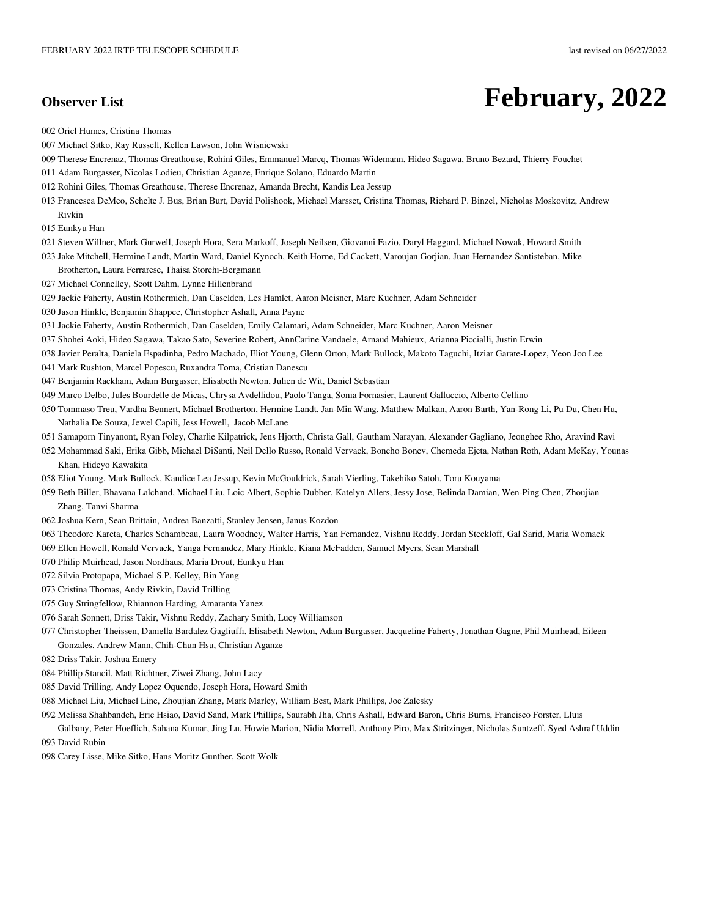## Observer List

# February, 2022

002 Oriel Humes, Cristina Thomas

007 Michael Sitko, Ray Russell, Kellen Lawson, John Wisniewski

009 Therese Encrenaz, Thomas Greathouse, Rohini Giles, Emmanuel Marcq, Thomas Widemann, Hideo Sagawa, Bruno Bezard, Thierry Fouchet

011 Adam Burgasser, Nicolas Lodieu, Christian Aganze, Enrique Solano, Eduardo Martin

012 Rohini Giles, Thomas Greathouse, Therese Encrenaz, Amanda Brecht, Kandis Lea Jessup

013 Francesca DeMeo, Schelte J. Bus, Brian Burt, David Polishook, Michael Marsset, Cristina Thomas, Richard P. Binzel, Nicholas Moskovitz, Andrew Rivkin

015 Eunkyu Han

021 Steven Willner, Mark Gurwell, Joseph Hora, Sera Markoff, Joseph Neilsen, Giovanni Fazio, Daryl Haggard, Michael Nowak, Howard Smith

023 Jake Mitchell, Hermine Landt, Martin Ward, Daniel Kynoch, Keith Horne, Ed Cackett, Varoujan Gorjian, Juan Hernandez Santisteban, Mike Brotherton, Laura Ferrarese, Thaisa Storchi-Bergmann

027 Michael Connelley, Scott Dahm, Lynne Hillenbrand

029 Jackie Faherty, Austin Rothermich, Dan Caselden, Les Hamlet, Aaron Meisner, Marc Kuchner, Adam Schneider

030 Jason Hinkle, Benjamin Shappee, Christopher Ashall, Anna Payne

031 Jackie Faherty, Austin Rothermich, Dan Caselden, Emily Calamari, Adam Schneider, Marc Kuchner, Aaron Meisner

037 Shohei Aoki, Hideo Sagawa, Takao Sato, Severine Robert, AnnCarine Vandaele, Arnaud Mahieux, Arianna Piccialli, Justin Erwin

038 Javier Peralta, Daniela Espadinha, Pedro Machado, Eliot Young, Glenn Orton, Mark Bullock, Makoto Taguchi, Itziar Garate-Lopez, Yeon Joo Lee

041 Mark Rushton, Marcel Popescu, Ruxandra Toma, Cristian Danescu

047 Benjamin Rackham, Adam Burgasser, Elisabeth Newton, Julien de Wit, Daniel Sebastian

049 Marco Delbo, Jules Bourdelle de Micas, Chrysa Avdellidou, Paolo Tanga, Sonia Fornasier, Laurent Galluccio, Alberto Cellino

050 Tommaso Treu, Vardha Bennert, Michael Brotherton, Hermine Landt, Jan-Min Wang, Matthew Malkan, Aaron Barth, Yan-Rong Li, Pu Du, Chen Hu, Nathalia De Souza, Jewel Capili, Jess Howell, Jacob McLane

051 Samaporn Tinyanont, Ryan Foley, Charlie Kilpatrick, Jens Hjorth, Christa Gall, Gautham Narayan, Alexander Gagliano, Jeonghee Rho, Aravind Ravi

052 Mohammad Saki, Erika Gibb, Michael DiSanti, Neil Dello Russo, Ronald Vervack, Boncho Bonev, Chemeda Ejeta, Nathan Roth, Adam McKay, Younas Khan, Hideyo Kawakita

058 Eliot Young, Mark Bullock, Kandice Lea Jessup, Kevin McGouldrick, Sarah Vierling, Takehiko Satoh, Toru Kouyama

059 Beth Biller, Bhavana Lalchand, Michael Liu, Loic Albert, Sophie Dubber, Katelyn Allers, Jessy Jose, Belinda Damian, Wen-Ping Chen, Zhoujian Zhang, Tanvi Sharma

062 Joshua Kern, Sean Brittain, Andrea Banzatti, Stanley Jensen, Janus Kozdon

063 Theodore Kareta, Charles Schambeau, Laura Woodney, Walter Harris, Yan Fernandez, Vishnu Reddy, Jordan Steckloff, Gal Sarid, Maria Womack

069 Ellen Howell, Ronald Vervack, Yanga Fernandez, Mary Hinkle, Kiana McFadden, Samuel Myers, Sean Marshall

070 Philip Muirhead, Jason Nordhaus, Maria Drout, Eunkyu Han

072 Silvia Protopapa, Michael S.P. Kelley, Bin Yang

073 Cristina Thomas, Andy Rivkin, David Trilling

075 Guy Stringfellow, Rhiannon Harding, Amaranta Yanez

076 Sarah Sonnett, Driss Takir, Vishnu Reddy, Zachary Smith, Lucy Williamson

077 Christopher Theissen, Daniella Bardalez Gagliuffi, Elisabeth Newton, Adam Burgasser, Jacqueline Faherty, Jonathan Gagne, Phil Muirhead, Eileen Gonzales, Andrew Mann, Chih-Chun Hsu, Christian Aganze

082 Driss Takir, Joshua Emery

084 Phillip Stancil, Matt Richtner, Ziwei Zhang, John Lacy

085 David Trilling, Andy Lopez Oquendo, Joseph Hora, Howard Smith

088 Michael Liu, Michael Line, Zhoujian Zhang, Mark Marley, William Best, Mark Phillips, Joe Zalesky

092 Melissa Shahbandeh, Eric Hsiao, David Sand, Mark Phillips, Saurabh Jha, Chris Ashall, Edward Baron, Chris Burns, Francisco Forster, Lluis Galbany, Peter Hoeflich, Sahana Kumar, Jing Lu, Howie Marion, Nidia Morrell, Anthony Piro, Max Stritzinger, Nicholas Suntzeff, Syed Ashraf Uddin

093 David Rubin

098 Carey Lisse, Mike Sitko, Hans Moritz Gunther, Scott Wolk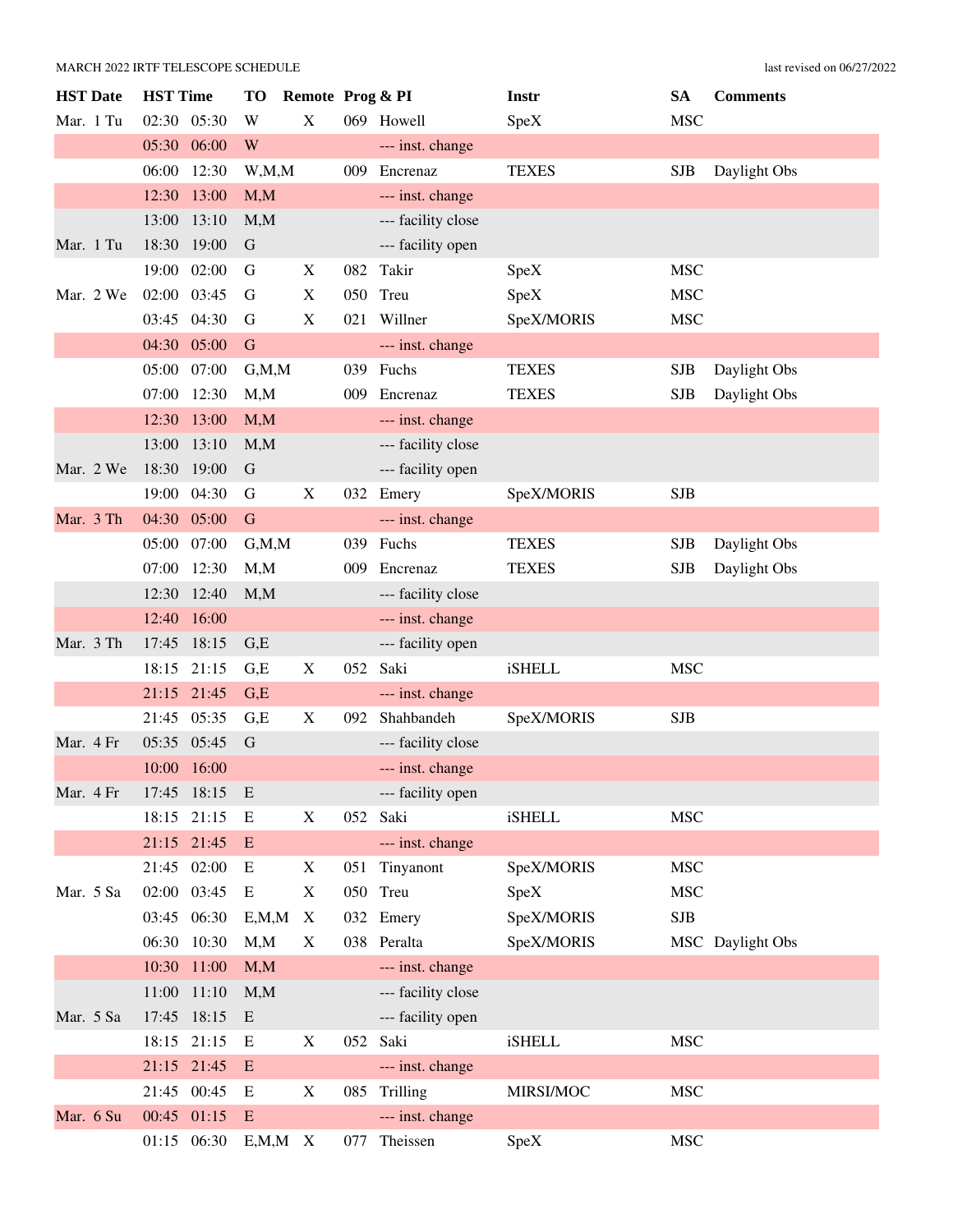MARCH 2022 IRTF TELESCOPE SCHEDULE

last revised on 06/27/2022

| HST Date | HST Time | | TO | Remote | Prog & PI | | Instr | SA | Comments |
|---|---|---|---|---|---|---|---|---|---|
| Mar. 1 Tu | 02:30 | 05:30 | W | X | 069 | Howell | SpeX | MSC | |
| | 05:30 | 06:00 | W | | | --- inst. change | | | |
| | 06:00 | 12:30 | W,M,M | | 009 | Encrenaz | TEXES | SJB | Daylight Obs |
| | 12:30 | 13:00 | M,M | | | --- inst. change | | | |
| | 13:00 | 13:10 | M,M | | | --- facility close | | | |
| Mar. 1 Tu | 18:30 | 19:00 | G | | | --- facility open | | | |
| | 19:00 | 02:00 | G | X | 082 | Takir | SpeX | MSC | |
| Mar. 2 We | 02:00 | 03:45 | G | X | 050 | Treu | SpeX | MSC | |
| | 03:45 | 04:30 | G | X | 021 | Willner | SpeX/MORIS | MSC | |
| | 04:30 | 05:00 | G | | | --- inst. change | | | |
| | 05:00 | 07:00 | G,M,M | | 039 | Fuchs | TEXES | SJB | Daylight Obs |
| | 07:00 | 12:30 | M,M | | 009 | Encrenaz | TEXES | SJB | Daylight Obs |
| | 12:30 | 13:00 | M,M | | | --- inst. change | | | |
| | 13:00 | 13:10 | M,M | | | --- facility close | | | |
| Mar. 2 We | 18:30 | 19:00 | G | | | --- facility open | | | |
| | 19:00 | 04:30 | G | X | 032 | Emery | SpeX/MORIS | SJB | |
| Mar. 3 Th | 04:30 | 05:00 | G | | | --- inst. change | | | |
| | 05:00 | 07:00 | G,M,M | | 039 | Fuchs | TEXES | SJB | Daylight Obs |
| | 07:00 | 12:30 | M,M | | 009 | Encrenaz | TEXES | SJB | Daylight Obs |
| | 12:30 | 12:40 | M,M | | | --- facility close | | | |
| | 12:40 | 16:00 | | | | --- inst. change | | | |
| Mar. 3 Th | 17:45 | 18:15 | G,E | | | --- facility open | | | |
| | 18:15 | 21:15 | G,E | X | 052 | Saki | iSHELL | MSC | |
| | 21:15 | 21:45 | G,E | | | --- inst. change | | | |
| | 21:45 | 05:35 | G,E | X | 092 | Shahbandeh | SpeX/MORIS | SJB | |
| Mar. 4 Fr | 05:35 | 05:45 | G | | | --- facility close | | | |
| | 10:00 | 16:00 | | | | --- inst. change | | | |
| Mar. 4 Fr | 17:45 | 18:15 | E | | | --- facility open | | | |
| | 18:15 | 21:15 | E | X | 052 | Saki | iSHELL | MSC | |
| | 21:15 | 21:45 | E | | | --- inst. change | | | |
| | 21:45 | 02:00 | E | X | 051 | Tinyanont | SpeX/MORIS | MSC | |
| Mar. 5 Sa | 02:00 | 03:45 | E | X | 050 | Treu | SpeX | MSC | |
| | 03:45 | 06:30 | E,M,M | X | 032 | Emery | SpeX/MORIS | SJB | |
| | 06:30 | 10:30 | M,M | X | 038 | Peralta | SpeX/MORIS | MSC | Daylight Obs |
| | 10:30 | 11:00 | M,M | | | --- inst. change | | | |
| | 11:00 | 11:10 | M,M | | | --- facility close | | | |
| Mar. 5 Sa | 17:45 | 18:15 | E | | | --- facility open | | | |
| | 18:15 | 21:15 | E | X | 052 | Saki | iSHELL | MSC | |
| | 21:15 | 21:45 | E | | | --- inst. change | | | |
| | 21:45 | 00:45 | E | X | 085 | Trilling | MIRSI/MOC | MSC | |
| Mar. 6 Su | 00:45 | 01:15 | E | | | --- inst. change | | | |
| | 01:15 | 06:30 | E,M,M | X | 077 | Theissen | SpeX | MSC | |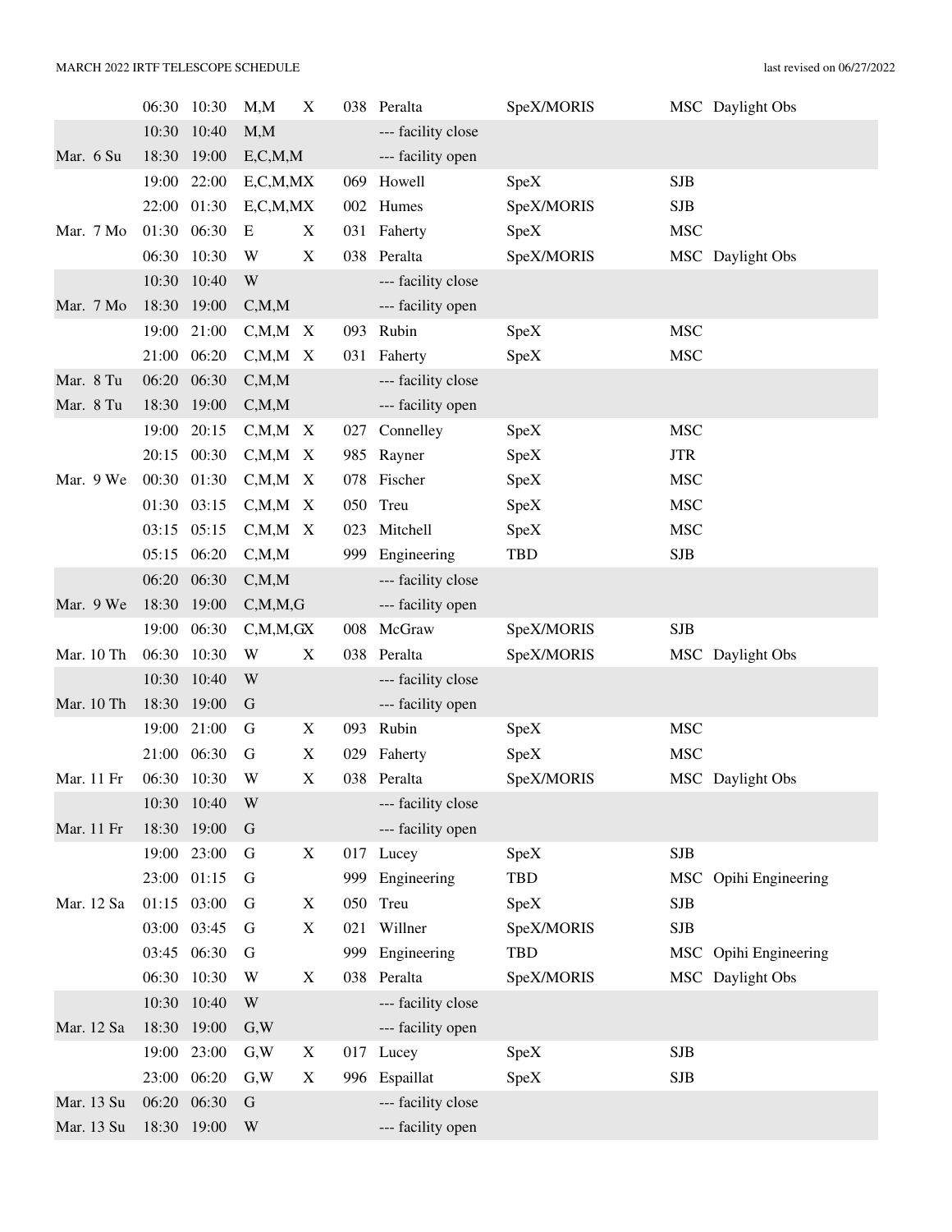| Date | Start | End | Personnel | X | ID | Name | Instrument | Support | Notes |
|---|---|---|---|---|---|---|---|---|---|
| | 06:30 | 10:30 | M,M | X | 038 | Peralta | SpeX/MORIS | MSC | Daylight Obs |
| | 10:30 | 10:40 | M,M | | | --- facility close | | | |
| Mar. 6 Su | 18:30 | 19:00 | E,C,M,M | | | --- facility open | | | |
| | 19:00 | 22:00 | E,C,M,MX | | 069 | Howell | SpeX | SJB | |
| | 22:00 | 01:30 | E,C,M,MX | | 002 | Humes | SpeX/MORIS | SJB | |
| Mar. 7 Mo | 01:30 | 06:30 | E | X | 031 | Faherty | SpeX | MSC | |
| | 06:30 | 10:30 | W | X | 038 | Peralta | SpeX/MORIS | MSC | Daylight Obs |
| | 10:30 | 10:40 | W | | | --- facility close | | | |
| Mar. 7 Mo | 18:30 | 19:00 | C,M,M | | | --- facility open | | | |
| | 19:00 | 21:00 | C,M,M | X | 093 | Rubin | SpeX | MSC | |
| | 21:00 | 06:20 | C,M,M | X | 031 | Faherty | SpeX | MSC | |
| Mar. 8 Tu | 06:20 | 06:30 | C,M,M | | | --- facility close | | | |
| Mar. 8 Tu | 18:30 | 19:00 | C,M,M | | | --- facility open | | | |
| | 19:00 | 20:15 | C,M,M | X | 027 | Connelley | SpeX | MSC | |
| | 20:15 | 00:30 | C,M,M | X | 985 | Rayner | SpeX | JTR | |
| Mar. 9 We | 00:30 | 01:30 | C,M,M | X | 078 | Fischer | SpeX | MSC | |
| | 01:30 | 03:15 | C,M,M | X | 050 | Treu | SpeX | MSC | |
| | 03:15 | 05:15 | C,M,M | X | 023 | Mitchell | SpeX | MSC | |
| | 05:15 | 06:20 | C,M,M | | 999 | Engineering | TBD | SJB | |
| | 06:20 | 06:30 | C,M,M | | | --- facility close | | | |
| Mar. 9 We | 18:30 | 19:00 | C,M,M,G | | | --- facility open | | | |
| | 19:00 | 06:30 | C,M,M,GX | | 008 | McGraw | SpeX/MORIS | SJB | |
| Mar. 10 Th | 06:30 | 10:30 | W | X | 038 | Peralta | SpeX/MORIS | MSC | Daylight Obs |
| | 10:30 | 10:40 | W | | | --- facility close | | | |
| Mar. 10 Th | 18:30 | 19:00 | G | | | --- facility open | | | |
| | 19:00 | 21:00 | G | X | 093 | Rubin | SpeX | MSC | |
| | 21:00 | 06:30 | G | X | 029 | Faherty | SpeX | MSC | |
| Mar. 11 Fr | 06:30 | 10:30 | W | X | 038 | Peralta | SpeX/MORIS | MSC | Daylight Obs |
| | 10:30 | 10:40 | W | | | --- facility close | | | |
| Mar. 11 Fr | 18:30 | 19:00 | G | | | --- facility open | | | |
| | 19:00 | 23:00 | G | X | 017 | Lucey | SpeX | SJB | |
| | 23:00 | 01:15 | G | | 999 | Engineering | TBD | MSC | Opihi Engineering |
| Mar. 12 Sa | 01:15 | 03:00 | G | X | 050 | Treu | SpeX | SJB | |
| | 03:00 | 03:45 | G | X | 021 | Willner | SpeX/MORIS | SJB | |
| | 03:45 | 06:30 | G | | 999 | Engineering | TBD | MSC | Opihi Engineering |
| | 06:30 | 10:30 | W | X | 038 | Peralta | SpeX/MORIS | MSC | Daylight Obs |
| | 10:30 | 10:40 | W | | | --- facility close | | | |
| Mar. 12 Sa | 18:30 | 19:00 | G,W | | | --- facility open | | | |
| | 19:00 | 23:00 | G,W | X | 017 | Lucey | SpeX | SJB | |
| | 23:00 | 06:20 | G,W | X | 996 | Espaillat | SpeX | SJB | |
| Mar. 13 Su | 06:20 | 06:30 | G | | | --- facility close | | | |
| Mar. 13 Su | 18:30 | 19:00 | W | | | --- facility open | | | |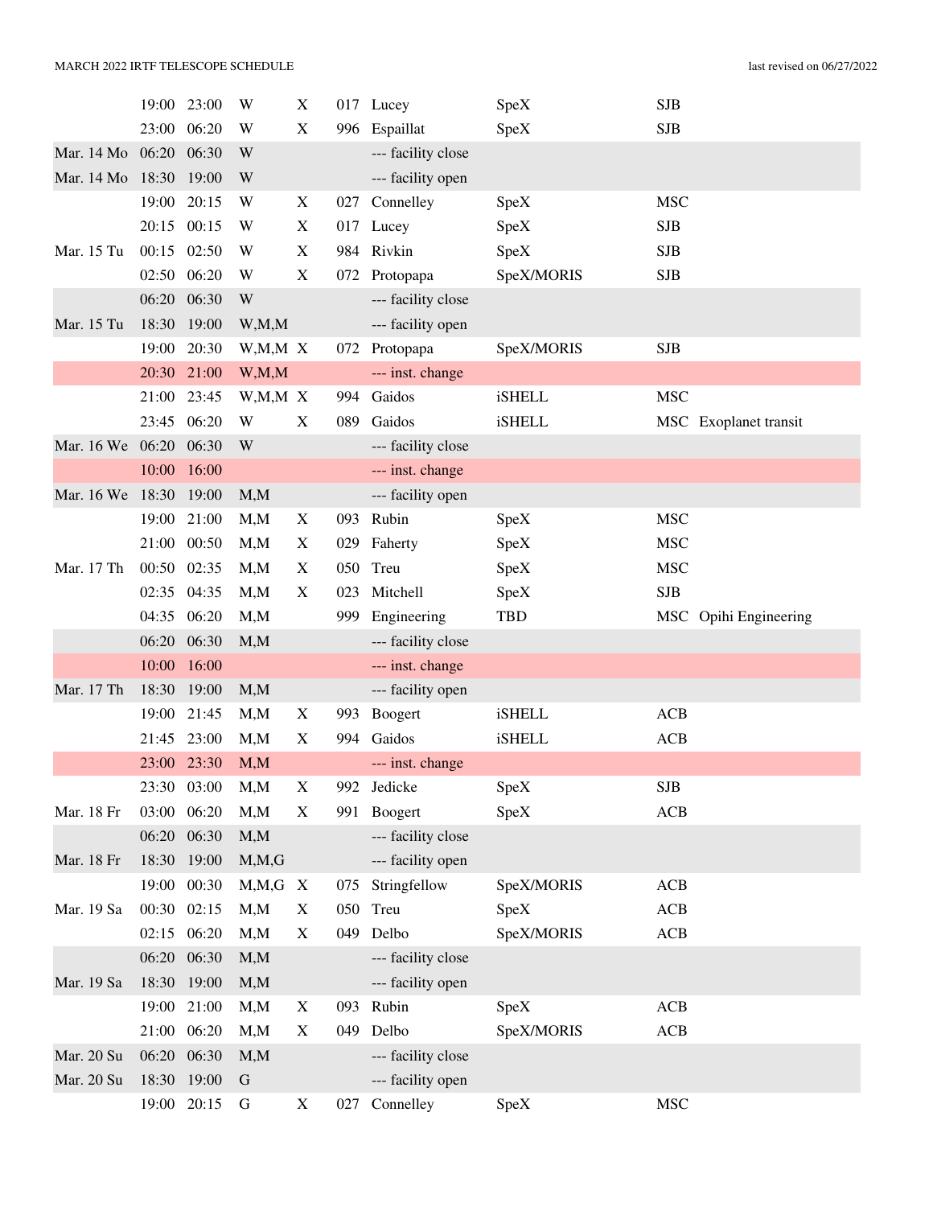| | | | | | | | | | |
|---|---|---|---|---|---|---|---|---|---|
| | 19:00 | 23:00 | W | X | 017 | Lucey | SpeX | SJB | |
| | 23:00 | 06:20 | W | X | 996 | Espaillat | SpeX | SJB | |
| Mar. 14 Mo | 06:20 | 06:30 | W | | | --- facility close | | | |
| Mar. 14 Mo | 18:30 | 19:00 | W | | | --- facility open | | | |
| | 19:00 | 20:15 | W | X | 027 | Connelley | SpeX | MSC | |
| | 20:15 | 00:15 | W | X | 017 | Lucey | SpeX | SJB | |
| Mar. 15 Tu | 00:15 | 02:50 | W | X | 984 | Rivkin | SpeX | SJB | |
| | 02:50 | 06:20 | W | X | 072 | Protopapa | SpeX/MORIS | SJB | |
| | 06:20 | 06:30 | W | | | --- facility close | | | |
| Mar. 15 Tu | 18:30 | 19:00 | W,M,M | | | --- facility open | | | |
| | 19:00 | 20:30 | W,M,M | X | 072 | Protopapa | SpeX/MORIS | SJB | |
| | 20:30 | 21:00 | W,M,M | | | --- inst. change | | | |
| | 21:00 | 23:45 | W,M,M | X | 994 | Gaidos | iSHELL | MSC | |
| | 23:45 | 06:20 | W | X | 089 | Gaidos | iSHELL | MSC | Exoplanet transit |
| Mar. 16 We | 06:20 | 06:30 | W | | | --- facility close | | | |
| | 10:00 | 16:00 | | | | --- inst. change | | | |
| Mar. 16 We | 18:30 | 19:00 | M,M | | | --- facility open | | | |
| | 19:00 | 21:00 | M,M | X | 093 | Rubin | SpeX | MSC | |
| | 21:00 | 00:50 | M,M | X | 029 | Faherty | SpeX | MSC | |
| Mar. 17 Th | 00:50 | 02:35 | M,M | X | 050 | Treu | SpeX | MSC | |
| | 02:35 | 04:35 | M,M | X | 023 | Mitchell | SpeX | SJB | |
| | 04:35 | 06:20 | M,M | | 999 | Engineering | TBD | MSC | Opihi Engineering |
| | 06:20 | 06:30 | M,M | | | --- facility close | | | |
| | 10:00 | 16:00 | | | | --- inst. change | | | |
| Mar. 17 Th | 18:30 | 19:00 | M,M | | | --- facility open | | | |
| | 19:00 | 21:45 | M,M | X | 993 | Boogert | iSHELL | ACB | |
| | 21:45 | 23:00 | M,M | X | 994 | Gaidos | iSHELL | ACB | |
| | 23:00 | 23:30 | M,M | | | --- inst. change | | | |
| | 23:30 | 03:00 | M,M | X | 992 | Jedicke | SpeX | SJB | |
| Mar. 18 Fr | 03:00 | 06:20 | M,M | X | 991 | Boogert | SpeX | ACB | |
| | 06:20 | 06:30 | M,M | | | --- facility close | | | |
| Mar. 18 Fr | 18:30 | 19:00 | M,M,G | | | --- facility open | | | |
| | 19:00 | 00:30 | M,M,G | X | 075 | Stringfellow | SpeX/MORIS | ACB | |
| Mar. 19 Sa | 00:30 | 02:15 | M,M | X | 050 | Treu | SpeX | ACB | |
| | 02:15 | 06:20 | M,M | X | 049 | Delbo | SpeX/MORIS | ACB | |
| | 06:20 | 06:30 | M,M | | | --- facility close | | | |
| Mar. 19 Sa | 18:30 | 19:00 | M,M | | | --- facility open | | | |
| | 19:00 | 21:00 | M,M | X | 093 | Rubin | SpeX | ACB | |
| | 21:00 | 06:20 | M,M | X | 049 | Delbo | SpeX/MORIS | ACB | |
| Mar. 20 Su | 06:20 | 06:30 | M,M | | | --- facility close | | | |
| Mar. 20 Su | 18:30 | 19:00 | G | | | --- facility open | | | |
| | 19:00 | 20:15 | G | X | 027 | Connelley | SpeX | MSC | |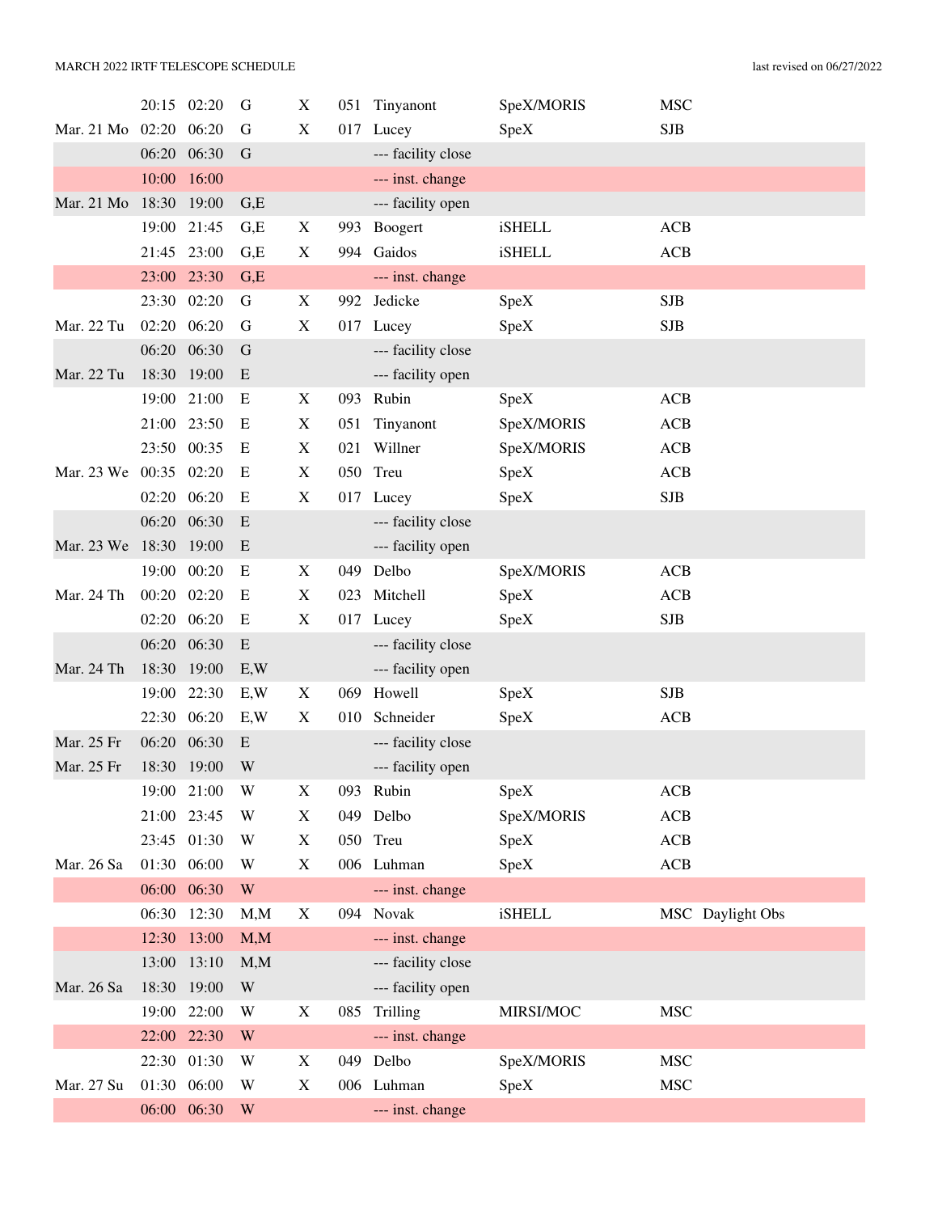MARCH 2022 IRTF TELESCOPE SCHEDULE — last revised on 06/27/2022

| Date | Start | End | Code | | Prog | Name | Instrument | Operator | Notes |
|---|---|---|---|---|---|---|---|---|---|
| | 20:15 | 02:20 | G | X | 051 | Tinyanont | SpeX/MORIS | MSC | |
| Mar. 21 Mo | 02:20 | 06:20 | G | X | 017 | Lucey | SpeX | SJB | |
| | 06:20 | 06:30 | G | | | --- facility close | | | |
| | 10:00 | 16:00 | | | | --- inst. change | | | |
| Mar. 21 Mo | 18:30 | 19:00 | G,E | | | --- facility open | | | |
| | 19:00 | 21:45 | G,E | X | 993 | Boogert | iSHELL | ACB | |
| | 21:45 | 23:00 | G,E | X | 994 | Gaidos | iSHELL | ACB | |
| | 23:00 | 23:30 | G,E | | | --- inst. change | | | |
| | 23:30 | 02:20 | G | X | 992 | Jedicke | SpeX | SJB | |
| Mar. 22 Tu | 02:20 | 06:20 | G | X | 017 | Lucey | SpeX | SJB | |
| | 06:20 | 06:30 | G | | | --- facility close | | | |
| Mar. 22 Tu | 18:30 | 19:00 | E | | | --- facility open | | | |
| | 19:00 | 21:00 | E | X | 093 | Rubin | SpeX | ACB | |
| | 21:00 | 23:50 | E | X | 051 | Tinyanont | SpeX/MORIS | ACB | |
| | 23:50 | 00:35 | E | X | 021 | Willner | SpeX/MORIS | ACB | |
| Mar. 23 We | 00:35 | 02:20 | E | X | 050 | Treu | SpeX | ACB | |
| | 02:20 | 06:20 | E | X | 017 | Lucey | SpeX | SJB | |
| | 06:20 | 06:30 | E | | | --- facility close | | | |
| Mar. 23 We | 18:30 | 19:00 | E | | | --- facility open | | | |
| | 19:00 | 00:20 | E | X | 049 | Delbo | SpeX/MORIS | ACB | |
| Mar. 24 Th | 00:20 | 02:20 | E | X | 023 | Mitchell | SpeX | ACB | |
| | 02:20 | 06:20 | E | X | 017 | Lucey | SpeX | SJB | |
| | 06:20 | 06:30 | E | | | --- facility close | | | |
| Mar. 24 Th | 18:30 | 19:00 | E,W | | | --- facility open | | | |
| | 19:00 | 22:30 | E,W | X | 069 | Howell | SpeX | SJB | |
| | 22:30 | 06:20 | E,W | X | 010 | Schneider | SpeX | ACB | |
| Mar. 25 Fr | 06:20 | 06:30 | E | | | --- facility close | | | |
| Mar. 25 Fr | 18:30 | 19:00 | W | | | --- facility open | | | |
| | 19:00 | 21:00 | W | X | 093 | Rubin | SpeX | ACB | |
| | 21:00 | 23:45 | W | X | 049 | Delbo | SpeX/MORIS | ACB | |
| | 23:45 | 01:30 | W | X | 050 | Treu | SpeX | ACB | |
| Mar. 26 Sa | 01:30 | 06:00 | W | X | 006 | Luhman | SpeX | ACB | |
| | 06:00 | 06:30 | W | | | --- inst. change | | | |
| | 06:30 | 12:30 | M,M | X | 094 | Novak | iSHELL | MSC | Daylight Obs |
| | 12:30 | 13:00 | M,M | | | --- inst. change | | | |
| | 13:00 | 13:10 | M,M | | | --- facility close | | | |
| Mar. 26 Sa | 18:30 | 19:00 | W | | | --- facility open | | | |
| | 19:00 | 22:00 | W | X | 085 | Trilling | MIRSI/MOC | MSC | |
| | 22:00 | 22:30 | W | | | --- inst. change | | | |
| | 22:30 | 01:30 | W | X | 049 | Delbo | SpeX/MORIS | MSC | |
| Mar. 27 Su | 01:30 | 06:00 | W | X | 006 | Luhman | SpeX | MSC | |
| | 06:00 | 06:30 | W | | | --- inst. change | | | |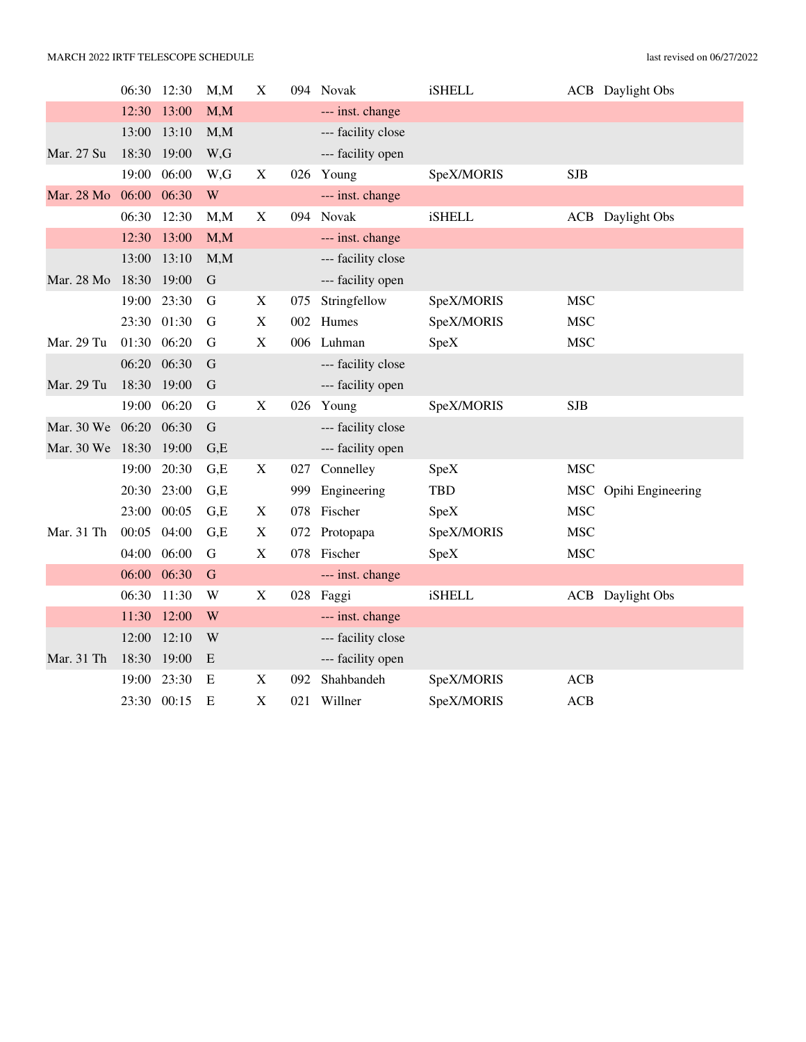| Date | Start | End | Operators | X | Prog | PI | Instrument | Support | Notes |
|---|---|---|---|---|---|---|---|---|---|
| | 06:30 | 12:30 | M,M | X | 094 | Novak | iSHELL | ACB | Daylight Obs |
| | 12:30 | 13:00 | M,M | | | --- inst. change | | | |
| | 13:00 | 13:10 | M,M | | | --- facility close | | | |
| Mar. 27 Su | 18:30 | 19:00 | W,G | | | --- facility open | | | |
| | 19:00 | 06:00 | W,G | X | 026 | Young | SpeX/MORIS | SJB | |
| Mar. 28 Mo | 06:00 | 06:30 | W | | | --- inst. change | | | |
| | 06:30 | 12:30 | M,M | X | 094 | Novak | iSHELL | ACB | Daylight Obs |
| | 12:30 | 13:00 | M,M | | | --- inst. change | | | |
| | 13:00 | 13:10 | M,M | | | --- facility close | | | |
| Mar. 28 Mo | 18:30 | 19:00 | G | | | --- facility open | | | |
| | 19:00 | 23:30 | G | X | 075 | Stringfellow | SpeX/MORIS | MSC | |
| | 23:30 | 01:30 | G | X | 002 | Humes | SpeX/MORIS | MSC | |
| Mar. 29 Tu | 01:30 | 06:20 | G | X | 006 | Luhman | SpeX | MSC | |
| | 06:20 | 06:30 | G | | | --- facility close | | | |
| Mar. 29 Tu | 18:30 | 19:00 | G | | | --- facility open | | | |
| | 19:00 | 06:20 | G | X | 026 | Young | SpeX/MORIS | SJB | |
| Mar. 30 We | 06:20 | 06:30 | G | | | --- facility close | | | |
| Mar. 30 We | 18:30 | 19:00 | G,E | | | --- facility open | | | |
| | 19:00 | 20:30 | G,E | X | 027 | Connelley | SpeX | MSC | |
| | 20:30 | 23:00 | G,E | | 999 | Engineering | TBD | MSC | Opihi Engineering |
| | 23:00 | 00:05 | G,E | X | 078 | Fischer | SpeX | MSC | |
| Mar. 31 Th | 00:05 | 04:00 | G,E | X | 072 | Protopapa | SpeX/MORIS | MSC | |
| | 04:00 | 06:00 | G | X | 078 | Fischer | SpeX | MSC | |
| | 06:00 | 06:30 | G | | | --- inst. change | | | |
| | 06:30 | 11:30 | W | X | 028 | Faggi | iSHELL | ACB | Daylight Obs |
| | 11:30 | 12:00 | W | | | --- inst. change | | | |
| | 12:00 | 12:10 | W | | | --- facility close | | | |
| Mar. 31 Th | 18:30 | 19:00 | E | | | --- facility open | | | |
| | 19:00 | 23:30 | E | X | 092 | Shahbandeh | SpeX/MORIS | ACB | |
| | 23:30 | 00:15 | E | X | 021 | Willner | SpeX/MORIS | ACB | |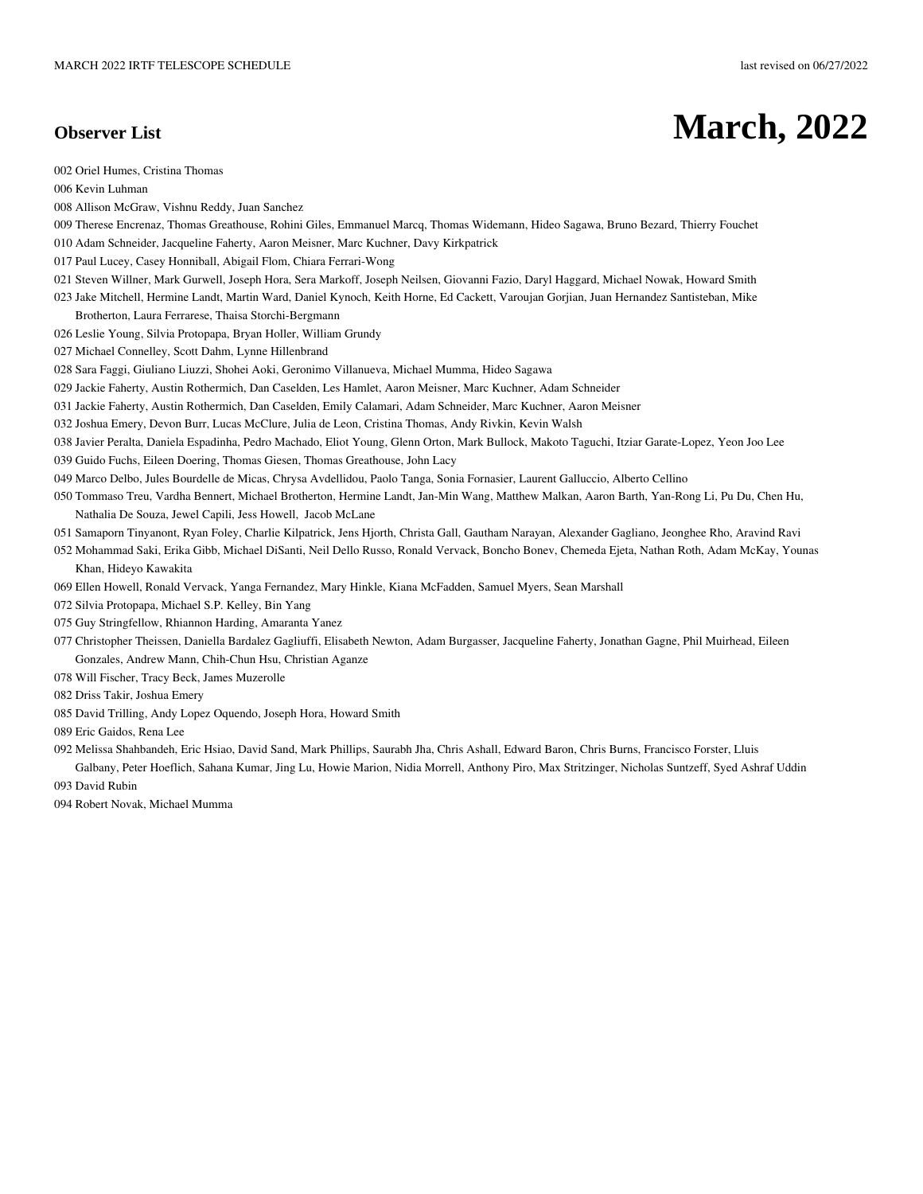## Observer List

# March, 2022

002 Oriel Humes, Cristina Thomas

006 Kevin Luhman

008 Allison McGraw, Vishnu Reddy, Juan Sanchez

009 Therese Encrenaz, Thomas Greathouse, Rohini Giles, Emmanuel Marcq, Thomas Widemann, Hideo Sagawa, Bruno Bezard, Thierry Fouchet

010 Adam Schneider, Jacqueline Faherty, Aaron Meisner, Marc Kuchner, Davy Kirkpatrick

017 Paul Lucey, Casey Honniball, Abigail Flom, Chiara Ferrari-Wong

021 Steven Willner, Mark Gurwell, Joseph Hora, Sera Markoff, Joseph Neilsen, Giovanni Fazio, Daryl Haggard, Michael Nowak, Howard Smith

023 Jake Mitchell, Hermine Landt, Martin Ward, Daniel Kynoch, Keith Horne, Ed Cackett, Varoujan Gorjian, Juan Hernandez Santisteban, Mike Brotherton, Laura Ferrarese, Thaisa Storchi-Bergmann

026 Leslie Young, Silvia Protopapa, Bryan Holler, William Grundy

027 Michael Connelley, Scott Dahm, Lynne Hillenbrand

028 Sara Faggi, Giuliano Liuzzi, Shohei Aoki, Geronimo Villanueva, Michael Mumma, Hideo Sagawa

029 Jackie Faherty, Austin Rothermich, Dan Caselden, Les Hamlet, Aaron Meisner, Marc Kuchner, Adam Schneider

031 Jackie Faherty, Austin Rothermich, Dan Caselden, Emily Calamari, Adam Schneider, Marc Kuchner, Aaron Meisner

032 Joshua Emery, Devon Burr, Lucas McClure, Julia de Leon, Cristina Thomas, Andy Rivkin, Kevin Walsh

038 Javier Peralta, Daniela Espadinha, Pedro Machado, Eliot Young, Glenn Orton, Mark Bullock, Makoto Taguchi, Itziar Garate-Lopez, Yeon Joo Lee

039 Guido Fuchs, Eileen Doering, Thomas Giesen, Thomas Greathouse, John Lacy

049 Marco Delbo, Jules Bourdelle de Micas, Chrysa Avdellidou, Paolo Tanga, Sonia Fornasier, Laurent Galluccio, Alberto Cellino

050 Tommaso Treu, Vardha Bennert, Michael Brotherton, Hermine Landt, Jan-Min Wang, Matthew Malkan, Aaron Barth, Yan-Rong Li, Pu Du, Chen Hu, Nathalia De Souza, Jewel Capili, Jess Howell, Jacob McLane

051 Samaporn Tinyanont, Ryan Foley, Charlie Kilpatrick, Jens Hjorth, Christa Gall, Gautham Narayan, Alexander Gagliano, Jeonghee Rho, Aravind Ravi

052 Mohammad Saki, Erika Gibb, Michael DiSanti, Neil Dello Russo, Ronald Vervack, Boncho Bonev, Chemeda Ejeta, Nathan Roth, Adam McKay, Younas Khan, Hideyo Kawakita

069 Ellen Howell, Ronald Vervack, Yanga Fernandez, Mary Hinkle, Kiana McFadden, Samuel Myers, Sean Marshall

072 Silvia Protopapa, Michael S.P. Kelley, Bin Yang

075 Guy Stringfellow, Rhiannon Harding, Amaranta Yanez

077 Christopher Theissen, Daniella Bardalez Gagliuffi, Elisabeth Newton, Adam Burgasser, Jacqueline Faherty, Jonathan Gagne, Phil Muirhead, Eileen Gonzales, Andrew Mann, Chih-Chun Hsu, Christian Aganze

078 Will Fischer, Tracy Beck, James Muzerolle

082 Driss Takir, Joshua Emery

085 David Trilling, Andy Lopez Oquendo, Joseph Hora, Howard Smith

089 Eric Gaidos, Rena Lee

092 Melissa Shahbandeh, Eric Hsiao, David Sand, Mark Phillips, Saurabh Jha, Chris Ashall, Edward Baron, Chris Burns, Francisco Forster, Lluis Galbany, Peter Hoeflich, Sahana Kumar, Jing Lu, Howie Marion, Nidia Morrell, Anthony Piro, Max Stritzinger, Nicholas Suntzeff, Syed Ashraf Uddin

093 David Rubin

094 Robert Novak, Michael Mumma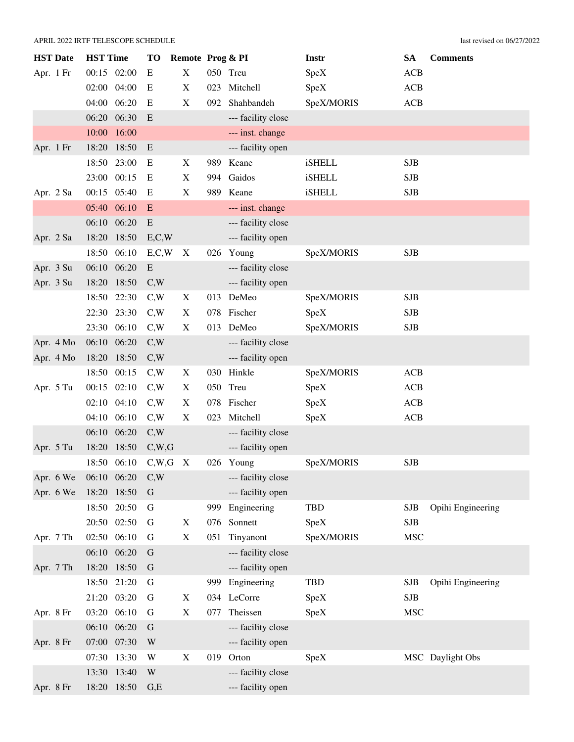APRIL 2022 IRTF TELESCOPE SCHEDULE

last revised on 06/27/2022

| HST Date | HST Time | | TO | Remote | Prog & PI | | Instr | SA | Comments |
|---|---|---|---|---|---|---|---|---|---|
| Apr. 1 Fr | 00:15 | 02:00 | E | X | 050 | Treu | SpeX | ACB | |
| | 02:00 | 04:00 | E | X | 023 | Mitchell | SpeX | ACB | |
| | 04:00 | 06:20 | E | X | 092 | Shahbandeh | SpeX/MORIS | ACB | |
| | 06:20 | 06:30 | E | | | --- facility close | | | |
| | 10:00 | 16:00 | | | | --- inst. change | | | |
| Apr. 1 Fr | 18:20 | 18:50 | E | | | --- facility open | | | |
| | 18:50 | 23:00 | E | X | 989 | Keane | iSHELL | SJB | |
| | 23:00 | 00:15 | E | X | 994 | Gaidos | iSHELL | SJB | |
| Apr. 2 Sa | 00:15 | 05:40 | E | X | 989 | Keane | iSHELL | SJB | |
| | 05:40 | 06:10 | E | | | --- inst. change | | | |
| | 06:10 | 06:20 | E | | | --- facility close | | | |
| Apr. 2 Sa | 18:20 | 18:50 | E,C,W | | | --- facility open | | | |
| | 18:50 | 06:10 | E,C,W | X | 026 | Young | SpeX/MORIS | SJB | |
| Apr. 3 Su | 06:10 | 06:20 | E | | | --- facility close | | | |
| Apr. 3 Su | 18:20 | 18:50 | C,W | | | --- facility open | | | |
| | 18:50 | 22:30 | C,W | X | 013 | DeMeo | SpeX/MORIS | SJB | |
| | 22:30 | 23:30 | C,W | X | 078 | Fischer | SpeX | SJB | |
| | 23:30 | 06:10 | C,W | X | 013 | DeMeo | SpeX/MORIS | SJB | |
| Apr. 4 Mo | 06:10 | 06:20 | C,W | | | --- facility close | | | |
| Apr. 4 Mo | 18:20 | 18:50 | C,W | | | --- facility open | | | |
| | 18:50 | 00:15 | C,W | X | 030 | Hinkle | SpeX/MORIS | ACB | |
| Apr. 5 Tu | 00:15 | 02:10 | C,W | X | 050 | Treu | SpeX | ACB | |
| | 02:10 | 04:10 | C,W | X | 078 | Fischer | SpeX | ACB | |
| | 04:10 | 06:10 | C,W | X | 023 | Mitchell | SpeX | ACB | |
| | 06:10 | 06:20 | C,W | | | --- facility close | | | |
| Apr. 5 Tu | 18:20 | 18:50 | C,W,G | | | --- facility open | | | |
| | 18:50 | 06:10 | C,W,G | X | 026 | Young | SpeX/MORIS | SJB | |
| Apr. 6 We | 06:10 | 06:20 | C,W | | | --- facility close | | | |
| Apr. 6 We | 18:20 | 18:50 | G | | | --- facility open | | | |
| | 18:50 | 20:50 | G | | 999 | Engineering | TBD | SJB | Opihi Engineering |
| | 20:50 | 02:50 | G | X | 076 | Sonnett | SpeX | SJB | |
| Apr. 7 Th | 02:50 | 06:10 | G | X | 051 | Tinyanont | SpeX/MORIS | MSC | |
| | 06:10 | 06:20 | G | | | --- facility close | | | |
| Apr. 7 Th | 18:20 | 18:50 | G | | | --- facility open | | | |
| | 18:50 | 21:20 | G | | 999 | Engineering | TBD | SJB | Opihi Engineering |
| | 21:20 | 03:20 | G | X | 034 | LeCorre | SpeX | SJB | |
| Apr. 8 Fr | 03:20 | 06:10 | G | X | 077 | Theissen | SpeX | MSC | |
| | 06:10 | 06:20 | G | | | --- facility close | | | |
| Apr. 8 Fr | 07:00 | 07:30 | W | | | --- facility open | | | |
| | 07:30 | 13:30 | W | X | 019 | Orton | SpeX | MSC | Daylight Obs |
| | 13:30 | 13:40 | W | | | --- facility close | | | |
| Apr. 8 Fr | 18:20 | 18:50 | G,E | | | --- facility open | | | |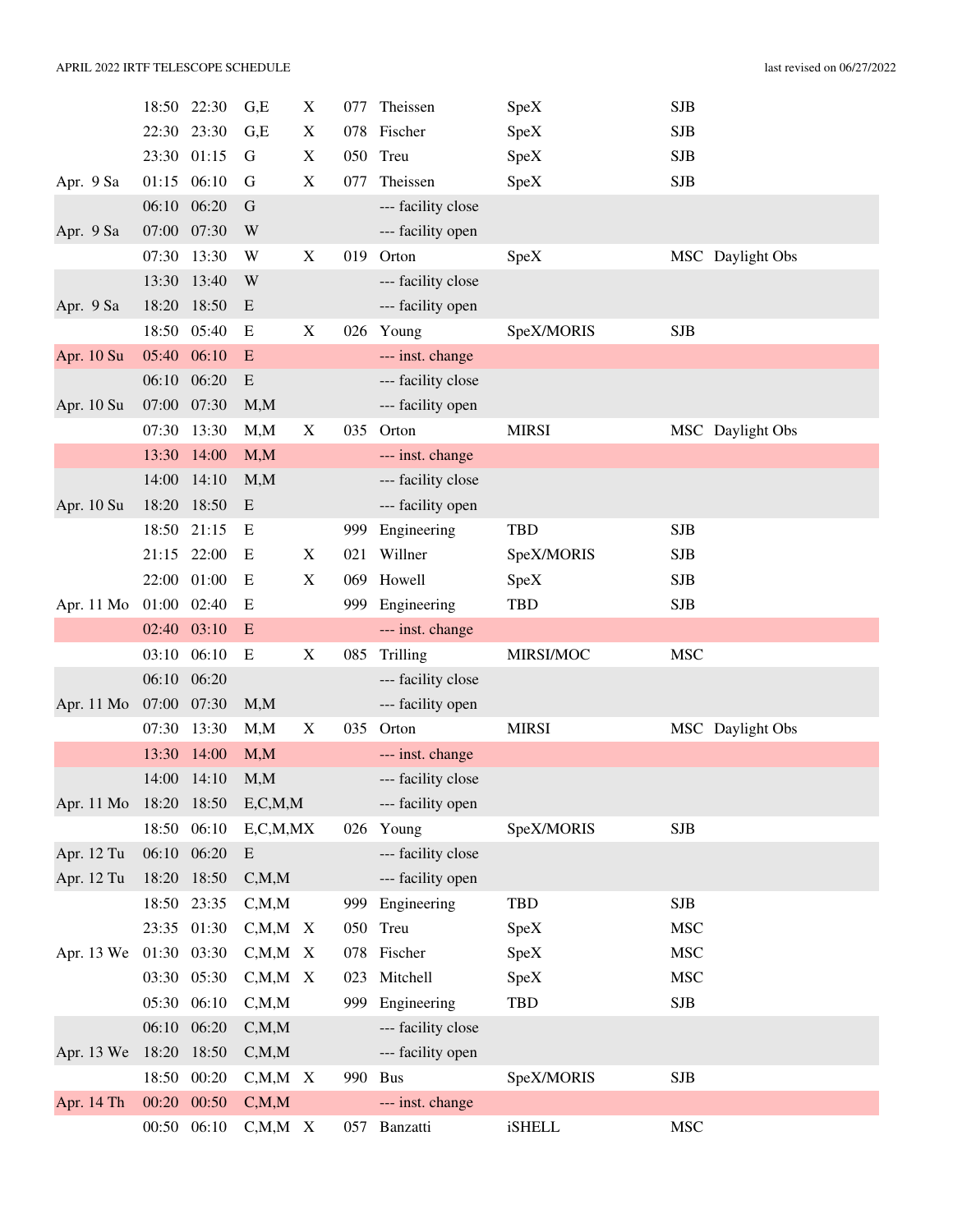| Date | Start | End | Weather | X | No. | PI | Instrument | Operator | Notes |
|---|---|---|---|---|---|---|---|---|---|
| | 18:50 | 22:30 | G,E | X | 077 | Theissen | SpeX | SJB | |
| | 22:30 | 23:30 | G,E | X | 078 | Fischer | SpeX | SJB | |
| | 23:30 | 01:15 | G | X | 050 | Treu | SpeX | SJB | |
| Apr. 9 Sa | 01:15 | 06:10 | G | X | 077 | Theissen | SpeX | SJB | |
| | 06:10 | 06:20 | G | | | --- facility close | | | |
| Apr. 9 Sa | 07:00 | 07:30 | W | | | --- facility open | | | |
| | 07:30 | 13:30 | W | X | 019 | Orton | SpeX | MSC | Daylight Obs |
| | 13:30 | 13:40 | W | | | --- facility close | | | |
| Apr. 9 Sa | 18:20 | 18:50 | E | | | --- facility open | | | |
| | 18:50 | 05:40 | E | X | 026 | Young | SpeX/MORIS | SJB | |
| Apr. 10 Su | 05:40 | 06:10 | E | | | --- inst. change | | | |
| | 06:10 | 06:20 | E | | | --- facility close | | | |
| Apr. 10 Su | 07:00 | 07:30 | M,M | | | --- facility open | | | |
| | 07:30 | 13:30 | M,M | X | 035 | Orton | MIRSI | MSC | Daylight Obs |
| | 13:30 | 14:00 | M,M | | | --- inst. change | | | |
| | 14:00 | 14:10 | M,M | | | --- facility close | | | |
| Apr. 10 Su | 18:20 | 18:50 | E | | | --- facility open | | | |
| | 18:50 | 21:15 | E | | 999 | Engineering | TBD | SJB | |
| | 21:15 | 22:00 | E | X | 021 | Willner | SpeX/MORIS | SJB | |
| | 22:00 | 01:00 | E | X | 069 | Howell | SpeX | SJB | |
| Apr. 11 Mo | 01:00 | 02:40 | E | | 999 | Engineering | TBD | SJB | |
| | 02:40 | 03:10 | E | | | --- inst. change | | | |
| | 03:10 | 06:10 | E | X | 085 | Trilling | MIRSI/MOC | MSC | |
| | 06:10 | 06:20 | | | | --- facility close | | | |
| Apr. 11 Mo | 07:00 | 07:30 | M,M | | | --- facility open | | | |
| | 07:30 | 13:30 | M,M | X | 035 | Orton | MIRSI | MSC | Daylight Obs |
| | 13:30 | 14:00 | M,M | | | --- inst. change | | | |
| | 14:00 | 14:10 | M,M | | | --- facility close | | | |
| Apr. 11 Mo | 18:20 | 18:50 | E,C,M,M | | | --- facility open | | | |
| | 18:50 | 06:10 | E,C,M,M | X | 026 | Young | SpeX/MORIS | SJB | |
| Apr. 12 Tu | 06:10 | 06:20 | E | | | --- facility close | | | |
| Apr. 12 Tu | 18:20 | 18:50 | C,M,M | | | --- facility open | | | |
| | 18:50 | 23:35 | C,M,M | | 999 | Engineering | TBD | SJB | |
| | 23:35 | 01:30 | C,M,M | X | 050 | Treu | SpeX | MSC | |
| Apr. 13 We | 01:30 | 03:30 | C,M,M | X | 078 | Fischer | SpeX | MSC | |
| | 03:30 | 05:30 | C,M,M | X | 023 | Mitchell | SpeX | MSC | |
| | 05:30 | 06:10 | C,M,M | | 999 | Engineering | TBD | SJB | |
| | 06:10 | 06:20 | C,M,M | | | --- facility close | | | |
| Apr. 13 We | 18:20 | 18:50 | C,M,M | | | --- facility open | | | |
| | 18:50 | 00:20 | C,M,M | X | 990 | Bus | SpeX/MORIS | SJB | |
| Apr. 14 Th | 00:20 | 00:50 | C,M,M | | | --- inst. change | | | |
| | 00:50 | 06:10 | C,M,M | X | 057 | Banzatti | iSHELL | MSC | |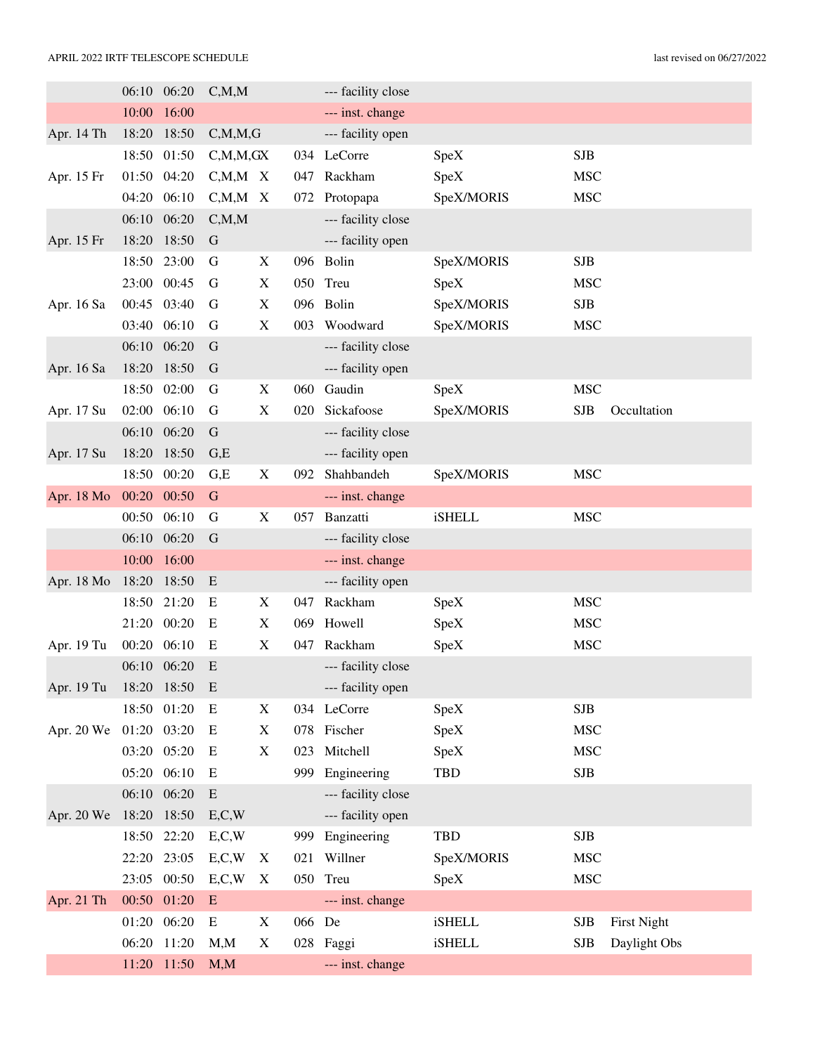APRIL 2022 IRTF TELESCOPE SCHEDULE

last revised on 06/27/2022

| Date | Start | End | Conditions | X | ID | PI | Instrument | Operator | Notes |
|---|---|---|---|---|---|---|---|---|---|
| | 06:10 | 06:20 | C,M,M | | | --- facility close | | | |
| | 10:00 | 16:00 | | | | --- inst. change | | | |
| Apr. 14 Th | 18:20 | 18:50 | C,M,M,G | | | --- facility open | | | |
| | 18:50 | 01:50 | C,M,M,G | X | 034 | LeCorre | SpeX | SJB | |
| Apr. 15 Fr | 01:50 | 04:20 | C,M,M | X | 047 | Rackham | SpeX | MSC | |
| | 04:20 | 06:10 | C,M,M | X | 072 | Protopapa | SpeX/MORIS | MSC | |
| | 06:10 | 06:20 | C,M,M | | | --- facility close | | | |
| Apr. 15 Fr | 18:20 | 18:50 | G | | | --- facility open | | | |
| | 18:50 | 23:00 | G | X | 096 | Bolin | SpeX/MORIS | SJB | |
| | 23:00 | 00:45 | G | X | 050 | Treu | SpeX | MSC | |
| Apr. 16 Sa | 00:45 | 03:40 | G | X | 096 | Bolin | SpeX/MORIS | SJB | |
| | 03:40 | 06:10 | G | X | 003 | Woodward | SpeX/MORIS | MSC | |
| | 06:10 | 06:20 | G | | | --- facility close | | | |
| Apr. 16 Sa | 18:20 | 18:50 | G | | | --- facility open | | | |
| | 18:50 | 02:00 | G | X | 060 | Gaudin | SpeX | MSC | |
| Apr. 17 Su | 02:00 | 06:10 | G | X | 020 | Sickafoose | SpeX/MORIS | SJB | Occultation |
| | 06:10 | 06:20 | G | | | --- facility close | | | |
| Apr. 17 Su | 18:20 | 18:50 | G,E | | | --- facility open | | | |
| | 18:50 | 00:20 | G,E | X | 092 | Shahbandeh | SpeX/MORIS | MSC | |
| Apr. 18 Mo | 00:20 | 00:50 | G | | | --- inst. change | | | |
| | 00:50 | 06:10 | G | X | 057 | Banzatti | iSHELL | MSC | |
| | 06:10 | 06:20 | G | | | --- facility close | | | |
| | 10:00 | 16:00 | | | | --- inst. change | | | |
| Apr. 18 Mo | 18:20 | 18:50 | E | | | --- facility open | | | |
| | 18:50 | 21:20 | E | X | 047 | Rackham | SpeX | MSC | |
| | 21:20 | 00:20 | E | X | 069 | Howell | SpeX | MSC | |
| Apr. 19 Tu | 00:20 | 06:10 | E | X | 047 | Rackham | SpeX | MSC | |
| | 06:10 | 06:20 | E | | | --- facility close | | | |
| Apr. 19 Tu | 18:20 | 18:50 | E | | | --- facility open | | | |
| | 18:50 | 01:20 | E | X | 034 | LeCorre | SpeX | SJB | |
| Apr. 20 We | 01:20 | 03:20 | E | X | 078 | Fischer | SpeX | MSC | |
| | 03:20 | 05:20 | E | X | 023 | Mitchell | SpeX | MSC | |
| | 05:20 | 06:10 | E | | 999 | Engineering | TBD | SJB | |
| | 06:10 | 06:20 | E | | | --- facility close | | | |
| Apr. 20 We | 18:20 | 18:50 | E,C,W | | | --- facility open | | | |
| | 18:50 | 22:20 | E,C,W | | 999 | Engineering | TBD | SJB | |
| | 22:20 | 23:05 | E,C,W | X | 021 | Willner | SpeX/MORIS | MSC | |
| | 23:05 | 00:50 | E,C,W | X | 050 | Treu | SpeX | MSC | |
| Apr. 21 Th | 00:50 | 01:20 | E | | | --- inst. change | | | |
| | 01:20 | 06:20 | E | X | 066 | De | iSHELL | SJB | First Night |
| | 06:20 | 11:20 | M,M | X | 028 | Faggi | iSHELL | SJB | Daylight Obs |
| | 11:20 | 11:50 | M,M | | | --- inst. change | | | |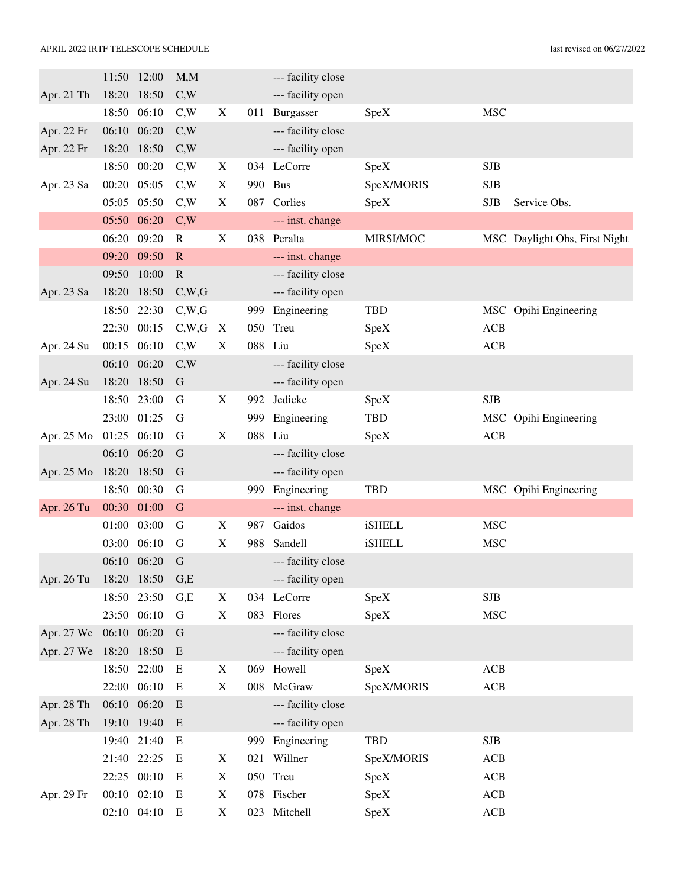APRIL 2022 IRTF TELESCOPE SCHEDULE

last revised on 06/27/2022

| Date | Start | End | Op | X | ID | Name | Instrument | Support | Notes |
|---|---|---|---|---|---|---|---|---|---|
| | 11:50 | 12:00 | M,M | | | --- facility close | | | |
| Apr. 21 Th | 18:20 | 18:50 | C,W | | | --- facility open | | | |
| | 18:50 | 06:10 | C,W | X | 011 | Burgasser | SpeX | MSC | |
| Apr. 22 Fr | 06:10 | 06:20 | C,W | | | --- facility close | | | |
| Apr. 22 Fr | 18:20 | 18:50 | C,W | | | --- facility open | | | |
| | 18:50 | 00:20 | C,W | X | 034 | LeCorre | SpeX | SJB | |
| Apr. 23 Sa | 00:20 | 05:05 | C,W | X | 990 | Bus | SpeX/MORIS | SJB | |
| | 05:05 | 05:50 | C,W | X | 087 | Corlies | SpeX | SJB | Service Obs. |
| | 05:50 | 06:20 | C,W | | | --- inst. change | | | |
| | 06:20 | 09:20 | R | X | 038 | Peralta | MIRSI/MOC | MSC | Daylight Obs, First Night |
| | 09:20 | 09:50 | R | | | --- inst. change | | | |
| | 09:50 | 10:00 | R | | | --- facility close | | | |
| Apr. 23 Sa | 18:20 | 18:50 | C,W,G | | | --- facility open | | | |
| | 18:50 | 22:30 | C,W,G | | 999 | Engineering | TBD | MSC | Opihi Engineering |
| | 22:30 | 00:15 | C,W,G | X | 050 | Treu | SpeX | ACB | |
| Apr. 24 Su | 00:15 | 06:10 | C,W | X | 088 | Liu | SpeX | ACB | |
| | 06:10 | 06:20 | C,W | | | --- facility close | | | |
| Apr. 24 Su | 18:20 | 18:50 | G | | | --- facility open | | | |
| | 18:50 | 23:00 | G | X | 992 | Jedicke | SpeX | SJB | |
| | 23:00 | 01:25 | G | | 999 | Engineering | TBD | MSC | Opihi Engineering |
| Apr. 25 Mo | 01:25 | 06:10 | G | X | 088 | Liu | SpeX | ACB | |
| | 06:10 | 06:20 | G | | | --- facility close | | | |
| Apr. 25 Mo | 18:20 | 18:50 | G | | | --- facility open | | | |
| | 18:50 | 00:30 | G | | 999 | Engineering | TBD | MSC | Opihi Engineering |
| Apr. 26 Tu | 00:30 | 01:00 | G | | | --- inst. change | | | |
| | 01:00 | 03:00 | G | X | 987 | Gaidos | iSHELL | MSC | |
| | 03:00 | 06:10 | G | X | 988 | Sandell | iSHELL | MSC | |
| | 06:10 | 06:20 | G | | | --- facility close | | | |
| Apr. 26 Tu | 18:20 | 18:50 | G,E | | | --- facility open | | | |
| | 18:50 | 23:50 | G,E | X | 034 | LeCorre | SpeX | SJB | |
| | 23:50 | 06:10 | G | X | 083 | Flores | SpeX | MSC | |
| Apr. 27 We | 06:10 | 06:20 | G | | | --- facility close | | | |
| Apr. 27 We | 18:20 | 18:50 | E | | | --- facility open | | | |
| | 18:50 | 22:00 | E | X | 069 | Howell | SpeX | ACB | |
| | 22:00 | 06:10 | E | X | 008 | McGraw | SpeX/MORIS | ACB | |
| Apr. 28 Th | 06:10 | 06:20 | E | | | --- facility close | | | |
| Apr. 28 Th | 19:10 | 19:40 | E | | | --- facility open | | | |
| | 19:40 | 21:40 | E | | 999 | Engineering | TBD | SJB | |
| | 21:40 | 22:25 | E | X | 021 | Willner | SpeX/MORIS | ACB | |
| | 22:25 | 00:10 | E | X | 050 | Treu | SpeX | ACB | |
| Apr. 29 Fr | 00:10 | 02:10 | E | X | 078 | Fischer | SpeX | ACB | |
| | 02:10 | 04:10 | E | X | 023 | Mitchell | SpeX | ACB | |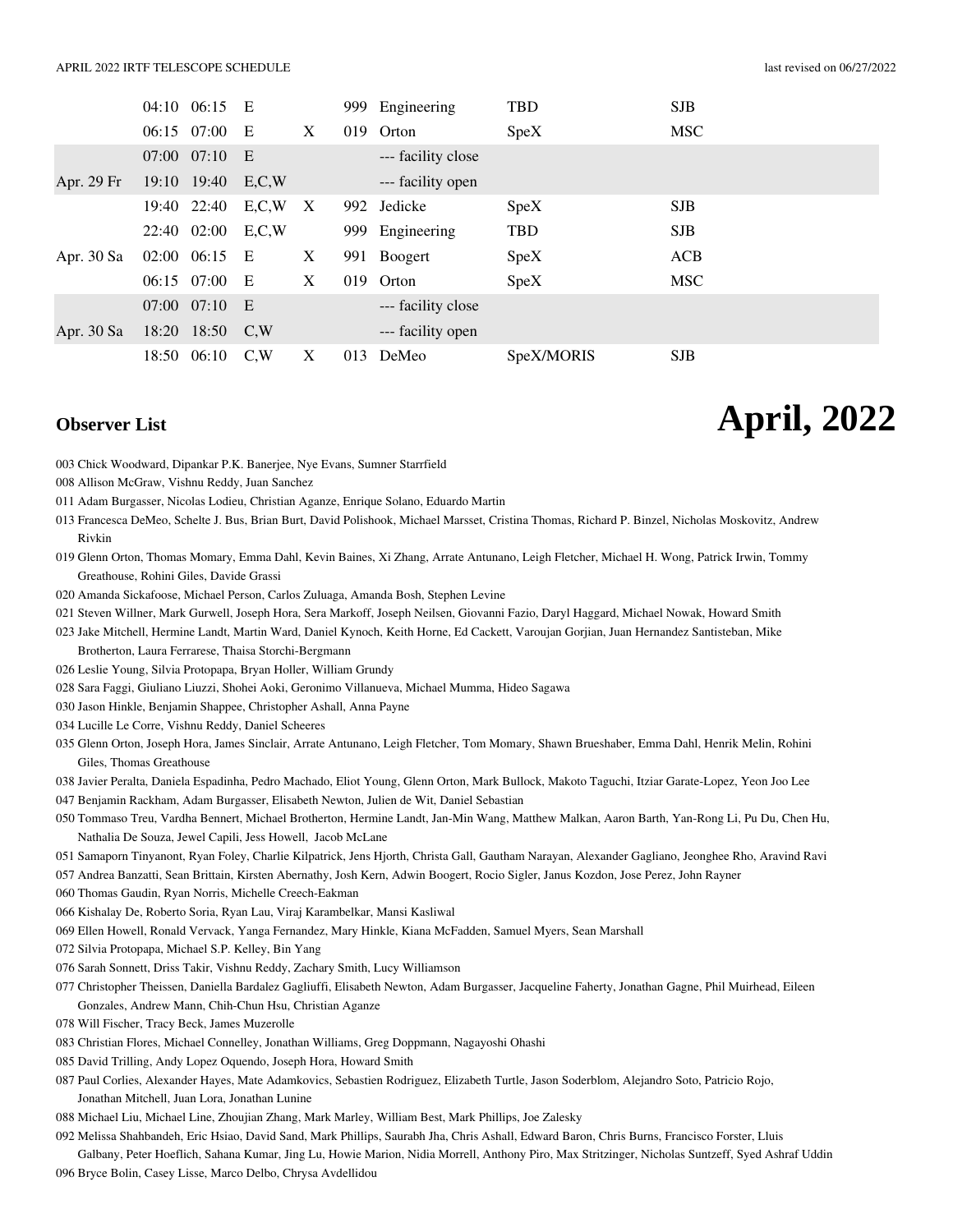| | | | | | | | | |
|---|---|---|---|---|---|---|---|---|
| | 04:10 | 06:15 | E | | 999 | Engineering | TBD | SJB |
| | 06:15 | 07:00 | E | X | 019 | Orton | SpeX | MSC |
| | 07:00 | 07:10 | E | | | --- facility close | | |
| Apr. 29 Fr | 19:10 | 19:40 | E,C,W | | | --- facility open | | |
| | 19:40 | 22:40 | E,C,W | X | 992 | Jedicke | SpeX | SJB |
| | 22:40 | 02:00 | E,C,W | | 999 | Engineering | TBD | SJB |
| Apr. 30 Sa | 02:00 | 06:15 | E | X | 991 | Boogert | SpeX | ACB |
| | 06:15 | 07:00 | E | X | 019 | Orton | SpeX | MSC |
| | 07:00 | 07:10 | E | | | --- facility close | | |
| Apr. 30 Sa | 18:20 | 18:50 | C,W | | | --- facility open | | |
| | 18:50 | 06:10 | C,W | X | 013 | DeMeo | SpeX/MORIS | SJB |

## Observer List

# April, 2022

003 Chick Woodward, Dipankar P.K. Banerjee, Nye Evans, Sumner Starrfield

008 Allison McGraw, Vishnu Reddy, Juan Sanchez

011 Adam Burgasser, Nicolas Lodieu, Christian Aganze, Enrique Solano, Eduardo Martin

013 Francesca DeMeo, Schelte J. Bus, Brian Burt, David Polishook, Michael Marsset, Cristina Thomas, Richard P. Binzel, Nicholas Moskovitz, Andrew Rivkin

019 Glenn Orton, Thomas Momary, Emma Dahl, Kevin Baines, Xi Zhang, Arrate Antunano, Leigh Fletcher, Michael H. Wong, Patrick Irwin, Tommy Greathouse, Rohini Giles, Davide Grassi

020 Amanda Sickafoose, Michael Person, Carlos Zuluaga, Amanda Bosh, Stephen Levine

021 Steven Willner, Mark Gurwell, Joseph Hora, Sera Markoff, Joseph Neilsen, Giovanni Fazio, Daryl Haggard, Michael Nowak, Howard Smith

023 Jake Mitchell, Hermine Landt, Martin Ward, Daniel Kynoch, Keith Horne, Ed Cackett, Varoujan Gorjian, Juan Hernandez Santisteban, Mike Brotherton, Laura Ferrarese, Thaisa Storchi-Bergmann

026 Leslie Young, Silvia Protopapa, Bryan Holler, William Grundy

028 Sara Faggi, Giuliano Liuzzi, Shohei Aoki, Geronimo Villanueva, Michael Mumma, Hideo Sagawa

030 Jason Hinkle, Benjamin Shappee, Christopher Ashall, Anna Payne

034 Lucille Le Corre, Vishnu Reddy, Daniel Scheeres

035 Glenn Orton, Joseph Hora, James Sinclair, Arrate Antunano, Leigh Fletcher, Tom Momary, Shawn Brueshaber, Emma Dahl, Henrik Melin, Rohini Giles, Thomas Greathouse

038 Javier Peralta, Daniela Espadinha, Pedro Machado, Eliot Young, Glenn Orton, Mark Bullock, Makoto Taguchi, Itziar Garate-Lopez, Yeon Joo Lee

047 Benjamin Rackham, Adam Burgasser, Elisabeth Newton, Julien de Wit, Daniel Sebastian

050 Tommaso Treu, Vardha Bennert, Michael Brotherton, Hermine Landt, Jan-Min Wang, Matthew Malkan, Aaron Barth, Yan-Rong Li, Pu Du, Chen Hu, Nathalia De Souza, Jewel Capili, Jess Howell, Jacob McLane

051 Samaporn Tinyanont, Ryan Foley, Charlie Kilpatrick, Jens Hjorth, Christa Gall, Gautham Narayan, Alexander Gagliano, Jeonghee Rho, Aravind Ravi

057 Andrea Banzatti, Sean Brittain, Kirsten Abernathy, Josh Kern, Adwin Boogert, Rocio Sigler, Janus Kozdon, Jose Perez, John Rayner

060 Thomas Gaudin, Ryan Norris, Michelle Creech-Eakman

066 Kishalay De, Roberto Soria, Ryan Lau, Viraj Karambelkar, Mansi Kasliwal

069 Ellen Howell, Ronald Vervack, Yanga Fernandez, Mary Hinkle, Kiana McFadden, Samuel Myers, Sean Marshall

072 Silvia Protopapa, Michael S.P. Kelley, Bin Yang

076 Sarah Sonnett, Driss Takir, Vishnu Reddy, Zachary Smith, Lucy Williamson

077 Christopher Theissen, Daniella Bardalez Gagliuffi, Elisabeth Newton, Adam Burgasser, Jacqueline Faherty, Jonathan Gagne, Phil Muirhead, Eileen Gonzales, Andrew Mann, Chih-Chun Hsu, Christian Aganze

078 Will Fischer, Tracy Beck, James Muzerolle

083 Christian Flores, Michael Connelley, Jonathan Williams, Greg Doppmann, Nagayoshi Ohashi

085 David Trilling, Andy Lopez Oquendo, Joseph Hora, Howard Smith

087 Paul Corlies, Alexander Hayes, Mate Adamkovics, Sebastien Rodriguez, Elizabeth Turtle, Jason Soderblom, Alejandro Soto, Patricio Rojo, Jonathan Mitchell, Juan Lora, Jonathan Lunine

088 Michael Liu, Michael Line, Zhoujian Zhang, Mark Marley, William Best, Mark Phillips, Joe Zalesky

092 Melissa Shahbandeh, Eric Hsiao, David Sand, Mark Phillips, Saurabh Jha, Chris Ashall, Edward Baron, Chris Burns, Francisco Forster, Lluis Galbany, Peter Hoeflich, Sahana Kumar, Jing Lu, Howie Marion, Nidia Morrell, Anthony Piro, Max Stritzinger, Nicholas Suntzeff, Syed Ashraf Uddin

096 Bryce Bolin, Casey Lisse, Marco Delbo, Chrysa Avdellidou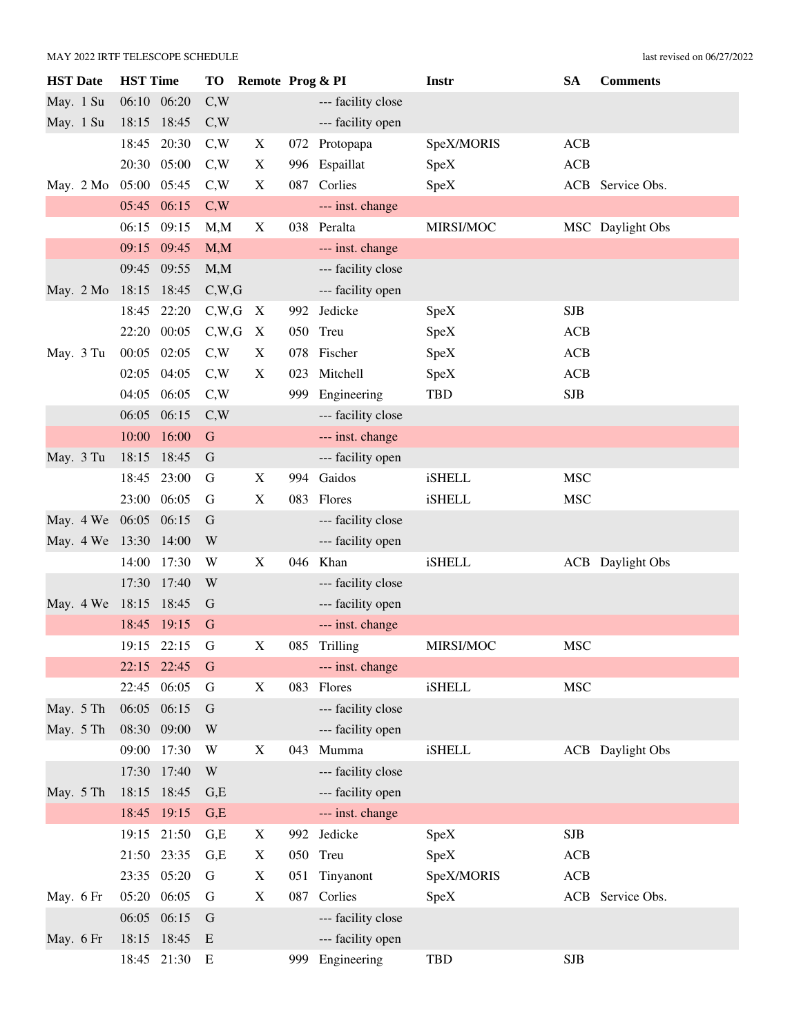MAY 2022 IRTF TELESCOPE SCHEDULE

last revised on 06/27/2022

| HST Date | HST Time | | TO | Remote | Prog & PI | | Instr | SA | Comments |
|---|---|---|---|---|---|---|---|---|---|
| May. 1 Su | 06:10 | 06:20 | C,W | | | --- facility close | | | |
| May. 1 Su | 18:15 | 18:45 | C,W | | | --- facility open | | | |
| | 18:45 | 20:30 | C,W | X | 072 | Protopapa | SpeX/MORIS | ACB | |
| | 20:30 | 05:00 | C,W | X | 996 | Espaillat | SpeX | ACB | |
| May. 2 Mo | 05:00 | 05:45 | C,W | X | 087 | Corlies | SpeX | ACB | Service Obs. |
| | 05:45 | 06:15 | C,W | | | --- inst. change | | | |
| | 06:15 | 09:15 | M,M | X | 038 | Peralta | MIRSI/MOC | MSC | Daylight Obs |
| | 09:15 | 09:45 | M,M | | | --- inst. change | | | |
| | 09:45 | 09:55 | M,M | | | --- facility close | | | |
| May. 2 Mo | 18:15 | 18:45 | C,W,G | | | --- facility open | | | |
| | 18:45 | 22:20 | C,W,G | X | 992 | Jedicke | SpeX | SJB | |
| | 22:20 | 00:05 | C,W,G | X | 050 | Treu | SpeX | ACB | |
| May. 3 Tu | 00:05 | 02:05 | C,W | X | 078 | Fischer | SpeX | ACB | |
| | 02:05 | 04:05 | C,W | X | 023 | Mitchell | SpeX | ACB | |
| | 04:05 | 06:05 | C,W | | 999 | Engineering | TBD | SJB | |
| | 06:05 | 06:15 | C,W | | | --- facility close | | | |
| | 10:00 | 16:00 | G | | | --- inst. change | | | |
| May. 3 Tu | 18:15 | 18:45 | G | | | --- facility open | | | |
| | 18:45 | 23:00 | G | X | 994 | Gaidos | iSHELL | MSC | |
| | 23:00 | 06:05 | G | X | 083 | Flores | iSHELL | MSC | |
| May. 4 We | 06:05 | 06:15 | G | | | --- facility close | | | |
| May. 4 We | 13:30 | 14:00 | W | | | --- facility open | | | |
| | 14:00 | 17:30 | W | X | 046 | Khan | iSHELL | ACB | Daylight Obs |
| | 17:30 | 17:40 | W | | | --- facility close | | | |
| May. 4 We | 18:15 | 18:45 | G | | | --- facility open | | | |
| | 18:45 | 19:15 | G | | | --- inst. change | | | |
| | 19:15 | 22:15 | G | X | 085 | Trilling | MIRSI/MOC | MSC | |
| | 22:15 | 22:45 | G | | | --- inst. change | | | |
| | 22:45 | 06:05 | G | X | 083 | Flores | iSHELL | MSC | |
| May. 5 Th | 06:05 | 06:15 | G | | | --- facility close | | | |
| May. 5 Th | 08:30 | 09:00 | W | | | --- facility open | | | |
| | 09:00 | 17:30 | W | X | 043 | Mumma | iSHELL | ACB | Daylight Obs |
| | 17:30 | 17:40 | W | | | --- facility close | | | |
| May. 5 Th | 18:15 | 18:45 | G,E | | | --- facility open | | | |
| | 18:45 | 19:15 | G,E | | | --- inst. change | | | |
| | 19:15 | 21:50 | G,E | X | 992 | Jedicke | SpeX | SJB | |
| | 21:50 | 23:35 | G,E | X | 050 | Treu | SpeX | ACB | |
| | 23:35 | 05:20 | G | X | 051 | Tinyanont | SpeX/MORIS | ACB | |
| May. 6 Fr | 05:20 | 06:05 | G | X | 087 | Corlies | SpeX | ACB | Service Obs. |
| | 06:05 | 06:15 | G | | | --- facility close | | | |
| May. 6 Fr | 18:15 | 18:45 | E | | | --- facility open | | | |
| | 18:45 | 21:30 | E | | 999 | Engineering | TBD | SJB | |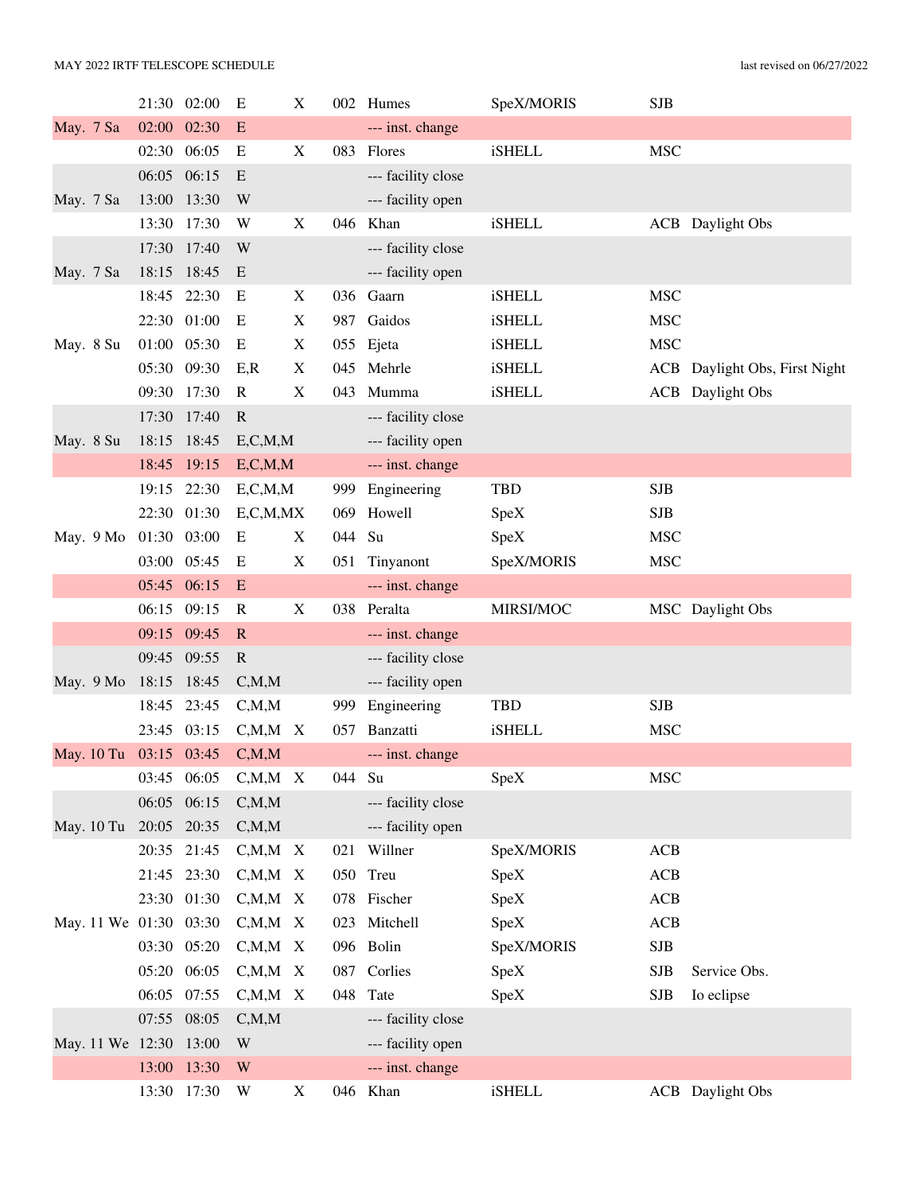| Date | Start | End | Config | | Prog | PI / Activity | Instrument | Operator | Notes |
|---|---|---|---|---|---|---|---|---|---|
| | 21:30 | 02:00 | E | X | 002 | Humes | SpeX/MORIS | SJB | |
| May. 7 Sa | 02:00 | 02:30 | E | | | --- inst. change | | | |
| | 02:30 | 06:05 | E | X | 083 | Flores | iSHELL | MSC | |
| | 06:05 | 06:15 | E | | | --- facility close | | | |
| May. 7 Sa | 13:00 | 13:30 | W | | | --- facility open | | | |
| | 13:30 | 17:30 | W | X | 046 | Khan | iSHELL | ACB | Daylight Obs |
| | 17:30 | 17:40 | W | | | --- facility close | | | |
| May. 7 Sa | 18:15 | 18:45 | E | | | --- facility open | | | |
| | 18:45 | 22:30 | E | X | 036 | Gaarn | iSHELL | MSC | |
| | 22:30 | 01:00 | E | X | 987 | Gaidos | iSHELL | MSC | |
| May. 8 Su | 01:00 | 05:30 | E | X | 055 | Ejeta | iSHELL | MSC | |
| | 05:30 | 09:30 | E,R | X | 045 | Mehrle | iSHELL | ACB | Daylight Obs, First Night |
| | 09:30 | 17:30 | R | X | 043 | Mumma | iSHELL | ACB | Daylight Obs |
| | 17:30 | 17:40 | R | | | --- facility close | | | |
| May. 8 Su | 18:15 | 18:45 | E,C,M,M | | | --- facility open | | | |
| | 18:45 | 19:15 | E,C,M,M | | | --- inst. change | | | |
| | 19:15 | 22:30 | E,C,M,M | | 999 | Engineering | TBD | SJB | |
| | 22:30 | 01:30 | E,C,M,M | X | 069 | Howell | SpeX | SJB | |
| May. 9 Mo | 01:30 | 03:00 | E | X | 044 | Su | SpeX | MSC | |
| | 03:00 | 05:45 | E | X | 051 | Tinyanont | SpeX/MORIS | MSC | |
| | 05:45 | 06:15 | E | | | --- inst. change | | | |
| | 06:15 | 09:15 | R | X | 038 | Peralta | MIRSI/MOC | MSC | Daylight Obs |
| | 09:15 | 09:45 | R | | | --- inst. change | | | |
| | 09:45 | 09:55 | R | | | --- facility close | | | |
| May. 9 Mo | 18:15 | 18:45 | C,M,M | | | --- facility open | | | |
| | 18:45 | 23:45 | C,M,M | | 999 | Engineering | TBD | SJB | |
| | 23:45 | 03:15 | C,M,M | X | 057 | Banzatti | iSHELL | MSC | |
| May. 10 Tu | 03:15 | 03:45 | C,M,M | | | --- inst. change | | | |
| | 03:45 | 06:05 | C,M,M | X | 044 | Su | SpeX | MSC | |
| | 06:05 | 06:15 | C,M,M | | | --- facility close | | | |
| May. 10 Tu | 20:05 | 20:35 | C,M,M | | | --- facility open | | | |
| | 20:35 | 21:45 | C,M,M | X | 021 | Willner | SpeX/MORIS | ACB | |
| | 21:45 | 23:30 | C,M,M | X | 050 | Treu | SpeX | ACB | |
| | 23:30 | 01:30 | C,M,M | X | 078 | Fischer | SpeX | ACB | |
| May. 11 We | 01:30 | 03:30 | C,M,M | X | 023 | Mitchell | SpeX | ACB | |
| | 03:30 | 05:20 | C,M,M | X | 096 | Bolin | SpeX/MORIS | SJB | |
| | 05:20 | 06:05 | C,M,M | X | 087 | Corlies | SpeX | SJB | Service Obs. |
| | 06:05 | 07:55 | C,M,M | X | 048 | Tate | SpeX | SJB | Io eclipse |
| | 07:55 | 08:05 | C,M,M | | | --- facility close | | | |
| May. 11 We | 12:30 | 13:00 | W | | | --- facility open | | | |
| | 13:00 | 13:30 | W | | | --- inst. change | | | |
| | 13:30 | 17:30 | W | X | 046 | Khan | iSHELL | ACB | Daylight Obs |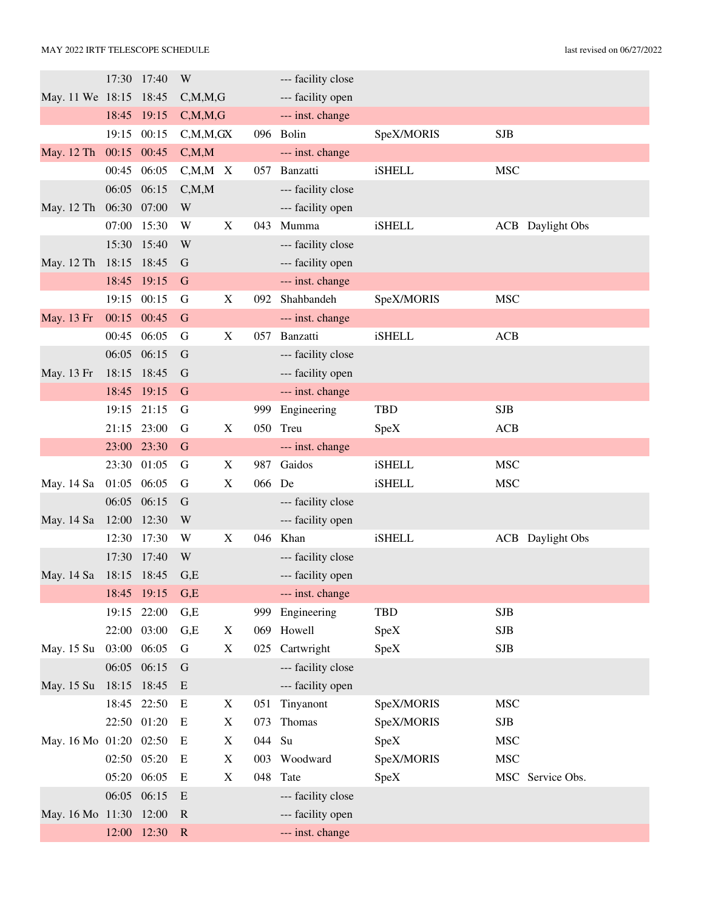MAY 2022 IRTF TELESCOPE SCHEDULE — last revised on 06/27/2022

| Date | Start | End | Staff | X | Prog | PI / Activity | Instrument | Operator | Notes |
|---|---|---|---|---|---|---|---|---|---|
| | 17:30 | 17:40 | W | | | --- facility close | | | |
| May. 11 We | 18:15 | 18:45 | C,M,M,G | | | --- facility open | | | |
| | 18:45 | 19:15 | C,M,M,G | | | --- inst. change | | | |
| | 19:15 | 00:15 | C,M,M,G | X | 096 | Bolin | SpeX/MORIS | SJB | |
| May. 12 Th | 00:15 | 00:45 | C,M,M | | | --- inst. change | | | |
| | 00:45 | 06:05 | C,M,M | X | 057 | Banzatti | iSHELL | MSC | |
| | 06:05 | 06:15 | C,M,M | | | --- facility close | | | |
| May. 12 Th | 06:30 | 07:00 | W | | | --- facility open | | | |
| | 07:00 | 15:30 | W | X | 043 | Mumma | iSHELL | ACB | Daylight Obs |
| | 15:30 | 15:40 | W | | | --- facility close | | | |
| May. 12 Th | 18:15 | 18:45 | G | | | --- facility open | | | |
| | 18:45 | 19:15 | G | | | --- inst. change | | | |
| | 19:15 | 00:15 | G | X | 092 | Shahbandeh | SpeX/MORIS | MSC | |
| May. 13 Fr | 00:15 | 00:45 | G | | | --- inst. change | | | |
| | 00:45 | 06:05 | G | X | 057 | Banzatti | iSHELL | ACB | |
| | 06:05 | 06:15 | G | | | --- facility close | | | |
| May. 13 Fr | 18:15 | 18:45 | G | | | --- facility open | | | |
| | 18:45 | 19:15 | G | | | --- inst. change | | | |
| | 19:15 | 21:15 | G | | 999 | Engineering | TBD | SJB | |
| | 21:15 | 23:00 | G | X | 050 | Treu | SpeX | ACB | |
| | 23:00 | 23:30 | G | | | --- inst. change | | | |
| | 23:30 | 01:05 | G | X | 987 | Gaidos | iSHELL | MSC | |
| May. 14 Sa | 01:05 | 06:05 | G | X | 066 | De | iSHELL | MSC | |
| | 06:05 | 06:15 | G | | | --- facility close | | | |
| May. 14 Sa | 12:00 | 12:30 | W | | | --- facility open | | | |
| | 12:30 | 17:30 | W | X | 046 | Khan | iSHELL | ACB | Daylight Obs |
| | 17:30 | 17:40 | W | | | --- facility close | | | |
| May. 14 Sa | 18:15 | 18:45 | G,E | | | --- facility open | | | |
| | 18:45 | 19:15 | G,E | | | --- inst. change | | | |
| | 19:15 | 22:00 | G,E | | 999 | Engineering | TBD | SJB | |
| | 22:00 | 03:00 | G,E | X | 069 | Howell | SpeX | SJB | |
| May. 15 Su | 03:00 | 06:05 | G | X | 025 | Cartwright | SpeX | SJB | |
| | 06:05 | 06:15 | G | | | --- facility close | | | |
| May. 15 Su | 18:15 | 18:45 | E | | | --- facility open | | | |
| | 18:45 | 22:50 | E | X | 051 | Tinyanont | SpeX/MORIS | MSC | |
| | 22:50 | 01:20 | E | X | 073 | Thomas | SpeX/MORIS | SJB | |
| May. 16 Mo | 01:20 | 02:50 | E | X | 044 | Su | SpeX | MSC | |
| | 02:50 | 05:20 | E | X | 003 | Woodward | SpeX/MORIS | MSC | |
| | 05:20 | 06:05 | E | X | 048 | Tate | SpeX | MSC | Service Obs. |
| | 06:05 | 06:15 | E | | | --- facility close | | | |
| May. 16 Mo | 11:30 | 12:00 | R | | | --- facility open | | | |
| | 12:00 | 12:30 | R | | | --- inst. change | | | |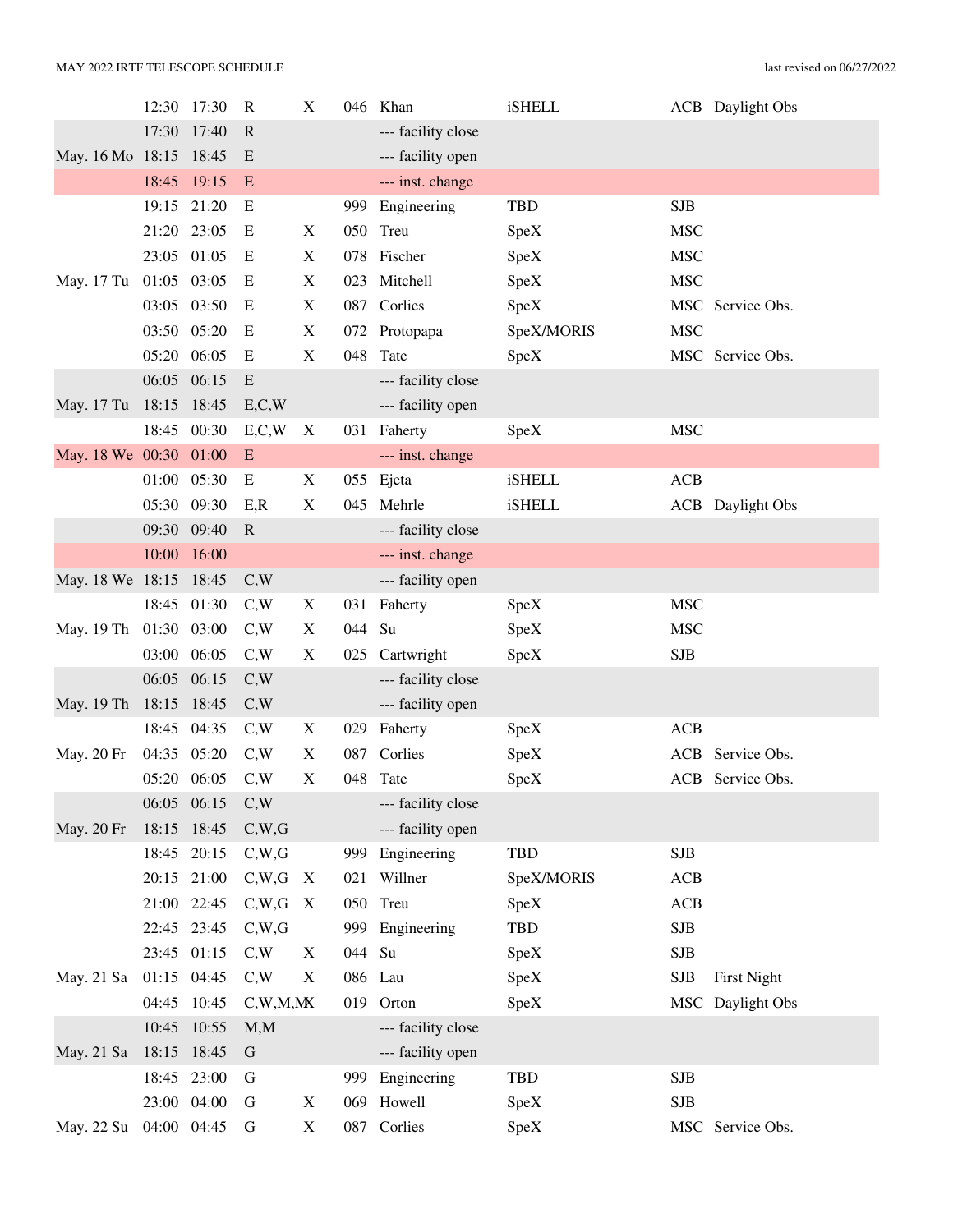| | | | | | | | | | |
|---|---|---|---|---|---|---|---|---|---|
| | 12:30 | 17:30 | R | X | 046 | Khan | iSHELL | ACB | Daylight Obs |
| | 17:30 | 17:40 | R | | | --- facility close | | | |
| May. 16 Mo | 18:15 | 18:45 | E | | | --- facility open | | | |
| | 18:45 | 19:15 | E | | | --- inst. change | | | |
| | 19:15 | 21:20 | E | | 999 | Engineering | TBD | SJB | |
| | 21:20 | 23:05 | E | X | 050 | Treu | SpeX | MSC | |
| | 23:05 | 01:05 | E | X | 078 | Fischer | SpeX | MSC | |
| May. 17 Tu | 01:05 | 03:05 | E | X | 023 | Mitchell | SpeX | MSC | |
| | 03:05 | 03:50 | E | X | 087 | Corlies | SpeX | MSC | Service Obs. |
| | 03:50 | 05:20 | E | X | 072 | Protopapa | SpeX/MORIS | MSC | |
| | 05:20 | 06:05 | E | X | 048 | Tate | SpeX | MSC | Service Obs. |
| | 06:05 | 06:15 | E | | | --- facility close | | | |
| May. 17 Tu | 18:15 | 18:45 | E,C,W | | | --- facility open | | | |
| | 18:45 | 00:30 | E,C,W | X | 031 | Faherty | SpeX | MSC | |
| May. 18 We | 00:30 | 01:00 | E | | | --- inst. change | | | |
| | 01:00 | 05:30 | E | X | 055 | Ejeta | iSHELL | ACB | |
| | 05:30 | 09:30 | E,R | X | 045 | Mehrle | iSHELL | ACB | Daylight Obs |
| | 09:30 | 09:40 | R | | | --- facility close | | | |
| | 10:00 | 16:00 | | | | --- inst. change | | | |
| May. 18 We | 18:15 | 18:45 | C,W | | | --- facility open | | | |
| | 18:45 | 01:30 | C,W | X | 031 | Faherty | SpeX | MSC | |
| May. 19 Th | 01:30 | 03:00 | C,W | X | 044 | Su | SpeX | MSC | |
| | 03:00 | 06:05 | C,W | X | 025 | Cartwright | SpeX | SJB | |
| | 06:05 | 06:15 | C,W | | | --- facility close | | | |
| May. 19 Th | 18:15 | 18:45 | C,W | | | --- facility open | | | |
| | 18:45 | 04:35 | C,W | X | 029 | Faherty | SpeX | ACB | |
| May. 20 Fr | 04:35 | 05:20 | C,W | X | 087 | Corlies | SpeX | ACB | Service Obs. |
| | 05:20 | 06:05 | C,W | X | 048 | Tate | SpeX | ACB | Service Obs. |
| | 06:05 | 06:15 | C,W | | | --- facility close | | | |
| May. 20 Fr | 18:15 | 18:45 | C,W,G | | | --- facility open | | | |
| | 18:45 | 20:15 | C,W,G | | 999 | Engineering | TBD | SJB | |
| | 20:15 | 21:00 | C,W,G | X | 021 | Willner | SpeX/MORIS | ACB | |
| | 21:00 | 22:45 | C,W,G | X | 050 | Treu | SpeX | ACB | |
| | 22:45 | 23:45 | C,W,G | | 999 | Engineering | TBD | SJB | |
| | 23:45 | 01:15 | C,W | X | 044 | Su | SpeX | SJB | |
| May. 21 Sa | 01:15 | 04:45 | C,W | X | 086 | Lau | SpeX | SJB | First Night |
| | 04:45 | 10:45 | C,W,M,M | X | 019 | Orton | SpeX | MSC | Daylight Obs |
| | 10:45 | 10:55 | M,M | | | --- facility close | | | |
| May. 21 Sa | 18:15 | 18:45 | G | | | --- facility open | | | |
| | 18:45 | 23:00 | G | | 999 | Engineering | TBD | SJB | |
| | 23:00 | 04:00 | G | X | 069 | Howell | SpeX | SJB | |
| May. 22 Su | 04:00 | 04:45 | G | X | 087 | Corlies | SpeX | MSC | Service Obs. |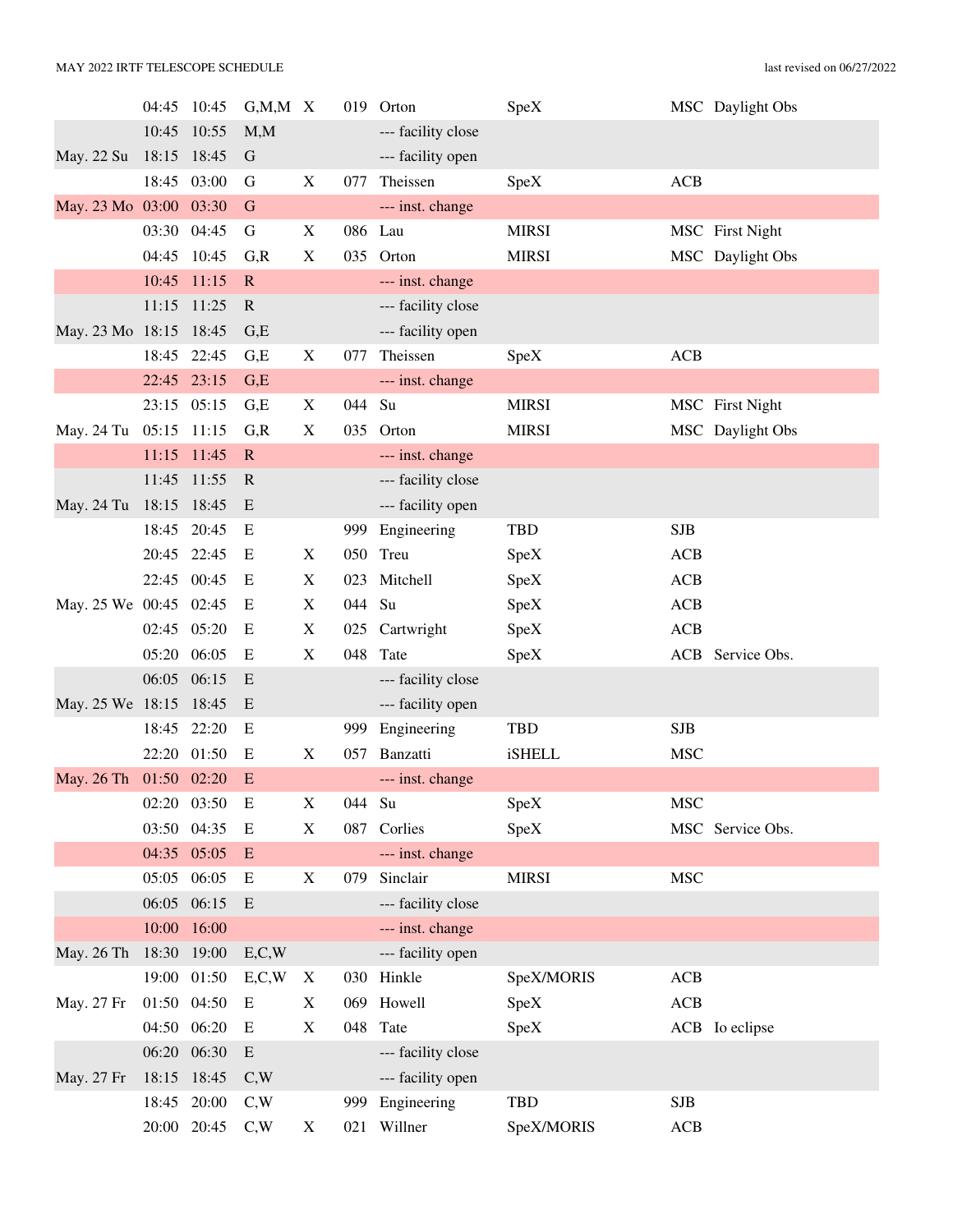MAY 2022 IRTF TELESCOPE SCHEDULE

last revised on 06/27/2022

| Date | Start | End | Operators | X | Prog | PI | Instrument | Support | Notes |
|---|---|---|---|---|---|---|---|---|---|
| | 04:45 | 10:45 | G,M,M | X | 019 | Orton | SpeX | MSC | Daylight Obs |
| | 10:45 | 10:55 | M,M | | | --- facility close | | | |
| May. 22 Su | 18:15 | 18:45 | G | | | --- facility open | | | |
| | 18:45 | 03:00 | G | X | 077 | Theissen | SpeX | ACB | |
| May. 23 Mo | 03:00 | 03:30 | G | | | --- inst. change | | | |
| | 03:30 | 04:45 | G | X | 086 | Lau | MIRSI | MSC | First Night |
| | 04:45 | 10:45 | G,R | X | 035 | Orton | MIRSI | MSC | Daylight Obs |
| | 10:45 | 11:15 | R | | | --- inst. change | | | |
| | 11:15 | 11:25 | R | | | --- facility close | | | |
| May. 23 Mo | 18:15 | 18:45 | G,E | | | --- facility open | | | |
| | 18:45 | 22:45 | G,E | X | 077 | Theissen | SpeX | ACB | |
| | 22:45 | 23:15 | G,E | | | --- inst. change | | | |
| | 23:15 | 05:15 | G,E | X | 044 | Su | MIRSI | MSC | First Night |
| May. 24 Tu | 05:15 | 11:15 | G,R | X | 035 | Orton | MIRSI | MSC | Daylight Obs |
| | 11:15 | 11:45 | R | | | --- inst. change | | | |
| | 11:45 | 11:55 | R | | | --- facility close | | | |
| May. 24 Tu | 18:15 | 18:45 | E | | | --- facility open | | | |
| | 18:45 | 20:45 | E | | 999 | Engineering | TBD | SJB | |
| | 20:45 | 22:45 | E | X | 050 | Treu | SpeX | ACB | |
| | 22:45 | 00:45 | E | X | 023 | Mitchell | SpeX | ACB | |
| May. 25 We | 00:45 | 02:45 | E | X | 044 | Su | SpeX | ACB | |
| | 02:45 | 05:20 | E | X | 025 | Cartwright | SpeX | ACB | |
| | 05:20 | 06:05 | E | X | 048 | Tate | SpeX | ACB | Service Obs. |
| | 06:05 | 06:15 | E | | | --- facility close | | | |
| May. 25 We | 18:15 | 18:45 | E | | | --- facility open | | | |
| | 18:45 | 22:20 | E | | 999 | Engineering | TBD | SJB | |
| | 22:20 | 01:50 | E | X | 057 | Banzatti | iSHELL | MSC | |
| May. 26 Th | 01:50 | 02:20 | E | | | --- inst. change | | | |
| | 02:20 | 03:50 | E | X | 044 | Su | SpeX | MSC | |
| | 03:50 | 04:35 | E | X | 087 | Corlies | SpeX | MSC | Service Obs. |
| | 04:35 | 05:05 | E | | | --- inst. change | | | |
| | 05:05 | 06:05 | E | X | 079 | Sinclair | MIRSI | MSC | |
| | 06:05 | 06:15 | E | | | --- facility close | | | |
| | 10:00 | 16:00 | | | | --- inst. change | | | |
| May. 26 Th | 18:30 | 19:00 | E,C,W | | | --- facility open | | | |
| | 19:00 | 01:50 | E,C,W | X | 030 | Hinkle | SpeX/MORIS | ACB | |
| May. 27 Fr | 01:50 | 04:50 | E | X | 069 | Howell | SpeX | ACB | |
| | 04:50 | 06:20 | E | X | 048 | Tate | SpeX | ACB | Io eclipse |
| | 06:20 | 06:30 | E | | | --- facility close | | | |
| May. 27 Fr | 18:15 | 18:45 | C,W | | | --- facility open | | | |
| | 18:45 | 20:00 | C,W | | 999 | Engineering | TBD | SJB | |
| | 20:00 | 20:45 | C,W | X | 021 | Willner | SpeX/MORIS | ACB | |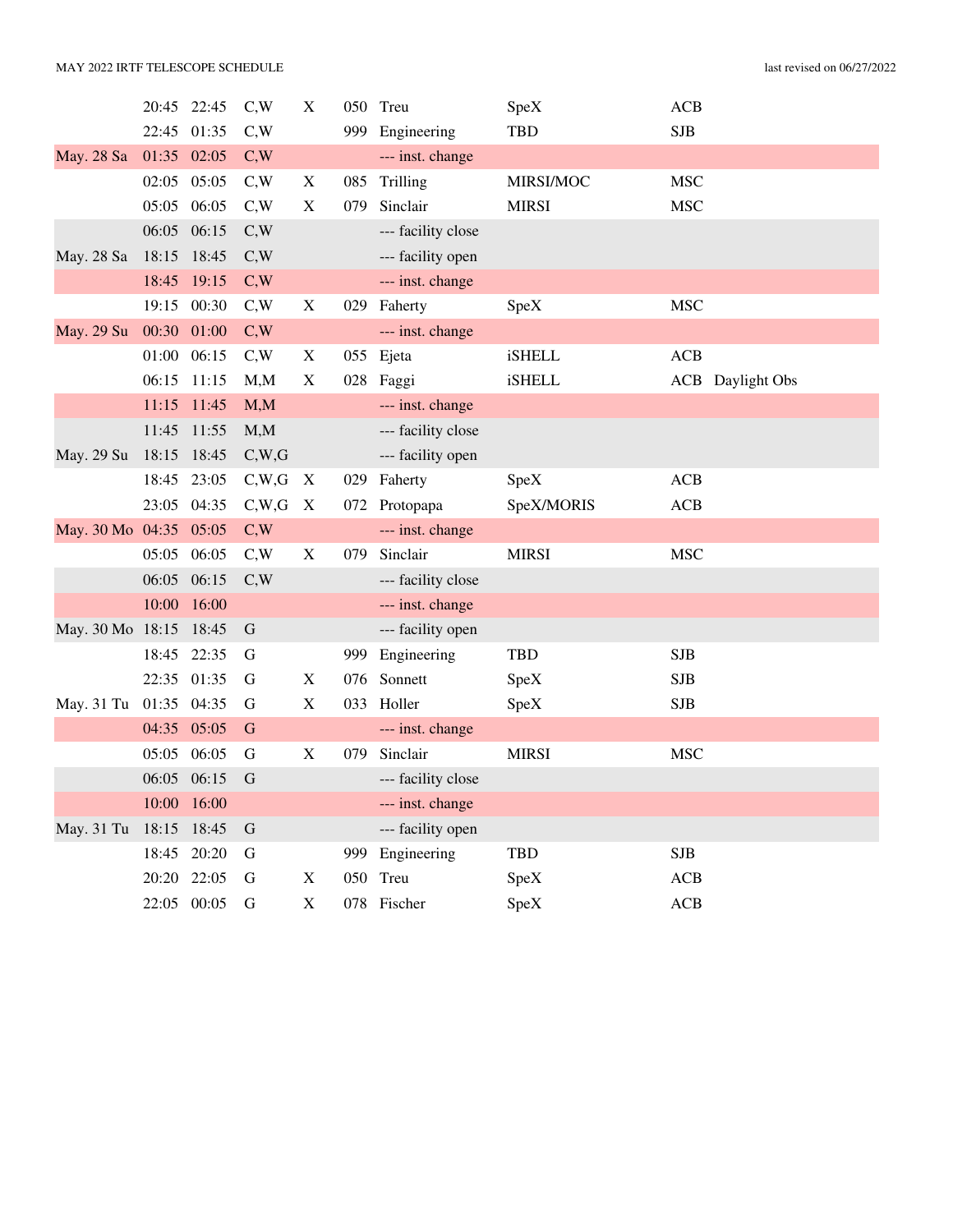MAY 2022 IRTF TELESCOPE SCHEDULE — last revised on 06/27/2022

| Date | Start | End | Conditions | X | ID | PI / Activity | Instrument | Operator | Notes |
|---|---|---|---|---|---|---|---|---|---|
| | 20:45 | 22:45 | C,W | X | 050 | Treu | SpeX | ACB | |
| | 22:45 | 01:35 | C,W | | 999 | Engineering | TBD | SJB | |
| May. 28 Sa | 01:35 | 02:05 | C,W | | | --- inst. change | | | |
| | 02:05 | 05:05 | C,W | X | 085 | Trilling | MIRSI/MOC | MSC | |
| | 05:05 | 06:05 | C,W | X | 079 | Sinclair | MIRSI | MSC | |
| | 06:05 | 06:15 | C,W | | | --- facility close | | | |
| May. 28 Sa | 18:15 | 18:45 | C,W | | | --- facility open | | | |
| | 18:45 | 19:15 | C,W | | | --- inst. change | | | |
| | 19:15 | 00:30 | C,W | X | 029 | Faherty | SpeX | MSC | |
| May. 29 Su | 00:30 | 01:00 | C,W | | | --- inst. change | | | |
| | 01:00 | 06:15 | C,W | X | 055 | Ejeta | iSHELL | ACB | |
| | 06:15 | 11:15 | M,M | X | 028 | Faggi | iSHELL | ACB | Daylight Obs |
| | 11:15 | 11:45 | M,M | | | --- inst. change | | | |
| | 11:45 | 11:55 | M,M | | | --- facility close | | | |
| May. 29 Su | 18:15 | 18:45 | C,W,G | | | --- facility open | | | |
| | 18:45 | 23:05 | C,W,G | X | 029 | Faherty | SpeX | ACB | |
| | 23:05 | 04:35 | C,W,G | X | 072 | Protopapa | SpeX/MORIS | ACB | |
| May. 30 Mo | 04:35 | 05:05 | C,W | | | --- inst. change | | | |
| | 05:05 | 06:05 | C,W | X | 079 | Sinclair | MIRSI | MSC | |
| | 06:05 | 06:15 | C,W | | | --- facility close | | | |
| | 10:00 | 16:00 | | | | --- inst. change | | | |
| May. 30 Mo | 18:15 | 18:45 | G | | | --- facility open | | | |
| | 18:45 | 22:35 | G | | 999 | Engineering | TBD | SJB | |
| | 22:35 | 01:35 | G | X | 076 | Sonnett | SpeX | SJB | |
| May. 31 Tu | 01:35 | 04:35 | G | X | 033 | Holler | SpeX | SJB | |
| | 04:35 | 05:05 | G | | | --- inst. change | | | |
| | 05:05 | 06:05 | G | X | 079 | Sinclair | MIRSI | MSC | |
| | 06:05 | 06:15 | G | | | --- facility close | | | |
| | 10:00 | 16:00 | | | | --- inst. change | | | |
| May. 31 Tu | 18:15 | 18:45 | G | | | --- facility open | | | |
| | 18:45 | 20:20 | G | | 999 | Engineering | TBD | SJB | |
| | 20:20 | 22:05 | G | X | 050 | Treu | SpeX | ACB | |
| | 22:05 | 00:05 | G | X | 078 | Fischer | SpeX | ACB | |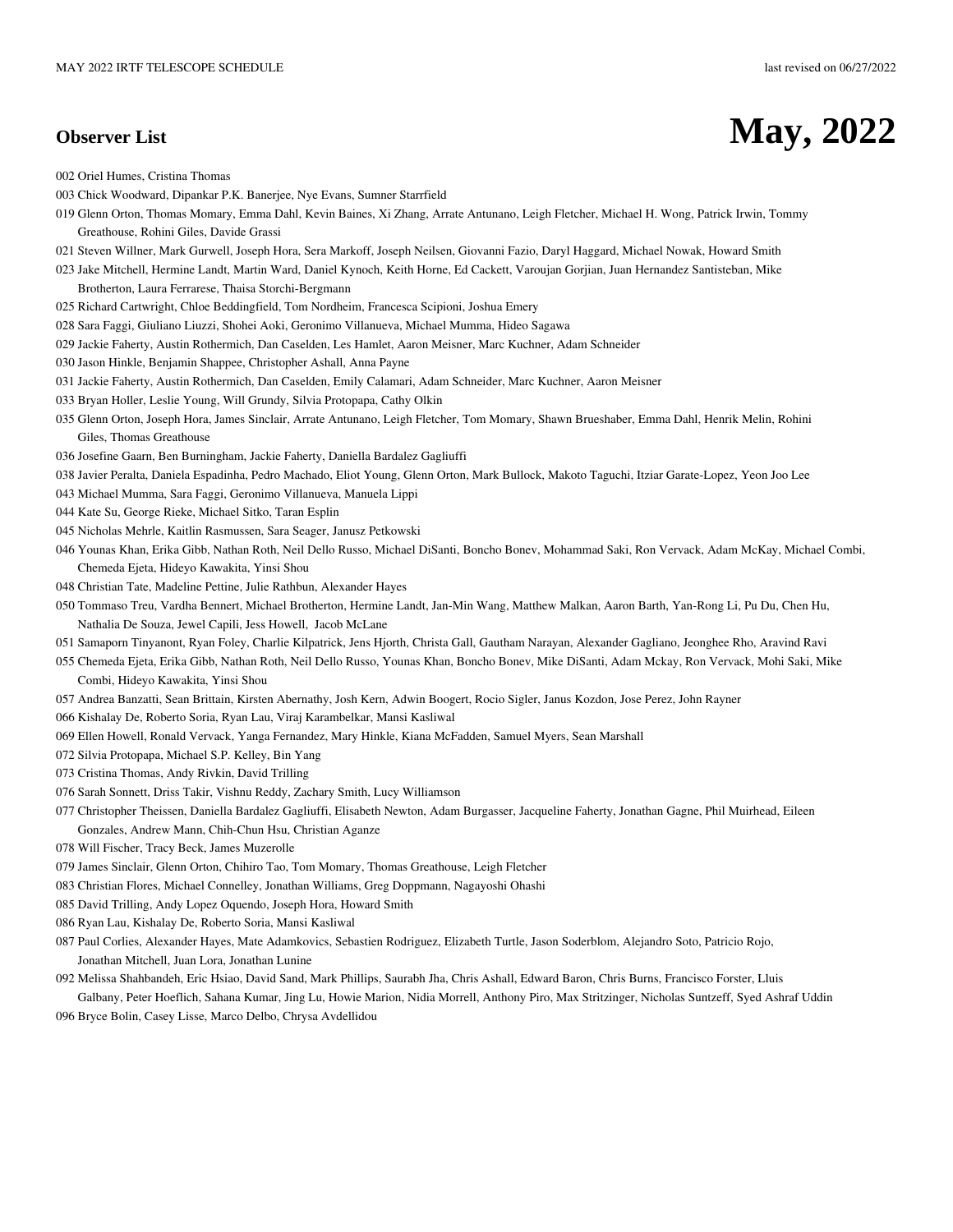# May, 2022

## Observer List

002 Oriel Humes, Cristina Thomas

003 Chick Woodward, Dipankar P.K. Banerjee, Nye Evans, Sumner Starrfield

019 Glenn Orton, Thomas Momary, Emma Dahl, Kevin Baines, Xi Zhang, Arrate Antunano, Leigh Fletcher, Michael H. Wong, Patrick Irwin, Tommy Greathouse, Rohini Giles, Davide Grassi

021 Steven Willner, Mark Gurwell, Joseph Hora, Sera Markoff, Joseph Neilsen, Giovanni Fazio, Daryl Haggard, Michael Nowak, Howard Smith

023 Jake Mitchell, Hermine Landt, Martin Ward, Daniel Kynoch, Keith Horne, Ed Cackett, Varoujan Gorjian, Juan Hernandez Santisteban, Mike Brotherton, Laura Ferrarese, Thaisa Storchi-Bergmann

025 Richard Cartwright, Chloe Beddingfield, Tom Nordheim, Francesca Scipioni, Joshua Emery

028 Sara Faggi, Giuliano Liuzzi, Shohei Aoki, Geronimo Villanueva, Michael Mumma, Hideo Sagawa

029 Jackie Faherty, Austin Rothermich, Dan Caselden, Les Hamlet, Aaron Meisner, Marc Kuchner, Adam Schneider

030 Jason Hinkle, Benjamin Shappee, Christopher Ashall, Anna Payne

031 Jackie Faherty, Austin Rothermich, Dan Caselden, Emily Calamari, Adam Schneider, Marc Kuchner, Aaron Meisner

033 Bryan Holler, Leslie Young, Will Grundy, Silvia Protopapa, Cathy Olkin

035 Glenn Orton, Joseph Hora, James Sinclair, Arrate Antunano, Leigh Fletcher, Tom Momary, Shawn Brueshaber, Emma Dahl, Henrik Melin, Rohini Giles, Thomas Greathouse

036 Josefine Gaarn, Ben Burningham, Jackie Faherty, Daniella Bardalez Gagliuffi

038 Javier Peralta, Daniela Espadinha, Pedro Machado, Eliot Young, Glenn Orton, Mark Bullock, Makoto Taguchi, Itziar Garate-Lopez, Yeon Joo Lee

043 Michael Mumma, Sara Faggi, Geronimo Villanueva, Manuela Lippi

044 Kate Su, George Rieke, Michael Sitko, Taran Esplin

045 Nicholas Mehrle, Kaitlin Rasmussen, Sara Seager, Janusz Petkowski

046 Younas Khan, Erika Gibb, Nathan Roth, Neil Dello Russo, Michael DiSanti, Boncho Bonev, Mohammad Saki, Ron Vervack, Adam McKay, Michael Combi, Chemeda Ejeta, Hideyo Kawakita, Yinsi Shou

048 Christian Tate, Madeline Pettine, Julie Rathbun, Alexander Hayes

050 Tommaso Treu, Vardha Bennert, Michael Brotherton, Hermine Landt, Jan-Min Wang, Matthew Malkan, Aaron Barth, Yan-Rong Li, Pu Du, Chen Hu, Nathalia De Souza, Jewel Capili, Jess Howell, Jacob McLane

051 Samaporn Tinyanont, Ryan Foley, Charlie Kilpatrick, Jens Hjorth, Christa Gall, Gautham Narayan, Alexander Gagliano, Jeonghee Rho, Aravind Ravi

055 Chemeda Ejeta, Erika Gibb, Nathan Roth, Neil Dello Russo, Younas Khan, Boncho Bonev, Mike DiSanti, Adam Mckay, Ron Vervack, Mohi Saki, Mike Combi, Hideyo Kawakita, Yinsi Shou

057 Andrea Banzatti, Sean Brittain, Kirsten Abernathy, Josh Kern, Adwin Boogert, Rocio Sigler, Janus Kozdon, Jose Perez, John Rayner

066 Kishalay De, Roberto Soria, Ryan Lau, Viraj Karambelkar, Mansi Kasliwal

069 Ellen Howell, Ronald Vervack, Yanga Fernandez, Mary Hinkle, Kiana McFadden, Samuel Myers, Sean Marshall

072 Silvia Protopapa, Michael S.P. Kelley, Bin Yang

073 Cristina Thomas, Andy Rivkin, David Trilling

076 Sarah Sonnett, Driss Takir, Vishnu Reddy, Zachary Smith, Lucy Williamson

077 Christopher Theissen, Daniella Bardalez Gagliuffi, Elisabeth Newton, Adam Burgasser, Jacqueline Faherty, Jonathan Gagne, Phil Muirhead, Eileen Gonzales, Andrew Mann, Chih-Chun Hsu, Christian Aganze

078 Will Fischer, Tracy Beck, James Muzerolle

079 James Sinclair, Glenn Orton, Chihiro Tao, Tom Momary, Thomas Greathouse, Leigh Fletcher

083 Christian Flores, Michael Connelley, Jonathan Williams, Greg Doppmann, Nagayoshi Ohashi

085 David Trilling, Andy Lopez Oquendo, Joseph Hora, Howard Smith

086 Ryan Lau, Kishalay De, Roberto Soria, Mansi Kasliwal

087 Paul Corlies, Alexander Hayes, Mate Adamkovics, Sebastien Rodriguez, Elizabeth Turtle, Jason Soderblom, Alejandro Soto, Patricio Rojo, Jonathan Mitchell, Juan Lora, Jonathan Lunine

092 Melissa Shahbandeh, Eric Hsiao, David Sand, Mark Phillips, Saurabh Jha, Chris Ashall, Edward Baron, Chris Burns, Francisco Forster, Lluis Galbany, Peter Hoeflich, Sahana Kumar, Jing Lu, Howie Marion, Nidia Morrell, Anthony Piro, Max Stritzinger, Nicholas Suntzeff, Syed Ashraf Uddin

096 Bryce Bolin, Casey Lisse, Marco Delbo, Chrysa Avdellidou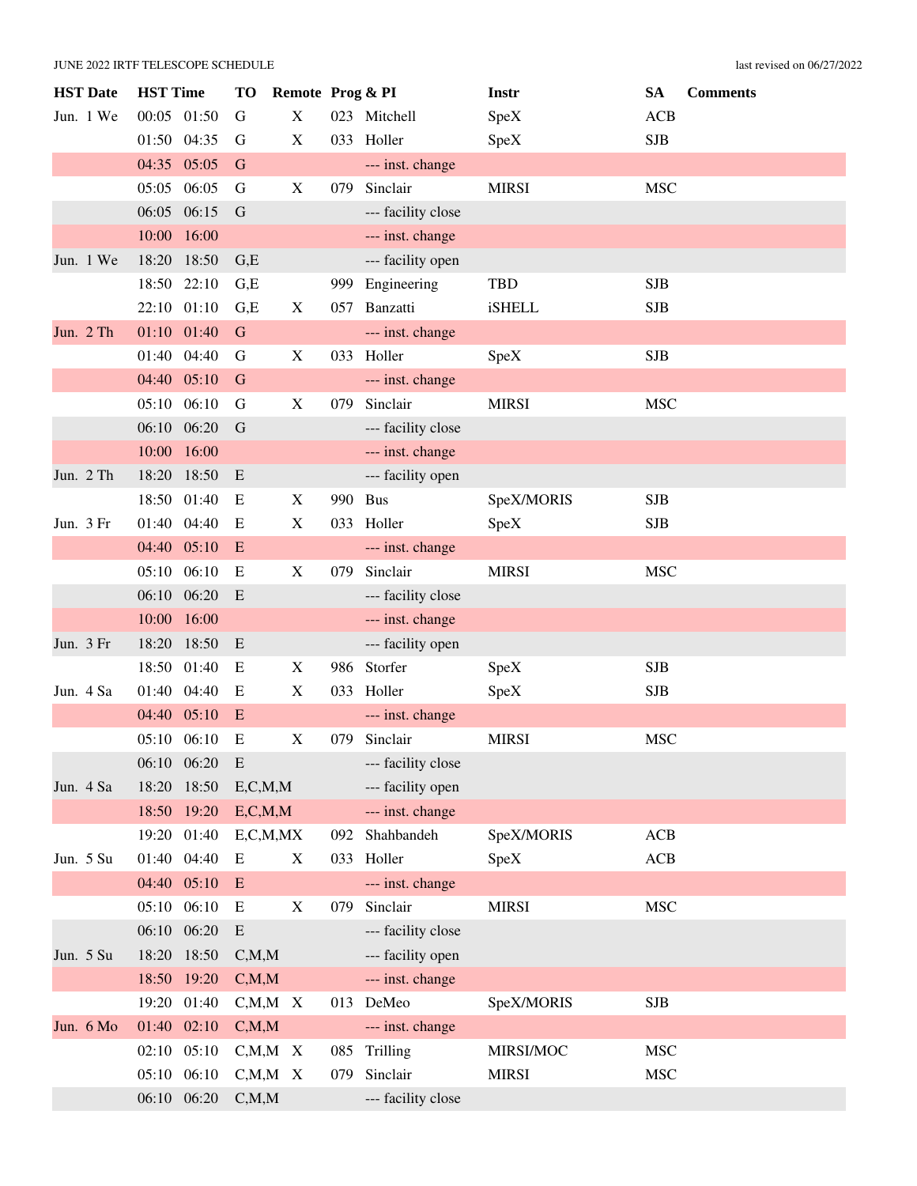JUNE 2022 IRTF TELESCOPE SCHEDULE

last revised on 06/27/2022

| HST Date | HST Time | | TO | Remote | Prog & PI | | Instr | SA | Comments |
|---|---|---|---|---|---|---|---|---|---|
| Jun. 1 We | 00:05 | 01:50 | G | X | 023 | Mitchell | SpeX | ACB | |
| | 01:50 | 04:35 | G | X | 033 | Holler | SpeX | SJB | |
| | 04:35 | 05:05 | G | | | --- inst. change | | | |
| | 05:05 | 06:05 | G | X | 079 | Sinclair | MIRSI | MSC | |
| | 06:05 | 06:15 | G | | | --- facility close | | | |
| | 10:00 | 16:00 | | | | --- inst. change | | | |
| Jun. 1 We | 18:20 | 18:50 | G,E | | | --- facility open | | | |
| | 18:50 | 22:10 | G,E | | 999 | Engineering | TBD | SJB | |
| | 22:10 | 01:10 | G,E | X | 057 | Banzatti | iSHELL | SJB | |
| Jun. 2 Th | 01:10 | 01:40 | G | | | --- inst. change | | | |
| | 01:40 | 04:40 | G | X | 033 | Holler | SpeX | SJB | |
| | 04:40 | 05:10 | G | | | --- inst. change | | | |
| | 05:10 | 06:10 | G | X | 079 | Sinclair | MIRSI | MSC | |
| | 06:10 | 06:20 | G | | | --- facility close | | | |
| | 10:00 | 16:00 | | | | --- inst. change | | | |
| Jun. 2 Th | 18:20 | 18:50 | E | | | --- facility open | | | |
| | 18:50 | 01:40 | E | X | 990 | Bus | SpeX/MORIS | SJB | |
| Jun. 3 Fr | 01:40 | 04:40 | E | X | 033 | Holler | SpeX | SJB | |
| | 04:40 | 05:10 | E | | | --- inst. change | | | |
| | 05:10 | 06:10 | E | X | 079 | Sinclair | MIRSI | MSC | |
| | 06:10 | 06:20 | E | | | --- facility close | | | |
| | 10:00 | 16:00 | | | | --- inst. change | | | |
| Jun. 3 Fr | 18:20 | 18:50 | E | | | --- facility open | | | |
| | 18:50 | 01:40 | E | X | 986 | Storfer | SpeX | SJB | |
| Jun. 4 Sa | 01:40 | 04:40 | E | X | 033 | Holler | SpeX | SJB | |
| | 04:40 | 05:10 | E | | | --- inst. change | | | |
| | 05:10 | 06:10 | E | X | 079 | Sinclair | MIRSI | MSC | |
| | 06:10 | 06:20 | E | | | --- facility close | | | |
| Jun. 4 Sa | 18:20 | 18:50 | E,C,M,M | | | --- facility open | | | |
| | 18:50 | 19:20 | E,C,M,M | | | --- inst. change | | | |
| | 19:20 | 01:40 | E,C,M,M | X | 092 | Shahbandeh | SpeX/MORIS | ACB | |
| Jun. 5 Su | 01:40 | 04:40 | E | X | 033 | Holler | SpeX | ACB | |
| | 04:40 | 05:10 | E | | | --- inst. change | | | |
| | 05:10 | 06:10 | E | X | 079 | Sinclair | MIRSI | MSC | |
| | 06:10 | 06:20 | E | | | --- facility close | | | |
| Jun. 5 Su | 18:20 | 18:50 | C,M,M | | | --- facility open | | | |
| | 18:50 | 19:20 | C,M,M | | | --- inst. change | | | |
| | 19:20 | 01:40 | C,M,M | X | 013 | DeMeo | SpeX/MORIS | SJB | |
| Jun. 6 Mo | 01:40 | 02:10 | C,M,M | | | --- inst. change | | | |
| | 02:10 | 05:10 | C,M,M | X | 085 | Trilling | MIRSI/MOC | MSC | |
| | 05:10 | 06:10 | C,M,M | X | 079 | Sinclair | MIRSI | MSC | |
| | 06:10 | 06:20 | C,M,M | | | --- facility close | | | |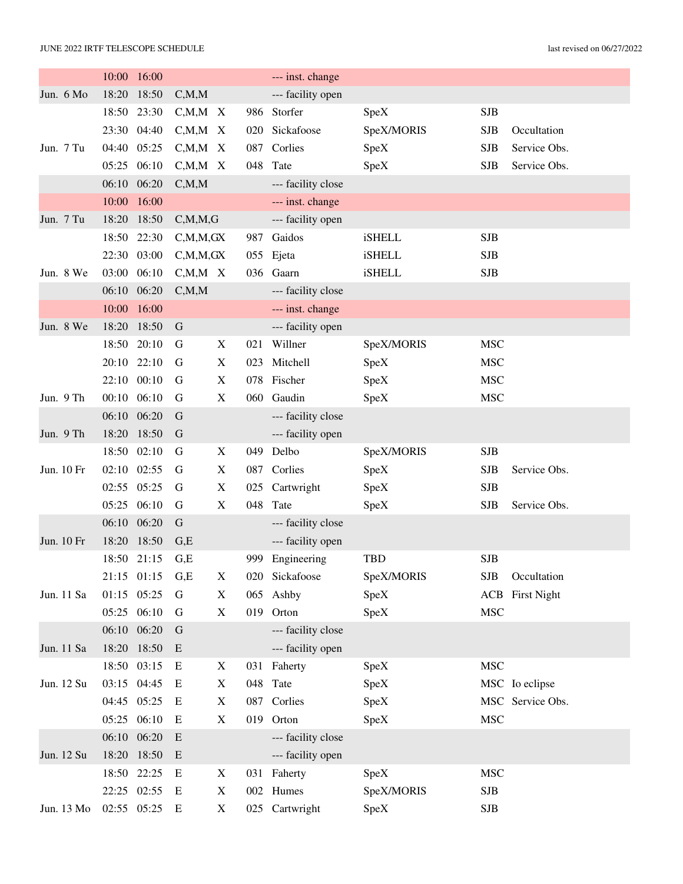| | | | | | | | | | |
|---|---|---|---|---|---|---|---|---|---|
| | 10:00 | 16:00 | | | | --- inst. change | | | |
| Jun. 6 Mo | 18:20 | 18:50 | C,M,M | | | --- facility open | | | |
| | 18:50 | 23:30 | C,M,M | X | 986 | Storfer | SpeX | SJB | |
| | 23:30 | 04:40 | C,M,M | X | 020 | Sickafoose | SpeX/MORIS | SJB | Occultation |
| Jun. 7 Tu | 04:40 | 05:25 | C,M,M | X | 087 | Corlies | SpeX | SJB | Service Obs. |
| | 05:25 | 06:10 | C,M,M | X | 048 | Tate | SpeX | SJB | Service Obs. |
| | 06:10 | 06:20 | C,M,M | | | --- facility close | | | |
| | 10:00 | 16:00 | | | | --- inst. change | | | |
| Jun. 7 Tu | 18:20 | 18:50 | C,M,M,G | | | --- facility open | | | |
| | 18:50 | 22:30 | C,M,M,G | X | 987 | Gaidos | iSHELL | SJB | |
| | 22:30 | 03:00 | C,M,M,G | X | 055 | Ejeta | iSHELL | SJB | |
| Jun. 8 We | 03:00 | 06:10 | C,M,M | X | 036 | Gaarn | iSHELL | SJB | |
| | 06:10 | 06:20 | C,M,M | | | --- facility close | | | |
| | 10:00 | 16:00 | | | | --- inst. change | | | |
| Jun. 8 We | 18:20 | 18:50 | G | | | --- facility open | | | |
| | 18:50 | 20:10 | G | X | 021 | Willner | SpeX/MORIS | MSC | |
| | 20:10 | 22:10 | G | X | 023 | Mitchell | SpeX | MSC | |
| | 22:10 | 00:10 | G | X | 078 | Fischer | SpeX | MSC | |
| Jun. 9 Th | 00:10 | 06:10 | G | X | 060 | Gaudin | SpeX | MSC | |
| | 06:10 | 06:20 | G | | | --- facility close | | | |
| Jun. 9 Th | 18:20 | 18:50 | G | | | --- facility open | | | |
| | 18:50 | 02:10 | G | X | 049 | Delbo | SpeX/MORIS | SJB | |
| Jun. 10 Fr | 02:10 | 02:55 | G | X | 087 | Corlies | SpeX | SJB | Service Obs. |
| | 02:55 | 05:25 | G | X | 025 | Cartwright | SpeX | SJB | |
| | 05:25 | 06:10 | G | X | 048 | Tate | SpeX | SJB | Service Obs. |
| | 06:10 | 06:20 | G | | | --- facility close | | | |
| Jun. 10 Fr | 18:20 | 18:50 | G,E | | | --- facility open | | | |
| | 18:50 | 21:15 | G,E | | 999 | Engineering | TBD | SJB | |
| | 21:15 | 01:15 | G,E | X | 020 | Sickafoose | SpeX/MORIS | SJB | Occultation |
| Jun. 11 Sa | 01:15 | 05:25 | G | X | 065 | Ashby | SpeX | ACB | First Night |
| | 05:25 | 06:10 | G | X | 019 | Orton | SpeX | MSC | |
| | 06:10 | 06:20 | G | | | --- facility close | | | |
| Jun. 11 Sa | 18:20 | 18:50 | E | | | --- facility open | | | |
| | 18:50 | 03:15 | E | X | 031 | Faherty | SpeX | MSC | |
| Jun. 12 Su | 03:15 | 04:45 | E | X | 048 | Tate | SpeX | MSC | Io eclipse |
| | 04:45 | 05:25 | E | X | 087 | Corlies | SpeX | MSC | Service Obs. |
| | 05:25 | 06:10 | E | X | 019 | Orton | SpeX | MSC | |
| | 06:10 | 06:20 | E | | | --- facility close | | | |
| Jun. 12 Su | 18:20 | 18:50 | E | | | --- facility open | | | |
| | 18:50 | 22:25 | E | X | 031 | Faherty | SpeX | MSC | |
| | 22:25 | 02:55 | E | X | 002 | Humes | SpeX/MORIS | SJB | |
| Jun. 13 Mo | 02:55 | 05:25 | E | X | 025 | Cartwright | SpeX | SJB | |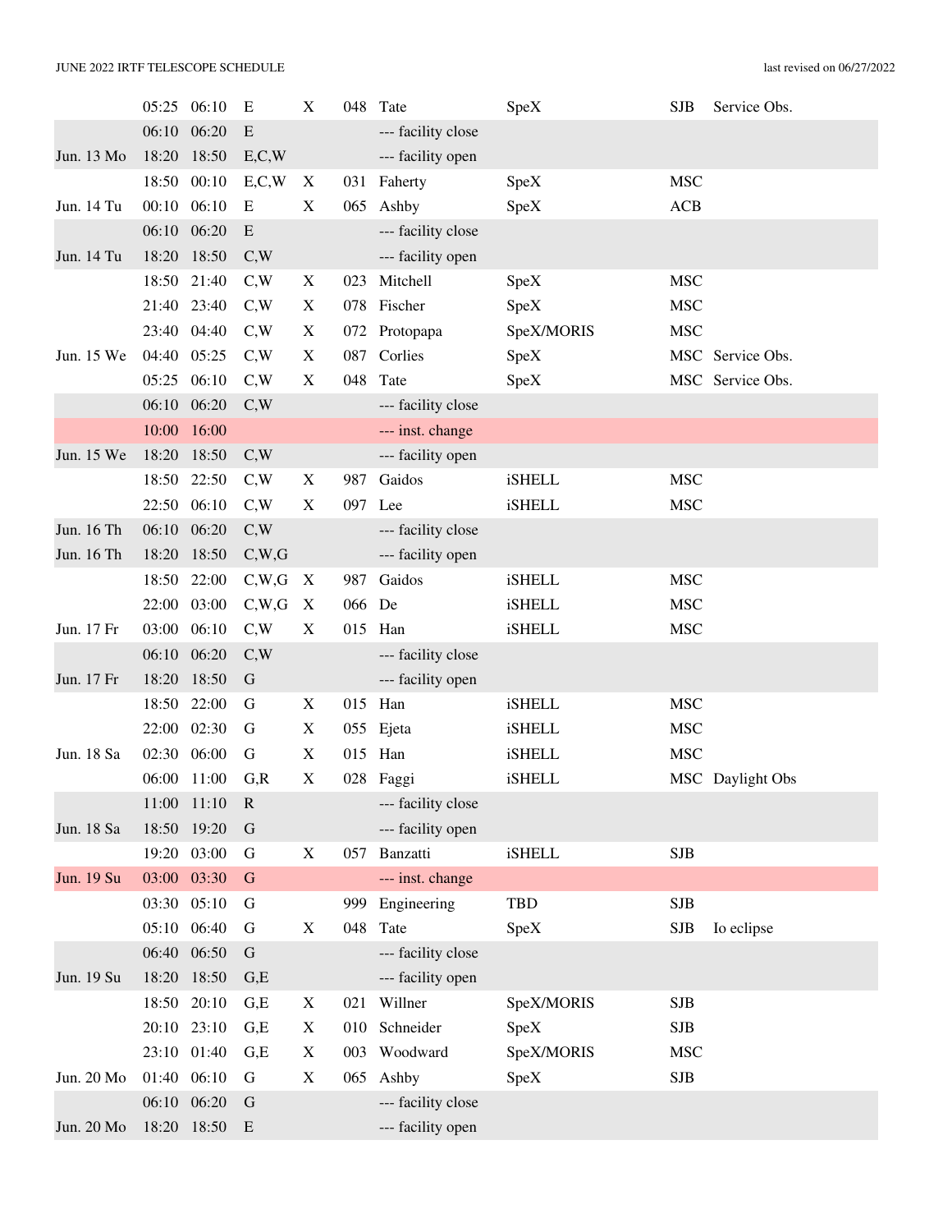| | | | | | | | | | |
|---|---|---|---|---|---|---|---|---|---|
| | 05:25 | 06:10 | E | X | 048 | Tate | SpeX | SJB | Service Obs. |
| | 06:10 | 06:20 | E | | | --- facility close | | | |
| Jun. 13 Mo | 18:20 | 18:50 | E,C,W | | | --- facility open | | | |
| | 18:50 | 00:10 | E,C,W | X | 031 | Faherty | SpeX | MSC | |
| Jun. 14 Tu | 00:10 | 06:10 | E | X | 065 | Ashby | SpeX | ACB | |
| | 06:10 | 06:20 | E | | | --- facility close | | | |
| Jun. 14 Tu | 18:20 | 18:50 | C,W | | | --- facility open | | | |
| | 18:50 | 21:40 | C,W | X | 023 | Mitchell | SpeX | MSC | |
| | 21:40 | 23:40 | C,W | X | 078 | Fischer | SpeX | MSC | |
| | 23:40 | 04:40 | C,W | X | 072 | Protopapa | SpeX/MORIS | MSC | |
| Jun. 15 We | 04:40 | 05:25 | C,W | X | 087 | Corlies | SpeX | MSC | Service Obs. |
| | 05:25 | 06:10 | C,W | X | 048 | Tate | SpeX | MSC | Service Obs. |
| | 06:10 | 06:20 | C,W | | | --- facility close | | | |
| | 10:00 | 16:00 | | | | --- inst. change | | | |
| Jun. 15 We | 18:20 | 18:50 | C,W | | | --- facility open | | | |
| | 18:50 | 22:50 | C,W | X | 987 | Gaidos | iSHELL | MSC | |
| | 22:50 | 06:10 | C,W | X | 097 | Lee | iSHELL | MSC | |
| Jun. 16 Th | 06:10 | 06:20 | C,W | | | --- facility close | | | |
| Jun. 16 Th | 18:20 | 18:50 | C,W,G | | | --- facility open | | | |
| | 18:50 | 22:00 | C,W,G | X | 987 | Gaidos | iSHELL | MSC | |
| | 22:00 | 03:00 | C,W,G | X | 066 | De | iSHELL | MSC | |
| Jun. 17 Fr | 03:00 | 06:10 | C,W | X | 015 | Han | iSHELL | MSC | |
| | 06:10 | 06:20 | C,W | | | --- facility close | | | |
| Jun. 17 Fr | 18:20 | 18:50 | G | | | --- facility open | | | |
| | 18:50 | 22:00 | G | X | 015 | Han | iSHELL | MSC | |
| | 22:00 | 02:30 | G | X | 055 | Ejeta | iSHELL | MSC | |
| Jun. 18 Sa | 02:30 | 06:00 | G | X | 015 | Han | iSHELL | MSC | |
| | 06:00 | 11:00 | G,R | X | 028 | Faggi | iSHELL | MSC | Daylight Obs |
| | 11:00 | 11:10 | R | | | --- facility close | | | |
| Jun. 18 Sa | 18:50 | 19:20 | G | | | --- facility open | | | |
| | 19:20 | 03:00 | G | X | 057 | Banzatti | iSHELL | SJB | |
| Jun. 19 Su | 03:00 | 03:30 | G | | | --- inst. change | | | |
| | 03:30 | 05:10 | G | | 999 | Engineering | TBD | SJB | |
| | 05:10 | 06:40 | G | X | 048 | Tate | SpeX | SJB | Io eclipse |
| | 06:40 | 06:50 | G | | | --- facility close | | | |
| Jun. 19 Su | 18:20 | 18:50 | G,E | | | --- facility open | | | |
| | 18:50 | 20:10 | G,E | X | 021 | Willner | SpeX/MORIS | SJB | |
| | 20:10 | 23:10 | G,E | X | 010 | Schneider | SpeX | SJB | |
| | 23:10 | 01:40 | G,E | X | 003 | Woodward | SpeX/MORIS | MSC | |
| Jun. 20 Mo | 01:40 | 06:10 | G | X | 065 | Ashby | SpeX | SJB | |
| | 06:10 | 06:20 | G | | | --- facility close | | | |
| Jun. 20 Mo | 18:20 | 18:50 | E | | | --- facility open | | | |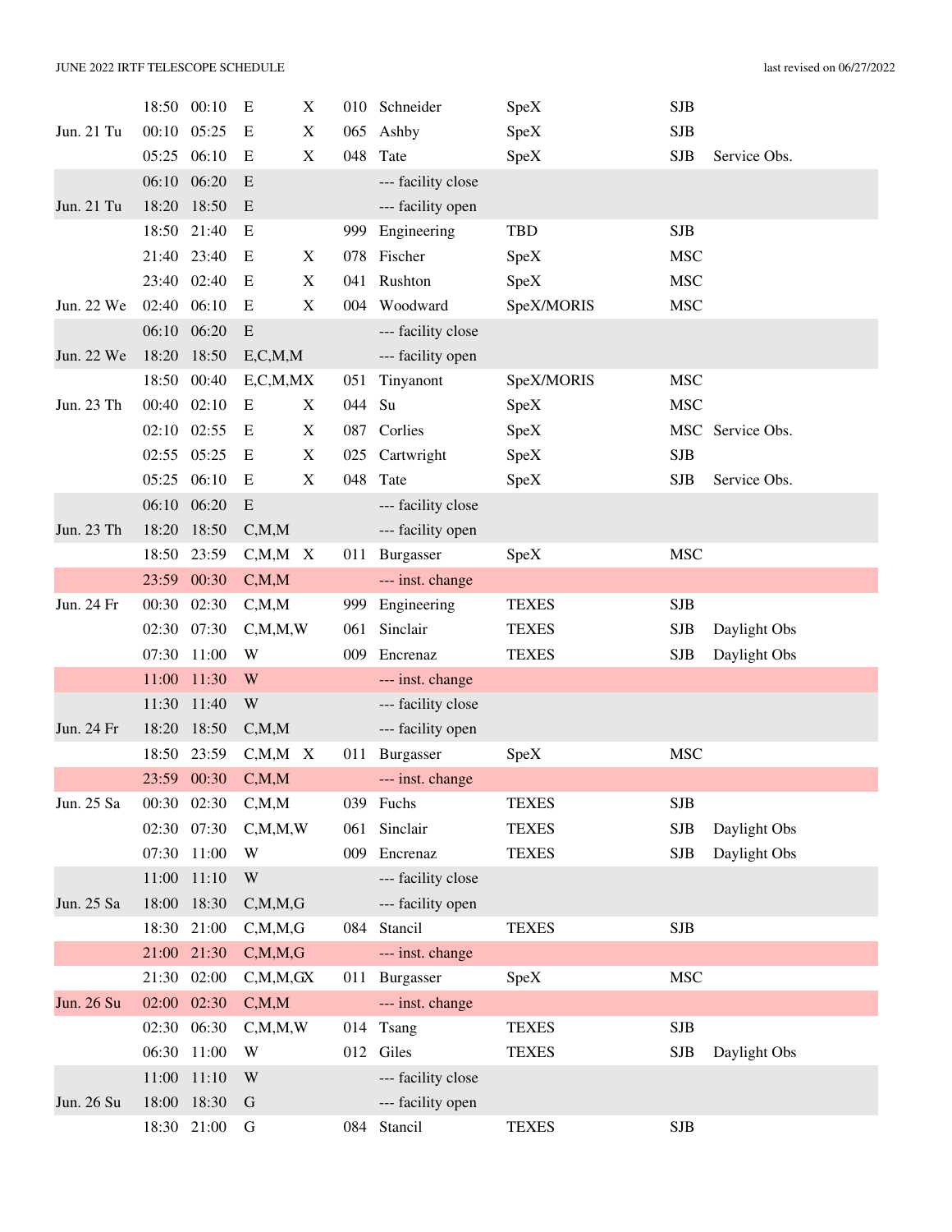JUNE 2022 IRTF TELESCOPE SCHEDULE — last revised on 06/27/2022

| Date | Start | End | Code | X | ID | PI/Activity | Instrument | Operator | Notes |
|---|---|---|---|---|---|---|---|---|---|
| | 18:50 | 00:10 | E | X | 010 | Schneider | SpeX | SJB | |
| Jun. 21 Tu | 00:10 | 05:25 | E | X | 065 | Ashby | SpeX | SJB | |
| | 05:25 | 06:10 | E | X | 048 | Tate | SpeX | SJB | Service Obs. |
| | 06:10 | 06:20 | E | | | --- facility close | | | |
| Jun. 21 Tu | 18:20 | 18:50 | E | | | --- facility open | | | |
| | 18:50 | 21:40 | E | | 999 | Engineering | TBD | SJB | |
| | 21:40 | 23:40 | E | X | 078 | Fischer | SpeX | MSC | |
| | 23:40 | 02:40 | E | X | 041 | Rushton | SpeX | MSC | |
| Jun. 22 We | 02:40 | 06:10 | E | X | 004 | Woodward | SpeX/MORIS | MSC | |
| | 06:10 | 06:20 | E | | | --- facility close | | | |
| Jun. 22 We | 18:20 | 18:50 | E,C,M,M | | | --- facility open | | | |
| | 18:50 | 00:40 | E,C,M,M | X | 051 | Tinyanont | SpeX/MORIS | MSC | |
| Jun. 23 Th | 00:40 | 02:10 | E | X | 044 | Su | SpeX | MSC | |
| | 02:10 | 02:55 | E | X | 087 | Corlies | SpeX | MSC | Service Obs. |
| | 02:55 | 05:25 | E | X | 025 | Cartwright | SpeX | SJB | |
| | 05:25 | 06:10 | E | X | 048 | Tate | SpeX | SJB | Service Obs. |
| | 06:10 | 06:20 | E | | | --- facility close | | | |
| Jun. 23 Th | 18:20 | 18:50 | C,M,M | | | --- facility open | | | |
| | 18:50 | 23:59 | C,M,M | X | 011 | Burgasser | SpeX | MSC | |
| | 23:59 | 00:30 | C,M,M | | | --- inst. change | | | |
| Jun. 24 Fr | 00:30 | 02:30 | C,M,M | | 999 | Engineering | TEXES | SJB | |
| | 02:30 | 07:30 | C,M,M,W | | 061 | Sinclair | TEXES | SJB | Daylight Obs |
| | 07:30 | 11:00 | W | | 009 | Encrenaz | TEXES | SJB | Daylight Obs |
| | 11:00 | 11:30 | W | | | --- inst. change | | | |
| | 11:30 | 11:40 | W | | | --- facility close | | | |
| Jun. 24 Fr | 18:20 | 18:50 | C,M,M | | | --- facility open | | | |
| | 18:50 | 23:59 | C,M,M | X | 011 | Burgasser | SpeX | MSC | |
| | 23:59 | 00:30 | C,M,M | | | --- inst. change | | | |
| Jun. 25 Sa | 00:30 | 02:30 | C,M,M | | 039 | Fuchs | TEXES | SJB | |
| | 02:30 | 07:30 | C,M,M,W | | 061 | Sinclair | TEXES | SJB | Daylight Obs |
| | 07:30 | 11:00 | W | | 009 | Encrenaz | TEXES | SJB | Daylight Obs |
| | 11:00 | 11:10 | W | | | --- facility close | | | |
| Jun. 25 Sa | 18:00 | 18:30 | C,M,M,G | | | --- facility open | | | |
| | 18:30 | 21:00 | C,M,M,G | | 084 | Stancil | TEXES | SJB | |
| | 21:00 | 21:30 | C,M,M,G | | | --- inst. change | | | |
| | 21:30 | 02:00 | C,M,M,G | X | 011 | Burgasser | SpeX | MSC | |
| Jun. 26 Su | 02:00 | 02:30 | C,M,M | | | --- inst. change | | | |
| | 02:30 | 06:30 | C,M,M,W | | 014 | Tsang | TEXES | SJB | |
| | 06:30 | 11:00 | W | | 012 | Giles | TEXES | SJB | Daylight Obs |
| | 11:00 | 11:10 | W | | | --- facility close | | | |
| Jun. 26 Su | 18:00 | 18:30 | G | | | --- facility open | | | |
| | 18:30 | 21:00 | G | | 084 | Stancil | TEXES | SJB | |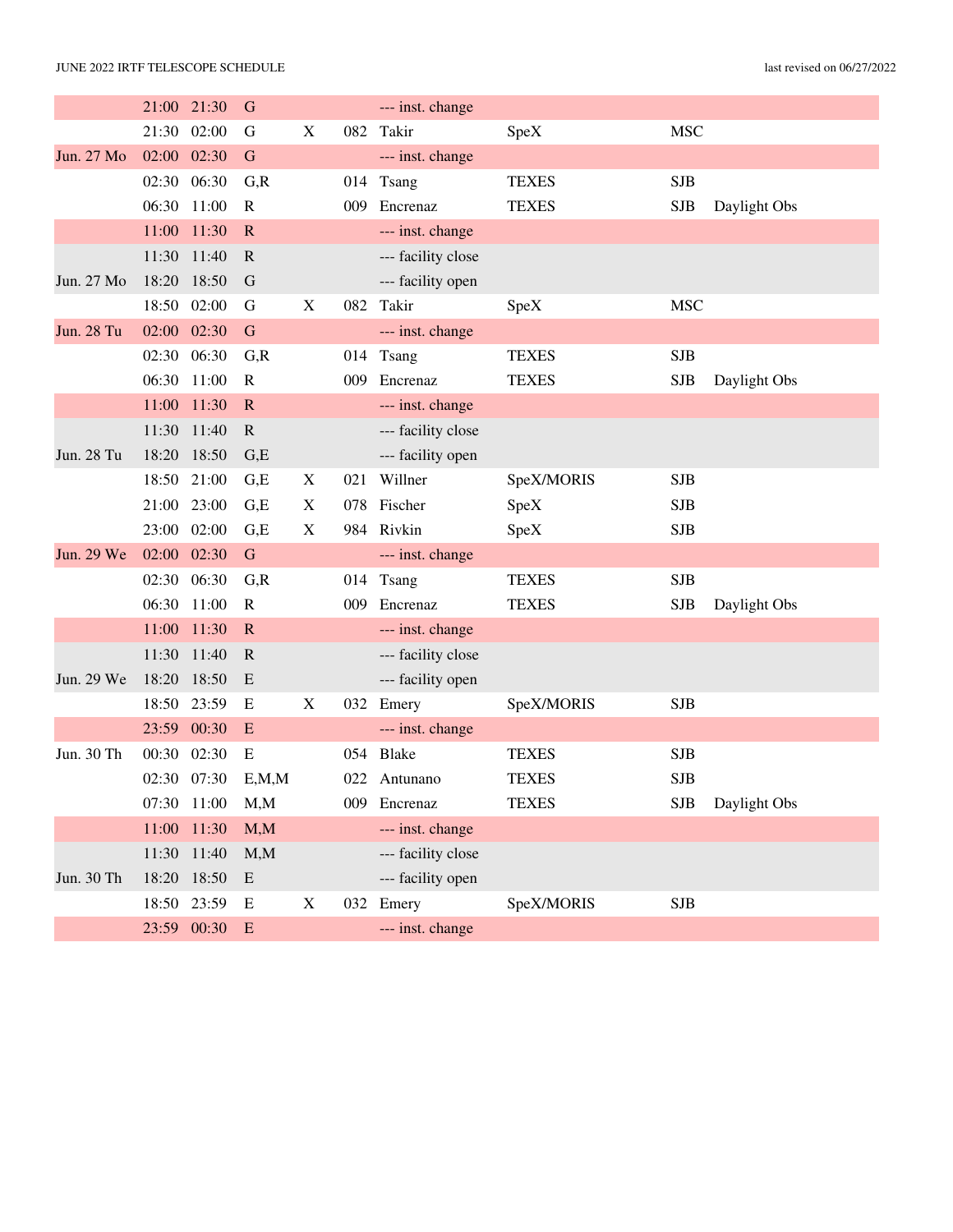| | | | | | | | | | |
|---|---|---|---|---|---|---|---|---|---|
| | 21:00 | 21:30 | G | | | --- inst. change | | | |
| | 21:30 | 02:00 | G | X | 082 | Takir | SpeX | MSC | |
| Jun. 27 Mo | 02:00 | 02:30 | G | | | --- inst. change | | | |
| | 02:30 | 06:30 | G,R | | 014 | Tsang | TEXES | SJB | |
| | 06:30 | 11:00 | R | | 009 | Encrenaz | TEXES | SJB | Daylight Obs |
| | 11:00 | 11:30 | R | | | --- inst. change | | | |
| | 11:30 | 11:40 | R | | | --- facility close | | | |
| Jun. 27 Mo | 18:20 | 18:50 | G | | | --- facility open | | | |
| | 18:50 | 02:00 | G | X | 082 | Takir | SpeX | MSC | |
| Jun. 28 Tu | 02:00 | 02:30 | G | | | --- inst. change | | | |
| | 02:30 | 06:30 | G,R | | 014 | Tsang | TEXES | SJB | |
| | 06:30 | 11:00 | R | | 009 | Encrenaz | TEXES | SJB | Daylight Obs |
| | 11:00 | 11:30 | R | | | --- inst. change | | | |
| | 11:30 | 11:40 | R | | | --- facility close | | | |
| Jun. 28 Tu | 18:20 | 18:50 | G,E | | | --- facility open | | | |
| | 18:50 | 21:00 | G,E | X | 021 | Willner | SpeX/MORIS | SJB | |
| | 21:00 | 23:00 | G,E | X | 078 | Fischer | SpeX | SJB | |
| | 23:00 | 02:00 | G,E | X | 984 | Rivkin | SpeX | SJB | |
| Jun. 29 We | 02:00 | 02:30 | G | | | --- inst. change | | | |
| | 02:30 | 06:30 | G,R | | 014 | Tsang | TEXES | SJB | |
| | 06:30 | 11:00 | R | | 009 | Encrenaz | TEXES | SJB | Daylight Obs |
| | 11:00 | 11:30 | R | | | --- inst. change | | | |
| | 11:30 | 11:40 | R | | | --- facility close | | | |
| Jun. 29 We | 18:20 | 18:50 | E | | | --- facility open | | | |
| | 18:50 | 23:59 | E | X | 032 | Emery | SpeX/MORIS | SJB | |
| | 23:59 | 00:30 | E | | | --- inst. change | | | |
| Jun. 30 Th | 00:30 | 02:30 | E | | 054 | Blake | TEXES | SJB | |
| | 02:30 | 07:30 | E,M,M | | 022 | Antunano | TEXES | SJB | |
| | 07:30 | 11:00 | M,M | | 009 | Encrenaz | TEXES | SJB | Daylight Obs |
| | 11:00 | 11:30 | M,M | | | --- inst. change | | | |
| | 11:30 | 11:40 | M,M | | | --- facility close | | | |
| Jun. 30 Th | 18:20 | 18:50 | E | | | --- facility open | | | |
| | 18:50 | 23:59 | E | X | 032 | Emery | SpeX/MORIS | SJB | |
| | 23:59 | 00:30 | E | | | --- inst. change | | | |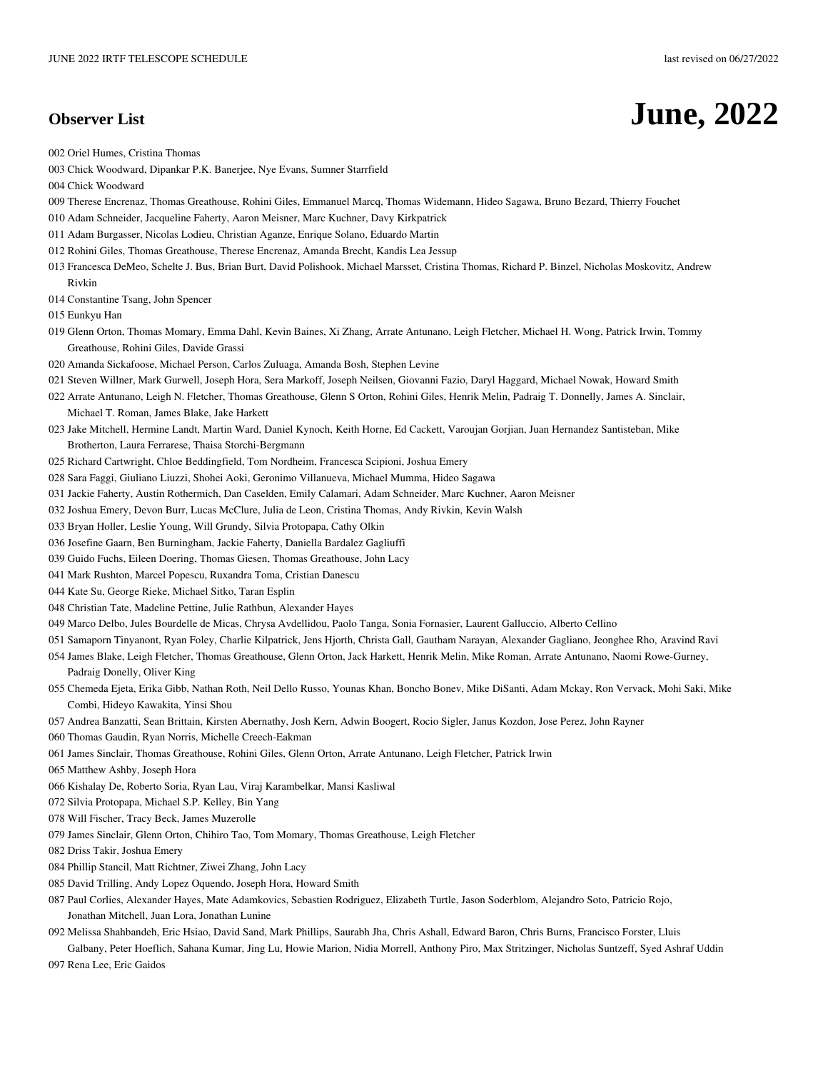# June, 2022

## Observer List

002 Oriel Humes, Cristina Thomas

003 Chick Woodward, Dipankar P.K. Banerjee, Nye Evans, Sumner Starrfield

004 Chick Woodward

009 Therese Encrenaz, Thomas Greathouse, Rohini Giles, Emmanuel Marcq, Thomas Widemann, Hideo Sagawa, Bruno Bezard, Thierry Fouchet

010 Adam Schneider, Jacqueline Faherty, Aaron Meisner, Marc Kuchner, Davy Kirkpatrick

011 Adam Burgasser, Nicolas Lodieu, Christian Aganze, Enrique Solano, Eduardo Martin

012 Rohini Giles, Thomas Greathouse, Therese Encrenaz, Amanda Brecht, Kandis Lea Jessup

013 Francesca DeMeo, Schelte J. Bus, Brian Burt, David Polishook, Michael Marsset, Cristina Thomas, Richard P. Binzel, Nicholas Moskovitz, Andrew Rivkin

014 Constantine Tsang, John Spencer

015 Eunkyu Han

019 Glenn Orton, Thomas Momary, Emma Dahl, Kevin Baines, Xi Zhang, Arrate Antunano, Leigh Fletcher, Michael H. Wong, Patrick Irwin, Tommy Greathouse, Rohini Giles, Davide Grassi

020 Amanda Sickafoose, Michael Person, Carlos Zuluaga, Amanda Bosh, Stephen Levine

021 Steven Willner, Mark Gurwell, Joseph Hora, Sera Markoff, Joseph Neilsen, Giovanni Fazio, Daryl Haggard, Michael Nowak, Howard Smith

022 Arrate Antunano, Leigh N. Fletcher, Thomas Greathouse, Glenn S Orton, Rohini Giles, Henrik Melin, Padraig T. Donnelly, James A. Sinclair, Michael T. Roman, James Blake, Jake Harkett

023 Jake Mitchell, Hermine Landt, Martin Ward, Daniel Kynoch, Keith Horne, Ed Cackett, Varoujan Gorjian, Juan Hernandez Santisteban, Mike Brotherton, Laura Ferrarese, Thaisa Storchi-Bergmann

025 Richard Cartwright, Chloe Beddingfield, Tom Nordheim, Francesca Scipioni, Joshua Emery

028 Sara Faggi, Giuliano Liuzzi, Shohei Aoki, Geronimo Villanueva, Michael Mumma, Hideo Sagawa

031 Jackie Faherty, Austin Rothermich, Dan Caselden, Emily Calamari, Adam Schneider, Marc Kuchner, Aaron Meisner

032 Joshua Emery, Devon Burr, Lucas McClure, Julia de Leon, Cristina Thomas, Andy Rivkin, Kevin Walsh

033 Bryan Holler, Leslie Young, Will Grundy, Silvia Protopapa, Cathy Olkin

036 Josefine Gaarn, Ben Burningham, Jackie Faherty, Daniella Bardalez Gagliuffi

039 Guido Fuchs, Eileen Doering, Thomas Giesen, Thomas Greathouse, John Lacy

041 Mark Rushton, Marcel Popescu, Ruxandra Toma, Cristian Danescu

044 Kate Su, George Rieke, Michael Sitko, Taran Esplin

048 Christian Tate, Madeline Pettine, Julie Rathbun, Alexander Hayes

049 Marco Delbo, Jules Bourdelle de Micas, Chrysa Avdellidou, Paolo Tanga, Sonia Fornasier, Laurent Galluccio, Alberto Cellino

051 Samaporn Tinyanont, Ryan Foley, Charlie Kilpatrick, Jens Hjorth, Christa Gall, Gautham Narayan, Alexander Gagliano, Jeonghee Rho, Aravind Ravi

054 James Blake, Leigh Fletcher, Thomas Greathouse, Glenn Orton, Jack Harkett, Henrik Melin, Mike Roman, Arrate Antunano, Naomi Rowe-Gurney, Padraig Donelly, Oliver King

055 Chemeda Ejeta, Erika Gibb, Nathan Roth, Neil Dello Russo, Younas Khan, Boncho Bonev, Mike DiSanti, Adam Mckay, Ron Vervack, Mohi Saki, Mike Combi, Hideyo Kawakita, Yinsi Shou

057 Andrea Banzatti, Sean Brittain, Kirsten Abernathy, Josh Kern, Adwin Boogert, Rocio Sigler, Janus Kozdon, Jose Perez, John Rayner

060 Thomas Gaudin, Ryan Norris, Michelle Creech-Eakman

061 James Sinclair, Thomas Greathouse, Rohini Giles, Glenn Orton, Arrate Antunano, Leigh Fletcher, Patrick Irwin

065 Matthew Ashby, Joseph Hora

066 Kishalay De, Roberto Soria, Ryan Lau, Viraj Karambelkar, Mansi Kasliwal

072 Silvia Protopapa, Michael S.P. Kelley, Bin Yang

078 Will Fischer, Tracy Beck, James Muzerolle

079 James Sinclair, Glenn Orton, Chihiro Tao, Tom Momary, Thomas Greathouse, Leigh Fletcher

082 Driss Takir, Joshua Emery

084 Phillip Stancil, Matt Richtner, Ziwei Zhang, John Lacy

085 David Trilling, Andy Lopez Oquendo, Joseph Hora, Howard Smith

087 Paul Corlies, Alexander Hayes, Mate Adamkovics, Sebastien Rodriguez, Elizabeth Turtle, Jason Soderblom, Alejandro Soto, Patricio Rojo, Jonathan Mitchell, Juan Lora, Jonathan Lunine

092 Melissa Shahbandeh, Eric Hsiao, David Sand, Mark Phillips, Saurabh Jha, Chris Ashall, Edward Baron, Chris Burns, Francisco Forster, Lluis Galbany, Peter Hoeflich, Sahana Kumar, Jing Lu, Howie Marion, Nidia Morrell, Anthony Piro, Max Stritzinger, Nicholas Suntzeff, Syed Ashraf Uddin

097 Rena Lee, Eric Gaidos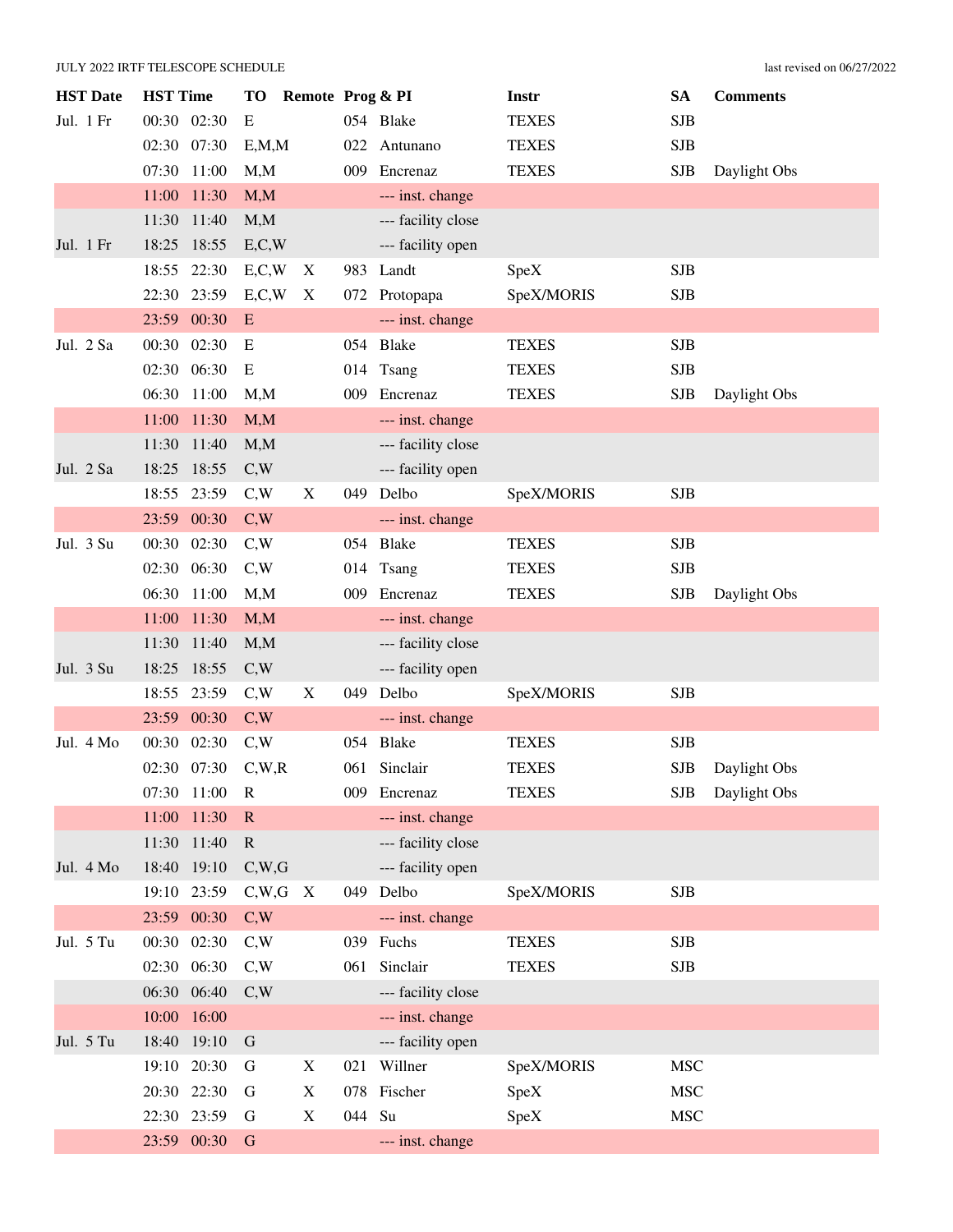JULY 2022 IRTF TELESCOPE SCHEDULE

last revised on 06/27/2022

| HST Date | HST Time | | TO | Remote | Prog & PI | | Instr | SA | Comments |
|---|---|---|---|---|---|---|---|---|---|
| Jul. 1 Fr | 00:30 | 02:30 | E | | 054 | Blake | TEXES | SJB | |
| | 02:30 | 07:30 | E,M,M | | 022 | Antunano | TEXES | SJB | |
| | 07:30 | 11:00 | M,M | | 009 | Encrenaz | TEXES | SJB | Daylight Obs |
| | 11:00 | 11:30 | M,M | | | --- inst. change | | | |
| | 11:30 | 11:40 | M,M | | | --- facility close | | | |
| Jul. 1 Fr | 18:25 | 18:55 | E,C,W | | | --- facility open | | | |
| | 18:55 | 22:30 | E,C,W | X | 983 | Landt | SpeX | SJB | |
| | 22:30 | 23:59 | E,C,W | X | 072 | Protopapa | SpeX/MORIS | SJB | |
| | 23:59 | 00:30 | E | | | --- inst. change | | | |
| Jul. 2 Sa | 00:30 | 02:30 | E | | 054 | Blake | TEXES | SJB | |
| | 02:30 | 06:30 | E | | 014 | Tsang | TEXES | SJB | |
| | 06:30 | 11:00 | M,M | | 009 | Encrenaz | TEXES | SJB | Daylight Obs |
| | 11:00 | 11:30 | M,M | | | --- inst. change | | | |
| | 11:30 | 11:40 | M,M | | | --- facility close | | | |
| Jul. 2 Sa | 18:25 | 18:55 | C,W | | | --- facility open | | | |
| | 18:55 | 23:59 | C,W | X | 049 | Delbo | SpeX/MORIS | SJB | |
| | 23:59 | 00:30 | C,W | | | --- inst. change | | | |
| Jul. 3 Su | 00:30 | 02:30 | C,W | | 054 | Blake | TEXES | SJB | |
| | 02:30 | 06:30 | C,W | | 014 | Tsang | TEXES | SJB | |
| | 06:30 | 11:00 | M,M | | 009 | Encrenaz | TEXES | SJB | Daylight Obs |
| | 11:00 | 11:30 | M,M | | | --- inst. change | | | |
| | 11:30 | 11:40 | M,M | | | --- facility close | | | |
| Jul. 3 Su | 18:25 | 18:55 | C,W | | | --- facility open | | | |
| | 18:55 | 23:59 | C,W | X | 049 | Delbo | SpeX/MORIS | SJB | |
| | 23:59 | 00:30 | C,W | | | --- inst. change | | | |
| Jul. 4 Mo | 00:30 | 02:30 | C,W | | 054 | Blake | TEXES | SJB | |
| | 02:30 | 07:30 | C,W,R | | 061 | Sinclair | TEXES | SJB | Daylight Obs |
| | 07:30 | 11:00 | R | | 009 | Encrenaz | TEXES | SJB | Daylight Obs |
| | 11:00 | 11:30 | R | | | --- inst. change | | | |
| | 11:30 | 11:40 | R | | | --- facility close | | | |
| Jul. 4 Mo | 18:40 | 19:10 | C,W,G | | | --- facility open | | | |
| | 19:10 | 23:59 | C,W,G | X | 049 | Delbo | SpeX/MORIS | SJB | |
| | 23:59 | 00:30 | C,W | | | --- inst. change | | | |
| Jul. 5 Tu | 00:30 | 02:30 | C,W | | 039 | Fuchs | TEXES | SJB | |
| | 02:30 | 06:30 | C,W | | 061 | Sinclair | TEXES | SJB | |
| | 06:30 | 06:40 | C,W | | | --- facility close | | | |
| | 10:00 | 16:00 | | | | --- inst. change | | | |
| Jul. 5 Tu | 18:40 | 19:10 | G | | | --- facility open | | | |
| | 19:10 | 20:30 | G | X | 021 | Willner | SpeX/MORIS | MSC | |
| | 20:30 | 22:30 | G | X | 078 | Fischer | SpeX | MSC | |
| | 22:30 | 23:59 | G | X | 044 | Su | SpeX | MSC | |
| | 23:59 | 00:30 | G | | | --- inst. change | | | |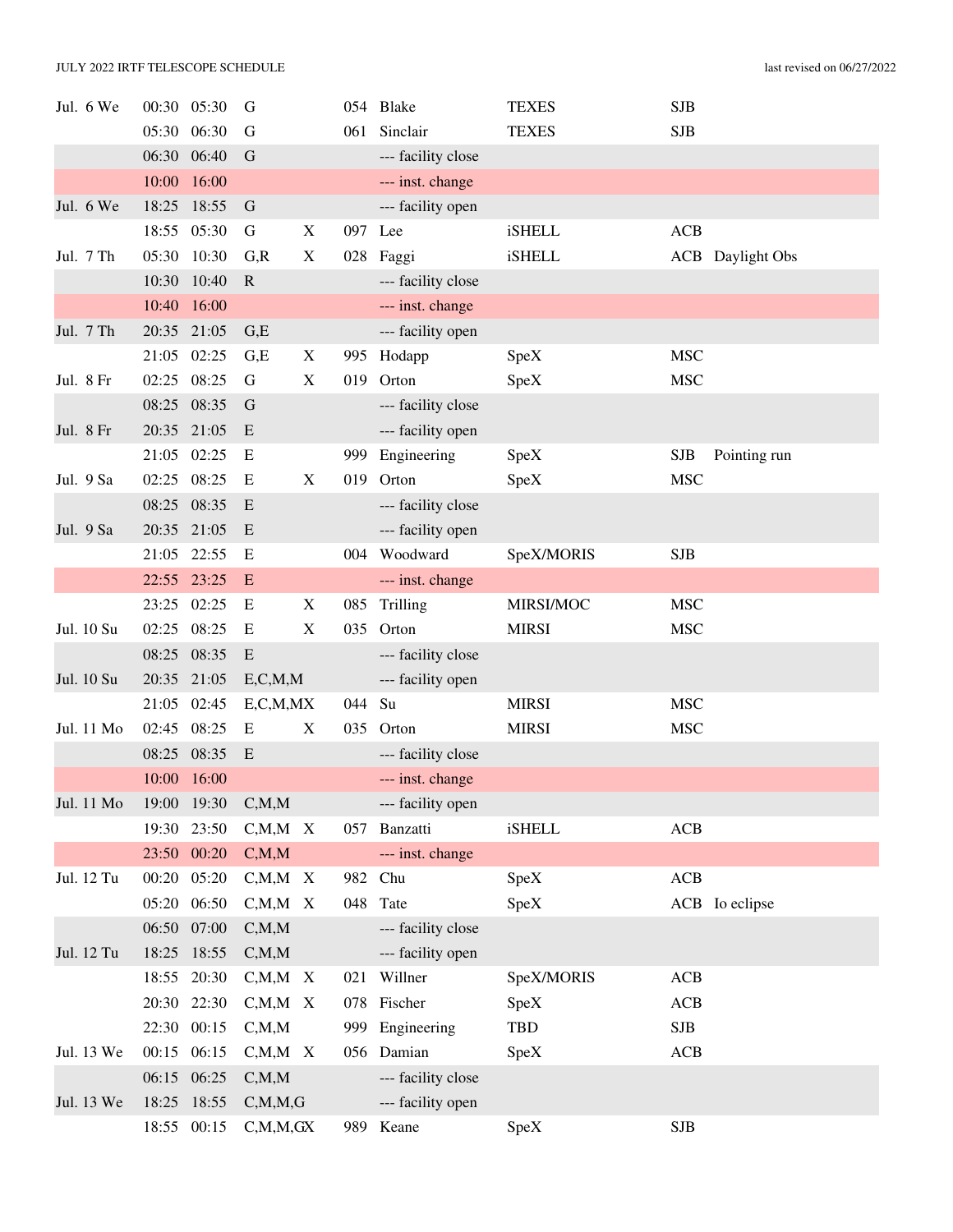JULY 2022 IRTF TELESCOPE SCHEDULE

last revised on 06/27/2022

| Date | Start | End | Code | X | ID | Name | Instrument | Staff | Notes |
|---|---|---|---|---|---|---|---|---|---|
| Jul. 6 We | 00:30 | 05:30 | G | | 054 | Blake | TEXES | SJB | |
| | 05:30 | 06:30 | G | | 061 | Sinclair | TEXES | SJB | |
| | 06:30 | 06:40 | G | | | --- facility close | | | |
| | 10:00 | 16:00 | | | | --- inst. change | | | |
| Jul. 6 We | 18:25 | 18:55 | G | | | --- facility open | | | |
| | 18:55 | 05:30 | G | X | 097 | Lee | iSHELL | ACB | |
| Jul. 7 Th | 05:30 | 10:30 | G,R | X | 028 | Faggi | iSHELL | ACB | Daylight Obs |
| | 10:30 | 10:40 | R | | | --- facility close | | | |
| | 10:40 | 16:00 | | | | --- inst. change | | | |
| Jul. 7 Th | 20:35 | 21:05 | G,E | | | --- facility open | | | |
| | 21:05 | 02:25 | G,E | X | 995 | Hodapp | SpeX | MSC | |
| Jul. 8 Fr | 02:25 | 08:25 | G | X | 019 | Orton | SpeX | MSC | |
| | 08:25 | 08:35 | G | | | --- facility close | | | |
| Jul. 8 Fr | 20:35 | 21:05 | E | | | --- facility open | | | |
| | 21:05 | 02:25 | E | | 999 | Engineering | SpeX | SJB | Pointing run |
| Jul. 9 Sa | 02:25 | 08:25 | E | X | 019 | Orton | SpeX | MSC | |
| | 08:25 | 08:35 | E | | | --- facility close | | | |
| Jul. 9 Sa | 20:35 | 21:05 | E | | | --- facility open | | | |
| | 21:05 | 22:55 | E | | 004 | Woodward | SpeX/MORIS | SJB | |
| | 22:55 | 23:25 | E | | | --- inst. change | | | |
| | 23:25 | 02:25 | E | X | 085 | Trilling | MIRSI/MOC | MSC | |
| Jul. 10 Su | 02:25 | 08:25 | E | X | 035 | Orton | MIRSI | MSC | |
| | 08:25 | 08:35 | E | | | --- facility close | | | |
| Jul. 10 Su | 20:35 | 21:05 | E,C,M,M | | | --- facility open | | | |
| | 21:05 | 02:45 | E,C,M,M | X | 044 | Su | MIRSI | MSC | |
| Jul. 11 Mo | 02:45 | 08:25 | E | X | 035 | Orton | MIRSI | MSC | |
| | 08:25 | 08:35 | E | | | --- facility close | | | |
| | 10:00 | 16:00 | | | | --- inst. change | | | |
| Jul. 11 Mo | 19:00 | 19:30 | C,M,M | | | --- facility open | | | |
| | 19:30 | 23:50 | C,M,M | X | 057 | Banzatti | iSHELL | ACB | |
| | 23:50 | 00:20 | C,M,M | | | --- inst. change | | | |
| Jul. 12 Tu | 00:20 | 05:20 | C,M,M | X | 982 | Chu | SpeX | ACB | |
| | 05:20 | 06:50 | C,M,M | X | 048 | Tate | SpeX | ACB | Io eclipse |
| | 06:50 | 07:00 | C,M,M | | | --- facility close | | | |
| Jul. 12 Tu | 18:25 | 18:55 | C,M,M | | | --- facility open | | | |
| | 18:55 | 20:30 | C,M,M | X | 021 | Willner | SpeX/MORIS | ACB | |
| | 20:30 | 22:30 | C,M,M | X | 078 | Fischer | SpeX | ACB | |
| | 22:30 | 00:15 | C,M,M | | 999 | Engineering | TBD | SJB | |
| Jul. 13 We | 00:15 | 06:15 | C,M,M | X | 056 | Damian | SpeX | ACB | |
| | 06:15 | 06:25 | C,M,M | | | --- facility close | | | |
| Jul. 13 We | 18:25 | 18:55 | C,M,M,G | | | --- facility open | | | |
| | 18:55 | 00:15 | C,M,M,G | X | 989 | Keane | SpeX | SJB | |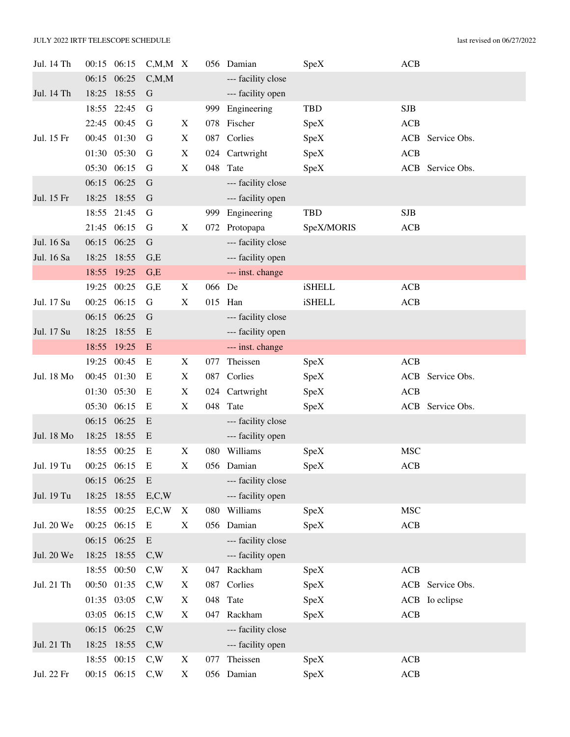| Date | Start | End | Conditions | X | Prog | Name | Instrument | Operator | Notes |
|---|---|---|---|---|---|---|---|---|---|
| Jul. 14 Th | 00:15 | 06:15 | C,M,M | X | 056 | Damian | SpeX | ACB | |
| | 06:15 | 06:25 | C,M,M | | | --- facility close | | | |
| Jul. 14 Th | 18:25 | 18:55 | G | | | --- facility open | | | |
| | 18:55 | 22:45 | G | | 999 | Engineering | TBD | SJB | |
| | 22:45 | 00:45 | G | X | 078 | Fischer | SpeX | ACB | |
| Jul. 15 Fr | 00:45 | 01:30 | G | X | 087 | Corlies | SpeX | ACB | Service Obs. |
| | 01:30 | 05:30 | G | X | 024 | Cartwright | SpeX | ACB | |
| | 05:30 | 06:15 | G | X | 048 | Tate | SpeX | ACB | Service Obs. |
| | 06:15 | 06:25 | G | | | --- facility close | | | |
| Jul. 15 Fr | 18:25 | 18:55 | G | | | --- facility open | | | |
| | 18:55 | 21:45 | G | | 999 | Engineering | TBD | SJB | |
| | 21:45 | 06:15 | G | X | 072 | Protopapa | SpeX/MORIS | ACB | |
| Jul. 16 Sa | 06:15 | 06:25 | G | | | --- facility close | | | |
| Jul. 16 Sa | 18:25 | 18:55 | G,E | | | --- facility open | | | |
| | 18:55 | 19:25 | G,E | | | --- inst. change | | | |
| | 19:25 | 00:25 | G,E | X | 066 | De | iSHELL | ACB | |
| Jul. 17 Su | 00:25 | 06:15 | G | X | 015 | Han | iSHELL | ACB | |
| | 06:15 | 06:25 | G | | | --- facility close | | | |
| Jul. 17 Su | 18:25 | 18:55 | E | | | --- facility open | | | |
| | 18:55 | 19:25 | E | | | --- inst. change | | | |
| | 19:25 | 00:45 | E | X | 077 | Theissen | SpeX | ACB | |
| Jul. 18 Mo | 00:45 | 01:30 | E | X | 087 | Corlies | SpeX | ACB | Service Obs. |
| | 01:30 | 05:30 | E | X | 024 | Cartwright | SpeX | ACB | |
| | 05:30 | 06:15 | E | X | 048 | Tate | SpeX | ACB | Service Obs. |
| | 06:15 | 06:25 | E | | | --- facility close | | | |
| Jul. 18 Mo | 18:25 | 18:55 | E | | | --- facility open | | | |
| | 18:55 | 00:25 | E | X | 080 | Williams | SpeX | MSC | |
| Jul. 19 Tu | 00:25 | 06:15 | E | X | 056 | Damian | SpeX | ACB | |
| | 06:15 | 06:25 | E | | | --- facility close | | | |
| Jul. 19 Tu | 18:25 | 18:55 | E,C,W | | | --- facility open | | | |
| | 18:55 | 00:25 | E,C,W | X | 080 | Williams | SpeX | MSC | |
| Jul. 20 We | 00:25 | 06:15 | E | X | 056 | Damian | SpeX | ACB | |
| | 06:15 | 06:25 | E | | | --- facility close | | | |
| Jul. 20 We | 18:25 | 18:55 | C,W | | | --- facility open | | | |
| | 18:55 | 00:50 | C,W | X | 047 | Rackham | SpeX | ACB | |
| Jul. 21 Th | 00:50 | 01:35 | C,W | X | 087 | Corlies | SpeX | ACB | Service Obs. |
| | 01:35 | 03:05 | C,W | X | 048 | Tate | SpeX | ACB | Io eclipse |
| | 03:05 | 06:15 | C,W | X | 047 | Rackham | SpeX | ACB | |
| | 06:15 | 06:25 | C,W | | | --- facility close | | | |
| Jul. 21 Th | 18:25 | 18:55 | C,W | | | --- facility open | | | |
| | 18:55 | 00:15 | C,W | X | 077 | Theissen | SpeX | ACB | |
| Jul. 22 Fr | 00:15 | 06:15 | C,W | X | 056 | Damian | SpeX | ACB | |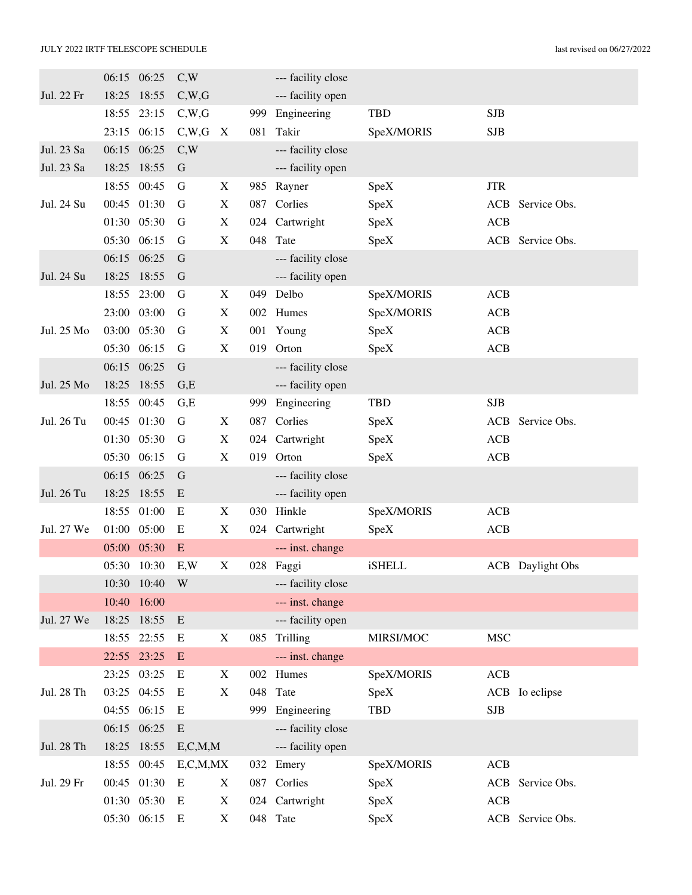| Date | Start | End | Codes | X | ID | PI | Instrument | Staff | Notes |
|---|---|---|---|---|---|---|---|---|---|
| | 06:15 | 06:25 | C,W | | | --- facility close | | | |
| Jul. 22 Fr | 18:25 | 18:55 | C,W,G | | | --- facility open | | | |
| | 18:55 | 23:15 | C,W,G | | 999 | Engineering | TBD | SJB | |
| | 23:15 | 06:15 | C,W,G | X | 081 | Takir | SpeX/MORIS | SJB | |
| Jul. 23 Sa | 06:15 | 06:25 | C,W | | | --- facility close | | | |
| Jul. 23 Sa | 18:25 | 18:55 | G | | | --- facility open | | | |
| | 18:55 | 00:45 | G | X | 985 | Rayner | SpeX | JTR | |
| Jul. 24 Su | 00:45 | 01:30 | G | X | 087 | Corlies | SpeX | ACB | Service Obs. |
| | 01:30 | 05:30 | G | X | 024 | Cartwright | SpeX | ACB | |
| | 05:30 | 06:15 | G | X | 048 | Tate | SpeX | ACB | Service Obs. |
| | 06:15 | 06:25 | G | | | --- facility close | | | |
| Jul. 24 Su | 18:25 | 18:55 | G | | | --- facility open | | | |
| | 18:55 | 23:00 | G | X | 049 | Delbo | SpeX/MORIS | ACB | |
| | 23:00 | 03:00 | G | X | 002 | Humes | SpeX/MORIS | ACB | |
| Jul. 25 Mo | 03:00 | 05:30 | G | X | 001 | Young | SpeX | ACB | |
| | 05:30 | 06:15 | G | X | 019 | Orton | SpeX | ACB | |
| | 06:15 | 06:25 | G | | | --- facility close | | | |
| Jul. 25 Mo | 18:25 | 18:55 | G,E | | | --- facility open | | | |
| | 18:55 | 00:45 | G,E | | 999 | Engineering | TBD | SJB | |
| Jul. 26 Tu | 00:45 | 01:30 | G | X | 087 | Corlies | SpeX | ACB | Service Obs. |
| | 01:30 | 05:30 | G | X | 024 | Cartwright | SpeX | ACB | |
| | 05:30 | 06:15 | G | X | 019 | Orton | SpeX | ACB | |
| | 06:15 | 06:25 | G | | | --- facility close | | | |
| Jul. 26 Tu | 18:25 | 18:55 | E | | | --- facility open | | | |
| | 18:55 | 01:00 | E | X | 030 | Hinkle | SpeX/MORIS | ACB | |
| Jul. 27 We | 01:00 | 05:00 | E | X | 024 | Cartwright | SpeX | ACB | |
| | 05:00 | 05:30 | E | | | --- inst. change | | | |
| | 05:30 | 10:30 | E,W | X | 028 | Faggi | iSHELL | ACB | Daylight Obs |
| | 10:30 | 10:40 | W | | | --- facility close | | | |
| | 10:40 | 16:00 | | | | --- inst. change | | | |
| Jul. 27 We | 18:25 | 18:55 | E | | | --- facility open | | | |
| | 18:55 | 22:55 | E | X | 085 | Trilling | MIRSI/MOC | MSC | |
| | 22:55 | 23:25 | E | | | --- inst. change | | | |
| | 23:25 | 03:25 | E | X | 002 | Humes | SpeX/MORIS | ACB | |
| Jul. 28 Th | 03:25 | 04:55 | E | X | 048 | Tate | SpeX | ACB | Io eclipse |
| | 04:55 | 06:15 | E | | 999 | Engineering | TBD | SJB | |
| | 06:15 | 06:25 | E | | | --- facility close | | | |
| Jul. 28 Th | 18:25 | 18:55 | E,C,M,M | | | --- facility open | | | |
| | 18:55 | 00:45 | E,C,M,M | X | 032 | Emery | SpeX/MORIS | ACB | |
| Jul. 29 Fr | 00:45 | 01:30 | E | X | 087 | Corlies | SpeX | ACB | Service Obs. |
| | 01:30 | 05:30 | E | X | 024 | Cartwright | SpeX | ACB | |
| | 05:30 | 06:15 | E | X | 048 | Tate | SpeX | ACB | Service Obs. |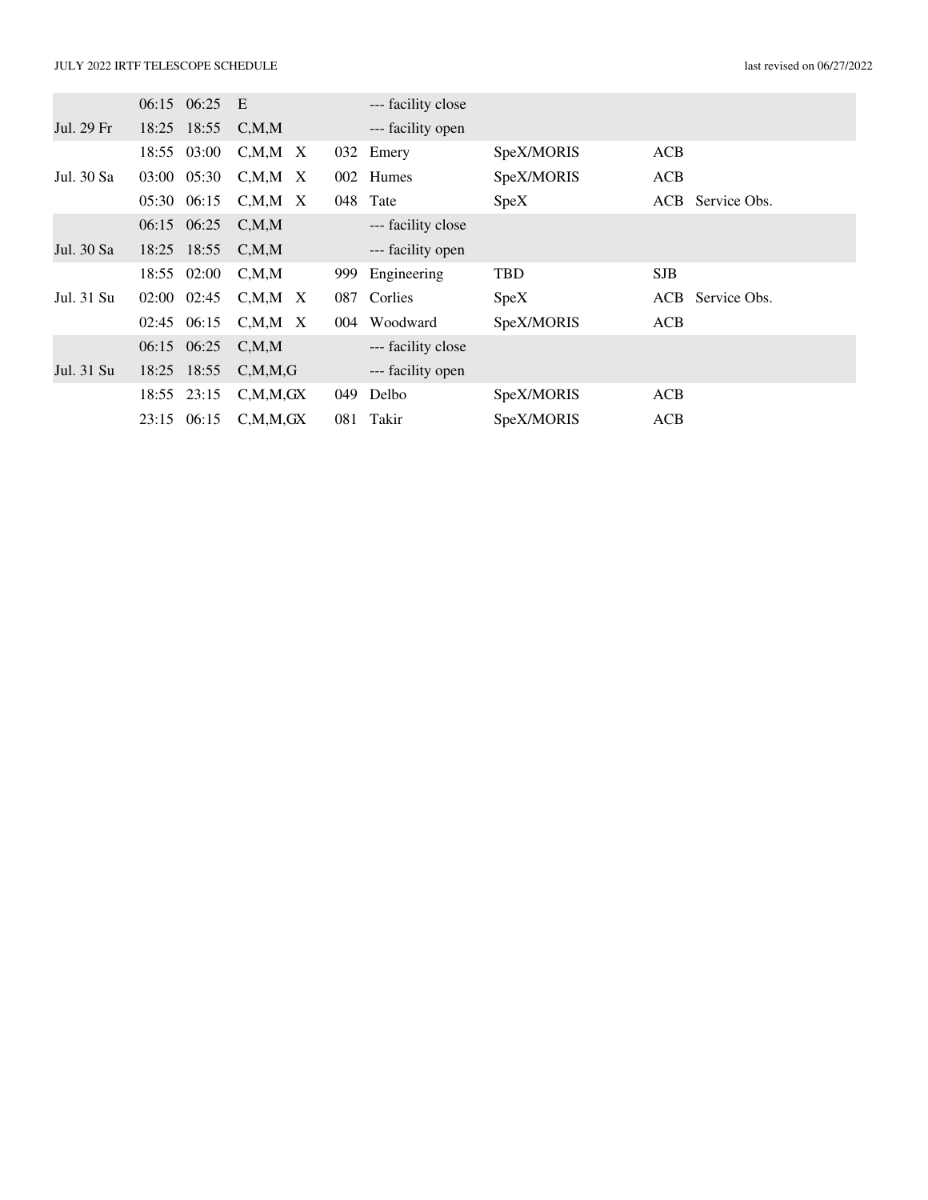| | | | | | | | | | |
|---|---|---|---|---|---|---|---|---|---|
| | 06:15 | 06:25 | E | | | --- facility close | | | |
| Jul. 29 Fr | 18:25 | 18:55 | C,M,M | | | --- facility open | | | |
| | 18:55 | 03:00 | C,M,M | X | 032 | Emery | SpeX/MORIS | ACB | |
| Jul. 30 Sa | 03:00 | 05:30 | C,M,M | X | 002 | Humes | SpeX/MORIS | ACB | |
| | 05:30 | 06:15 | C,M,M | X | 048 | Tate | SpeX | ACB | Service Obs. |
| | 06:15 | 06:25 | C,M,M | | | --- facility close | | | |
| Jul. 30 Sa | 18:25 | 18:55 | C,M,M | | | --- facility open | | | |
| | 18:55 | 02:00 | C,M,M | | 999 | Engineering | TBD | SJB | |
| Jul. 31 Su | 02:00 | 02:45 | C,M,M | X | 087 | Corlies | SpeX | ACB | Service Obs. |
| | 02:45 | 06:15 | C,M,M | X | 004 | Woodward | SpeX/MORIS | ACB | |
| | 06:15 | 06:25 | C,M,M | | | --- facility close | | | |
| Jul. 31 Su | 18:25 | 18:55 | C,M,M,G | | | --- facility open | | | |
| | 18:55 | 23:15 | C,M,M,G | X | 049 | Delbo | SpeX/MORIS | ACB | |
| | 23:15 | 06:15 | C,M,M,G | X | 081 | Takir | SpeX/MORIS | ACB | |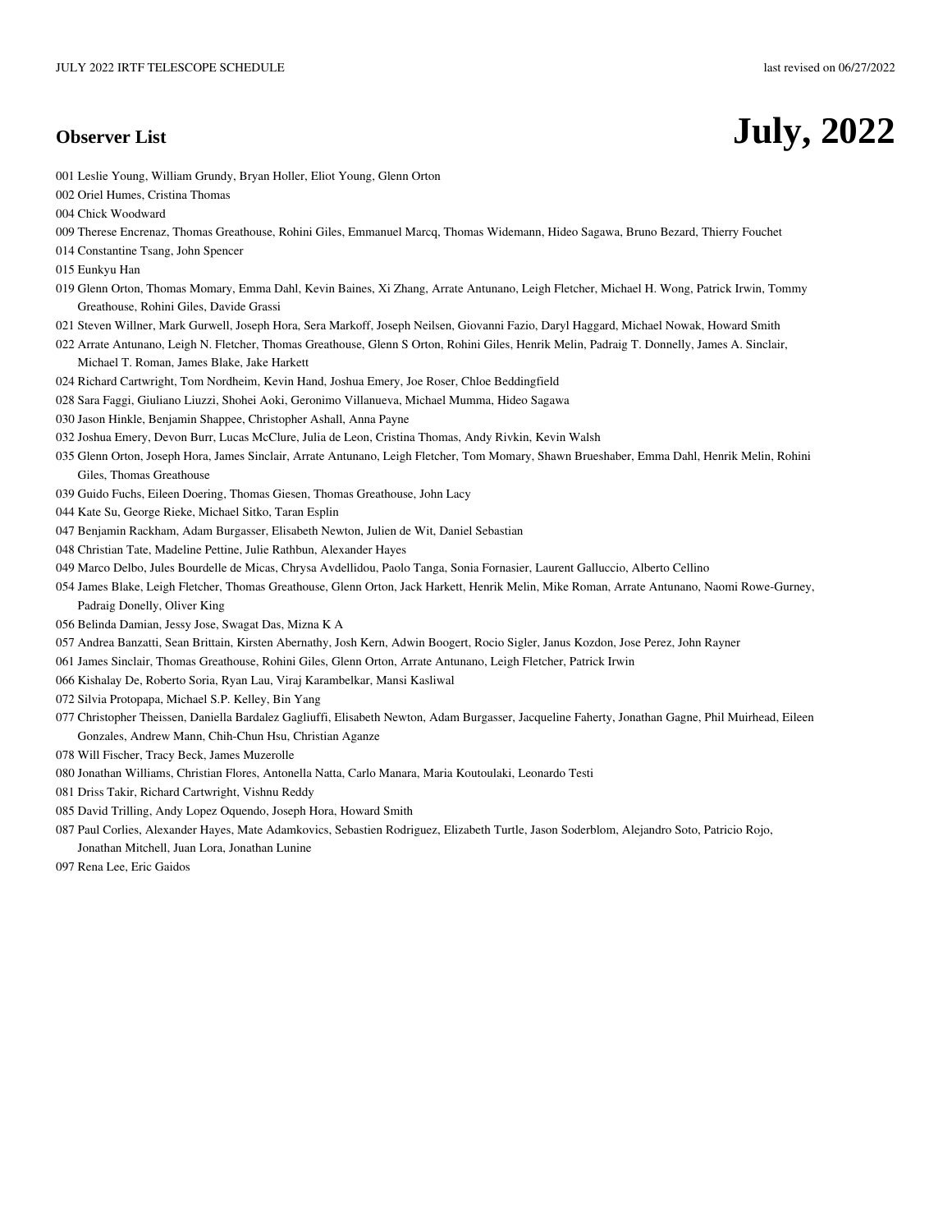# July, 2022

## Observer List

001 Leslie Young, William Grundy, Bryan Holler, Eliot Young, Glenn Orton

002 Oriel Humes, Cristina Thomas

004 Chick Woodward

009 Therese Encrenaz, Thomas Greathouse, Rohini Giles, Emmanuel Marcq, Thomas Widemann, Hideo Sagawa, Bruno Bezard, Thierry Fouchet

014 Constantine Tsang, John Spencer

015 Eunkyu Han

019 Glenn Orton, Thomas Momary, Emma Dahl, Kevin Baines, Xi Zhang, Arrate Antunano, Leigh Fletcher, Michael H. Wong, Patrick Irwin, Tommy Greathouse, Rohini Giles, Davide Grassi

021 Steven Willner, Mark Gurwell, Joseph Hora, Sera Markoff, Joseph Neilsen, Giovanni Fazio, Daryl Haggard, Michael Nowak, Howard Smith

022 Arrate Antunano, Leigh N. Fletcher, Thomas Greathouse, Glenn S Orton, Rohini Giles, Henrik Melin, Padraig T. Donnelly, James A. Sinclair, Michael T. Roman, James Blake, Jake Harkett

024 Richard Cartwright, Tom Nordheim, Kevin Hand, Joshua Emery, Joe Roser, Chloe Beddingfield

028 Sara Faggi, Giuliano Liuzzi, Shohei Aoki, Geronimo Villanueva, Michael Mumma, Hideo Sagawa

030 Jason Hinkle, Benjamin Shappee, Christopher Ashall, Anna Payne

032 Joshua Emery, Devon Burr, Lucas McClure, Julia de Leon, Cristina Thomas, Andy Rivkin, Kevin Walsh

035 Glenn Orton, Joseph Hora, James Sinclair, Arrate Antunano, Leigh Fletcher, Tom Momary, Shawn Brueshaber, Emma Dahl, Henrik Melin, Rohini Giles, Thomas Greathouse

039 Guido Fuchs, Eileen Doering, Thomas Giesen, Thomas Greathouse, John Lacy

044 Kate Su, George Rieke, Michael Sitko, Taran Esplin

047 Benjamin Rackham, Adam Burgasser, Elisabeth Newton, Julien de Wit, Daniel Sebastian

048 Christian Tate, Madeline Pettine, Julie Rathbun, Alexander Hayes

049 Marco Delbo, Jules Bourdelle de Micas, Chrysa Avdellidou, Paolo Tanga, Sonia Fornasier, Laurent Galluccio, Alberto Cellino

054 James Blake, Leigh Fletcher, Thomas Greathouse, Glenn Orton, Jack Harkett, Henrik Melin, Mike Roman, Arrate Antunano, Naomi Rowe-Gurney, Padraig Donelly, Oliver King

056 Belinda Damian, Jessy Jose, Swagat Das, Mizna K A

057 Andrea Banzatti, Sean Brittain, Kirsten Abernathy, Josh Kern, Adwin Boogert, Rocio Sigler, Janus Kozdon, Jose Perez, John Rayner

061 James Sinclair, Thomas Greathouse, Rohini Giles, Glenn Orton, Arrate Antunano, Leigh Fletcher, Patrick Irwin

066 Kishalay De, Roberto Soria, Ryan Lau, Viraj Karambelkar, Mansi Kasliwal

072 Silvia Protopapa, Michael S.P. Kelley, Bin Yang

077 Christopher Theissen, Daniella Bardalez Gagliuffi, Elisabeth Newton, Adam Burgasser, Jacqueline Faherty, Jonathan Gagne, Phil Muirhead, Eileen Gonzales, Andrew Mann, Chih-Chun Hsu, Christian Aganze

078 Will Fischer, Tracy Beck, James Muzerolle

080 Jonathan Williams, Christian Flores, Antonella Natta, Carlo Manara, Maria Koutoulaki, Leonardo Testi

081 Driss Takir, Richard Cartwright, Vishnu Reddy

085 David Trilling, Andy Lopez Oquendo, Joseph Hora, Howard Smith

087 Paul Corlies, Alexander Hayes, Mate Adamkovics, Sebastien Rodriguez, Elizabeth Turtle, Jason Soderblom, Alejandro Soto, Patricio Rojo, Jonathan Mitchell, Juan Lora, Jonathan Lunine

097 Rena Lee, Eric Gaidos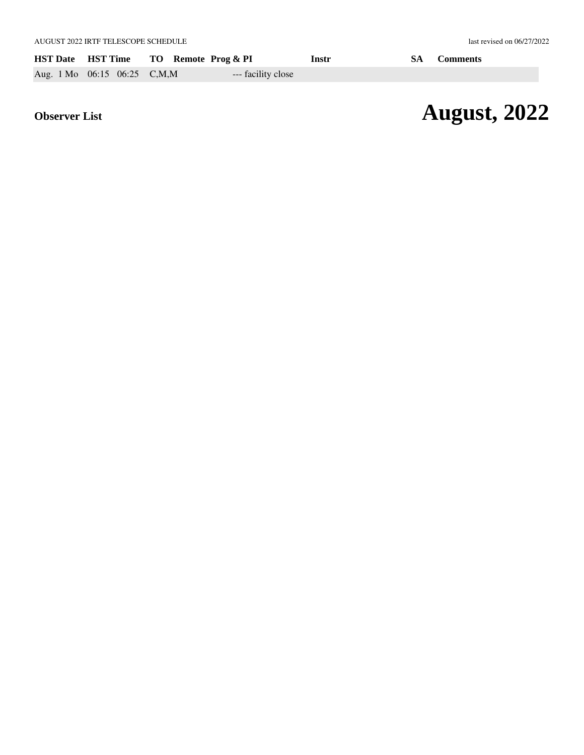AUGUST 2022 IRTF TELESCOPE SCHEDULE — last revised on 06/27/2022

| HST Date | HST Time | | TO | Remote | Prog & PI | Instr | SA | Comments |
|---|---|---|---|---|---|---|---|---|
| Aug. 1 Mo | 06:15 | 06:25 | C,M,M | | --- facility close | | | |

**Observer List**

# August, 2022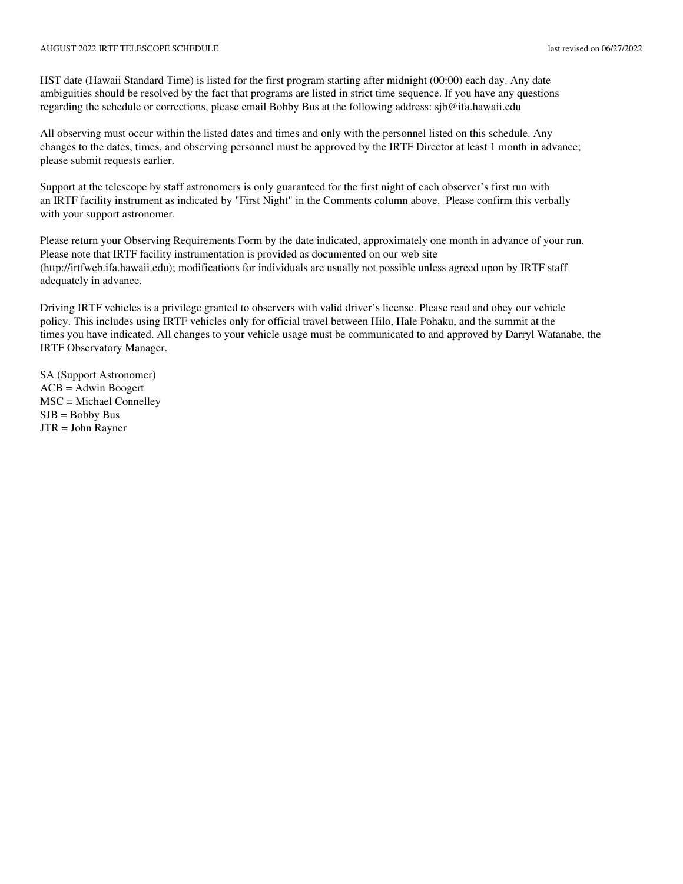HST date (Hawaii Standard Time) is listed for the first program starting after midnight (00:00) each day. Any date ambiguities should be resolved by the fact that programs are listed in strict time sequence. If you have any questions regarding the schedule or corrections, please email Bobby Bus at the following address: sjb@ifa.hawaii.edu

All observing must occur within the listed dates and times and only with the personnel listed on this schedule. Any changes to the dates, times, and observing personnel must be approved by the IRTF Director at least 1 month in advance; please submit requests earlier.

Support at the telescope by staff astronomers is only guaranteed for the first night of each observer's first run with an IRTF facility instrument as indicated by "First Night" in the Comments column above. Please confirm this verbally with your support astronomer.

Please return your Observing Requirements Form by the date indicated, approximately one month in advance of your run. Please note that IRTF facility instrumentation is provided as documented on our web site (http://irtfweb.ifa.hawaii.edu); modifications for individuals are usually not possible unless agreed upon by IRTF staff adequately in advance.

Driving IRTF vehicles is a privilege granted to observers with valid driver's license. Please read and obey our vehicle policy. This includes using IRTF vehicles only for official travel between Hilo, Hale Pohaku, and the summit at the times you have indicated. All changes to your vehicle usage must be communicated to and approved by Darryl Watanabe, the IRTF Observatory Manager.

SA (Support Astronomer)
ACB = Adwin Boogert
MSC = Michael Connelley
SJB = Bobby Bus
JTR = John Rayner